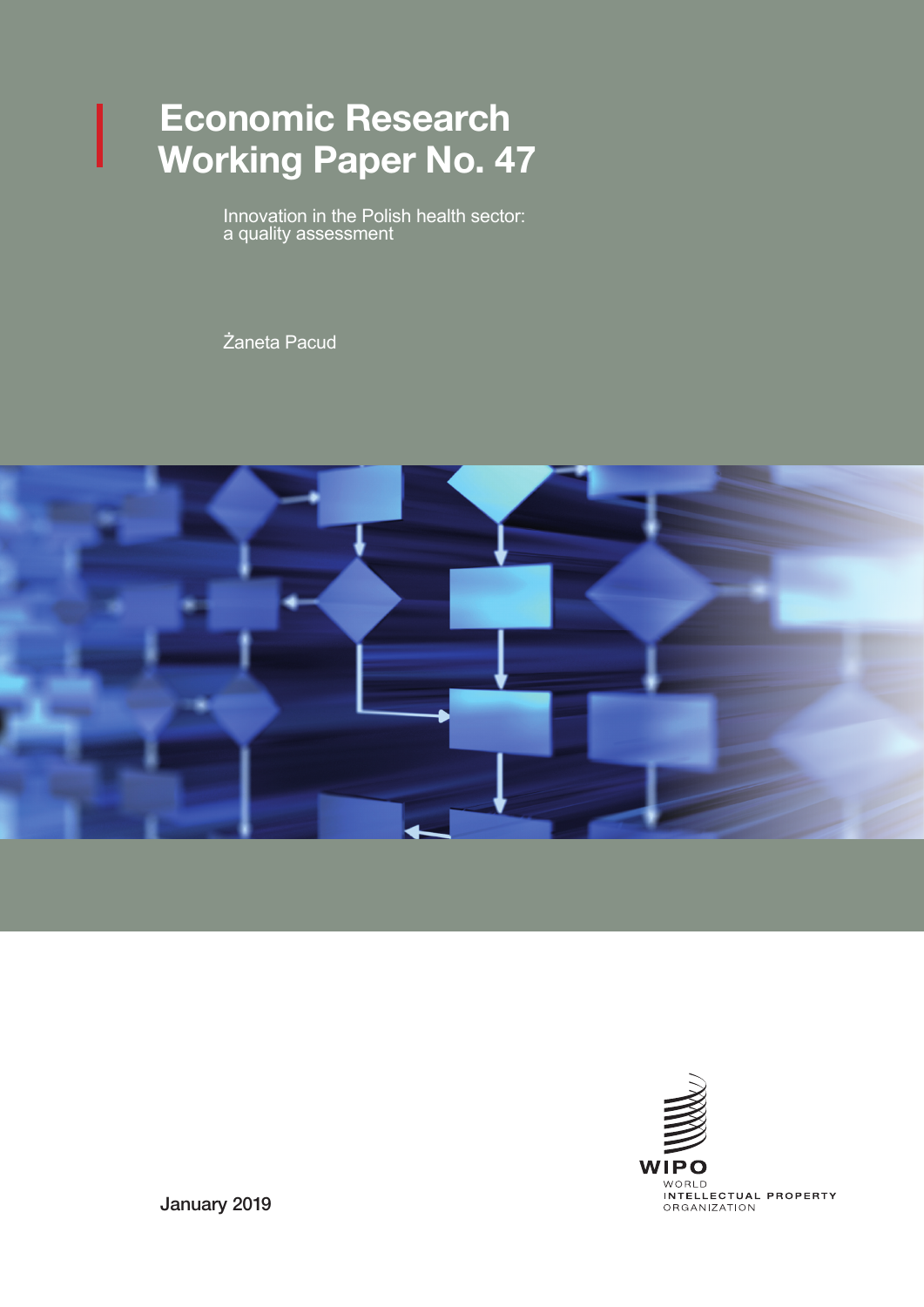# Economic Research Working Paper No. 47

Innovation in the Polish health sector: a quality assessment

Żaneta Pacud

January 2019

WIPO
WORLD
INTELLECTUAL PROPERTY
ORGANIZATION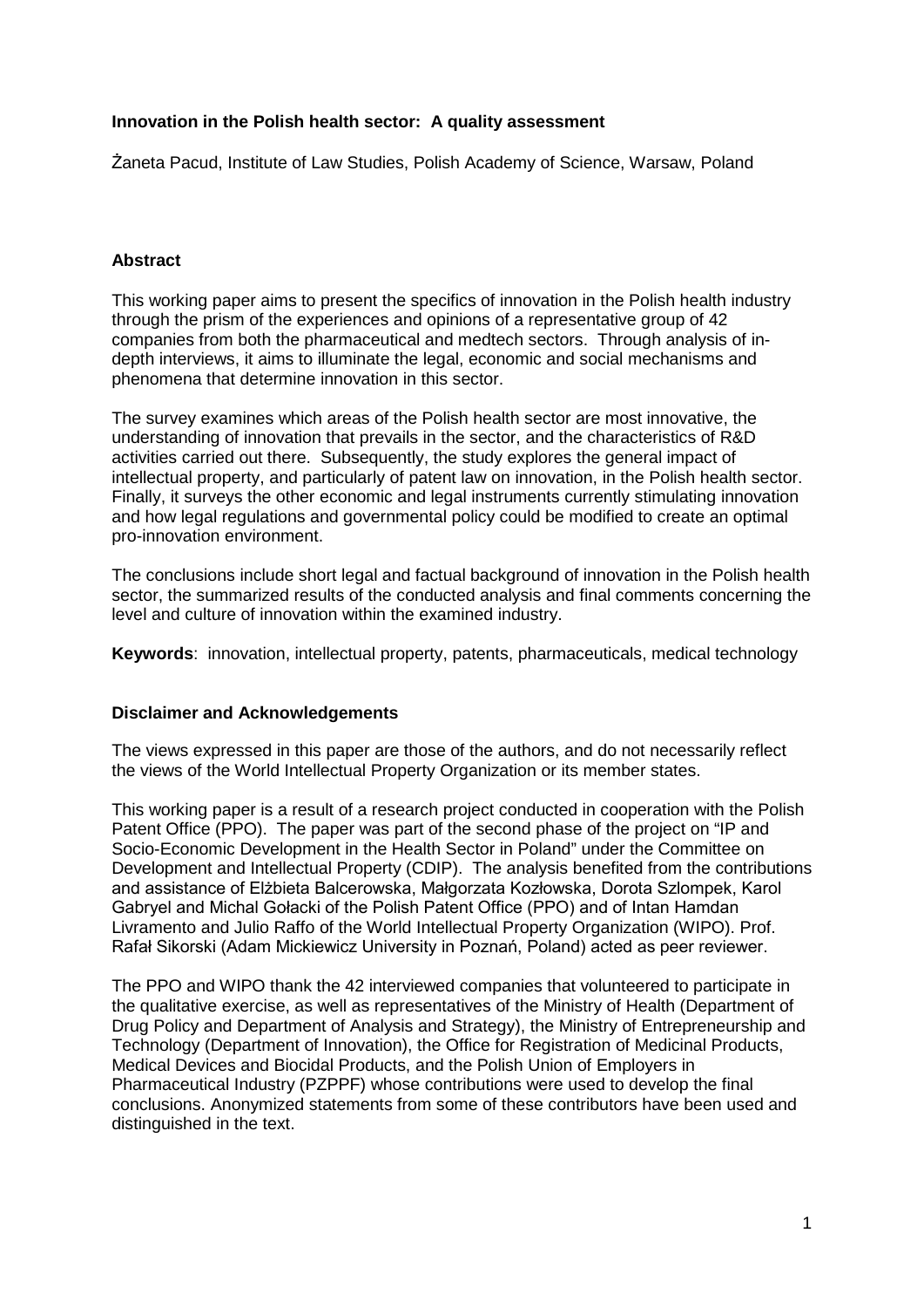**Innovation in the Polish health sector: A quality assessment**

Żaneta Pacud, Institute of Law Studies, Polish Academy of Science, Warsaw, Poland

## Abstract

This working paper aims to present the specifics of innovation in the Polish health industry through the prism of the experiences and opinions of a representative group of 42 companies from both the pharmaceutical and medtech sectors. Through analysis of in-depth interviews, it aims to illuminate the legal, economic and social mechanisms and phenomena that determine innovation in this sector.

The survey examines which areas of the Polish health sector are most innovative, the understanding of innovation that prevails in the sector, and the characteristics of R&D activities carried out there. Subsequently, the study explores the general impact of intellectual property, and particularly of patent law on innovation, in the Polish health sector. Finally, it surveys the other economic and legal instruments currently stimulating innovation and how legal regulations and governmental policy could be modified to create an optimal pro-innovation environment.

The conclusions include short legal and factual background of innovation in the Polish health sector, the summarized results of the conducted analysis and final comments concerning the level and culture of innovation within the examined industry.

**Keywords**: innovation, intellectual property, patents, pharmaceuticals, medical technology

## Disclaimer and Acknowledgements

The views expressed in this paper are those of the authors, and do not necessarily reflect the views of the World Intellectual Property Organization or its member states.

This working paper is a result of a research project conducted in cooperation with the Polish Patent Office (PPO). The paper was part of the second phase of the project on "IP and Socio-Economic Development in the Health Sector in Poland" under the Committee on Development and Intellectual Property (CDIP). The analysis benefited from the contributions and assistance of Elżbieta Balcerowska, Małgorzata Kozłowska, Dorota Szlompek, Karol Gabryel and Michal Gołacki of the Polish Patent Office (PPO) and of Intan Hamdan Livramento and Julio Raffo of the World Intellectual Property Organization (WIPO). Prof. Rafał Sikorski (Adam Mickiewicz University in Poznań, Poland) acted as peer reviewer.

The PPO and WIPO thank the 42 interviewed companies that volunteered to participate in the qualitative exercise, as well as representatives of the Ministry of Health (Department of Drug Policy and Department of Analysis and Strategy), the Ministry of Entrepreneurship and Technology (Department of Innovation), the Office for Registration of Medicinal Products, Medical Devices and Biocidal Products, and the Polish Union of Employers in Pharmaceutical Industry (PZPPF) whose contributions were used to develop the final conclusions. Anonymized statements from some of these contributors have been used and distinguished in the text.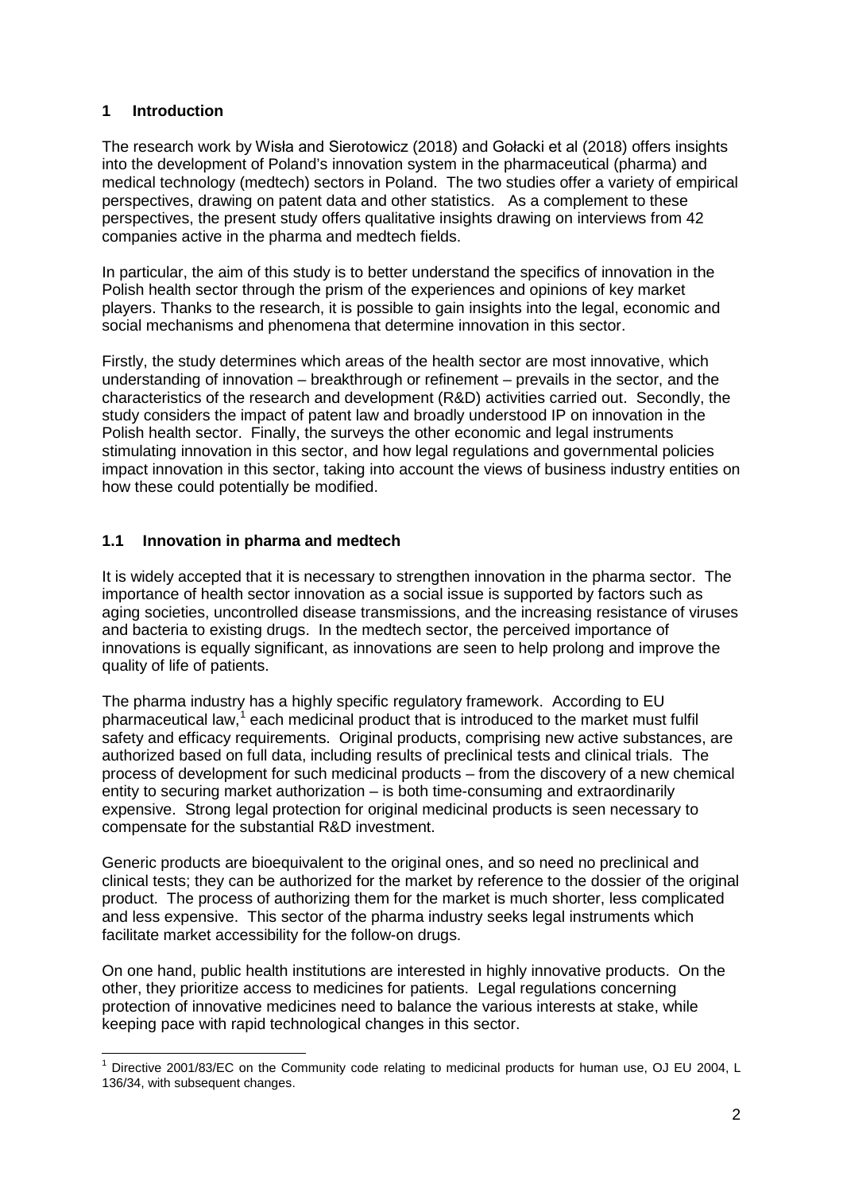## 1 Introduction

The research work by Wisła and Sierotowicz (2018) and Gołacki et al (2018) offers insights into the development of Poland's innovation system in the pharmaceutical (pharma) and medical technology (medtech) sectors in Poland. The two studies offer a variety of empirical perspectives, drawing on patent data and other statistics. As a complement to these perspectives, the present study offers qualitative insights drawing on interviews from 42 companies active in the pharma and medtech fields.

In particular, the aim of this study is to better understand the specifics of innovation in the Polish health sector through the prism of the experiences and opinions of key market players. Thanks to the research, it is possible to gain insights into the legal, economic and social mechanisms and phenomena that determine innovation in this sector.

Firstly, the study determines which areas of the health sector are most innovative, which understanding of innovation – breakthrough or refinement – prevails in the sector, and the characteristics of the research and development (R&D) activities carried out. Secondly, the study considers the impact of patent law and broadly understood IP on innovation in the Polish health sector. Finally, the surveys the other economic and legal instruments stimulating innovation in this sector, and how legal regulations and governmental policies impact innovation in this sector, taking into account the views of business industry entities on how these could potentially be modified.

### 1.1 Innovation in pharma and medtech

It is widely accepted that it is necessary to strengthen innovation in the pharma sector. The importance of health sector innovation as a social issue is supported by factors such as aging societies, uncontrolled disease transmissions, and the increasing resistance of viruses and bacteria to existing drugs. In the medtech sector, the perceived importance of innovations is equally significant, as innovations are seen to help prolong and improve the quality of life of patients.

The pharma industry has a highly specific regulatory framework. According to EU pharmaceutical law,[1] each medicinal product that is introduced to the market must fulfil safety and efficacy requirements. Original products, comprising new active substances, are authorized based on full data, including results of preclinical tests and clinical trials. The process of development for such medicinal products – from the discovery of a new chemical entity to securing market authorization – is both time-consuming and extraordinarily expensive. Strong legal protection for original medicinal products is seen necessary to compensate for the substantial R&D investment.

Generic products are bioequivalent to the original ones, and so need no preclinical and clinical tests; they can be authorized for the market by reference to the dossier of the original product. The process of authorizing them for the market is much shorter, less complicated and less expensive. This sector of the pharma industry seeks legal instruments which facilitate market accessibility for the follow-on drugs.

On one hand, public health institutions are interested in highly innovative products. On the other, they prioritize access to medicines for patients. Legal regulations concerning protection of innovative medicines need to balance the various interests at stake, while keeping pace with rapid technological changes in this sector.

[1] Directive 2001/83/EC on the Community code relating to medicinal products for human use, OJ EU 2004, L 136/34, with subsequent changes.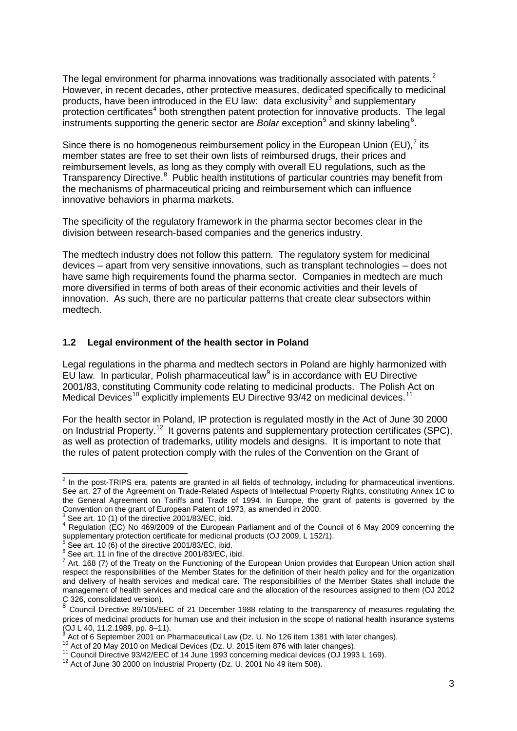The legal environment for pharma innovations was traditionally associated with patents.[2] However, in recent decades, other protective measures, dedicated specifically to medicinal products, have been introduced in the EU law: data exclusivity[3] and supplementary protection certificates[4] both strengthen patent protection for innovative products. The legal instruments supporting the generic sector are *Bolar* exception[5] and skinny labeling[6].

Since there is no homogeneous reimbursement policy in the European Union (EU),[7] its member states are free to set their own lists of reimbursed drugs, their prices and reimbursement levels, as long as they comply with overall EU regulations, such as the Transparency Directive.[8] Public health institutions of particular countries may benefit from the mechanisms of pharmaceutical pricing and reimbursement which can influence innovative behaviors in pharma markets.

The specificity of the regulatory framework in the pharma sector becomes clear in the division between research-based companies and the generics industry.

The medtech industry does not follow this pattern. The regulatory system for medicinal devices – apart from very sensitive innovations, such as transplant technologies – does not have same high requirements found the pharma sector. Companies in medtech are much more diversified in terms of both areas of their economic activities and their levels of innovation. As such, there are no particular patterns that create clear subsectors within medtech.

### 1.2 Legal environment of the health sector in Poland

Legal regulations in the pharma and medtech sectors in Poland are highly harmonized with EU law. In particular, Polish pharmaceutical law[9] is in accordance with EU Directive 2001/83, constituting Community code relating to medicinal products. The Polish Act on Medical Devices[10] explicitly implements EU Directive 93/42 on medicinal devices.[11]

For the health sector in Poland, IP protection is regulated mostly in the Act of June 30 2000 on Industrial Property.[12] It governs patents and supplementary protection certificates (SPC), as well as protection of trademarks, utility models and designs. It is important to note that the rules of patent protection comply with the rules of the Convention on the Grant of

---

[2] In the post-TRIPS era, patents are granted in all fields of technology, including for pharmaceutical inventions. See art. 27 of the Agreement on Trade-Related Aspects of Intellectual Property Rights, constituting Annex 1C to the General Agreement on Tariffs and Trade of 1994. In Europe, the grant of patents is governed by the Convention on the grant of European Patent of 1973, as amended in 2000.

[3] See art. 10 (1) of the directive 2001/83/EC, ibid.

[4] Regulation (EC) No 469/2009 of the European Parliament and of the Council of 6 May 2009 concerning the supplementary protection certificate for medicinal products (OJ 2009, L 152/1).

[5] See art. 10 (6) of the directive 2001/83/EC, ibid.

[6] See art. 11 in fine of the directive 2001/83/EC, ibid.

[7] Art. 168 (7) of the Treaty on the Functioning of the European Union provides that European Union action shall respect the responsibilities of the Member States for the definition of their health policy and for the organization and delivery of health services and medical care. The responsibilities of the Member States shall include the management of health services and medical care and the allocation of the resources assigned to them (OJ 2012 C 326, consolidated version).

[8] Council Directive 89/105/EEC of 21 December 1988 relating to the transparency of measures regulating the prices of medicinal products for human use and their inclusion in the scope of national health insurance systems (OJ L 40, 11.2.1989, pp. 8–11).

[9] Act of 6 September 2001 on Pharmaceutical Law (Dz. U. No 126 item 1381 with later changes).

[10] Act of 20 May 2010 on Medical Devices (Dz. U. 2015 item 876 with later changes).

[11] Council Directive 93/42/EEC of 14 June 1993 concerning medical devices (OJ 1993 L 169).

[12] Act of June 30 2000 on Industrial Property (Dz. U. 2001 No 49 item 508).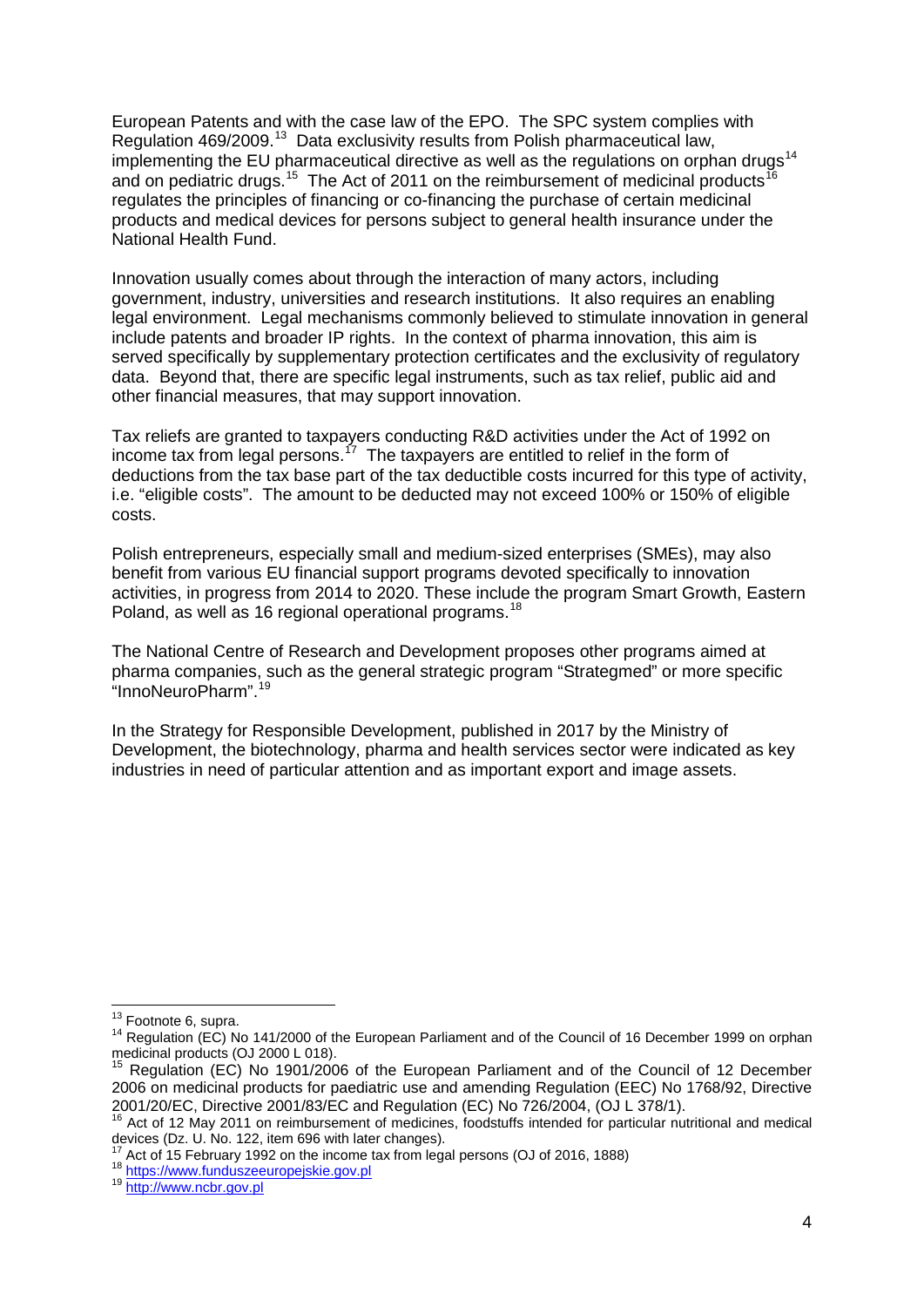European Patents and with the case law of the EPO. The SPC system complies with Regulation 469/2009.[13] Data exclusivity results from Polish pharmaceutical law, implementing the EU pharmaceutical directive as well as the regulations on orphan drugs[14] and on pediatric drugs.[15] The Act of 2011 on the reimbursement of medicinal products[16] regulates the principles of financing or co-financing the purchase of certain medicinal products and medical devices for persons subject to general health insurance under the National Health Fund.

Innovation usually comes about through the interaction of many actors, including government, industry, universities and research institutions. It also requires an enabling legal environment. Legal mechanisms commonly believed to stimulate innovation in general include patents and broader IP rights. In the context of pharma innovation, this aim is served specifically by supplementary protection certificates and the exclusivity of regulatory data. Beyond that, there are specific legal instruments, such as tax relief, public aid and other financial measures, that may support innovation.

Tax reliefs are granted to taxpayers conducting R&D activities under the Act of 1992 on income tax from legal persons.[17] The taxpayers are entitled to relief in the form of deductions from the tax base part of the tax deductible costs incurred for this type of activity, i.e. "eligible costs". The amount to be deducted may not exceed 100% or 150% of eligible costs.

Polish entrepreneurs, especially small and medium-sized enterprises (SMEs), may also benefit from various EU financial support programs devoted specifically to innovation activities, in progress from 2014 to 2020. These include the program Smart Growth, Eastern Poland, as well as 16 regional operational programs.[18]

The National Centre of Research and Development proposes other programs aimed at pharma companies, such as the general strategic program "Strategmed" or more specific "InnoNeuroPharm".[19]

In the Strategy for Responsible Development, published in 2017 by the Ministry of Development, the biotechnology, pharma and health services sector were indicated as key industries in need of particular attention and as important export and image assets.

---

[13] Footnote 6, supra.

[14] Regulation (EC) No 141/2000 of the European Parliament and of the Council of 16 December 1999 on orphan medicinal products (OJ 2000 L 018).

[15] Regulation (EC) No 1901/2006 of the European Parliament and of the Council of 12 December 2006 on medicinal products for paediatric use and amending Regulation (EEC) No 1768/92, Directive 2001/20/EC, Directive 2001/83/EC and Regulation (EC) No 726/2004, (OJ L 378/1).

[16] Act of 12 May 2011 on reimbursement of medicines, foodstuffs intended for particular nutritional and medical devices (Dz. U. No. 122, item 696 with later changes).

[17] Act of 15 February 1992 on the income tax from legal persons (OJ of 2016, 1888)

[18] https://www.funduszeeuropejskie.gov.pl

[19] http://www.ncbr.gov.pl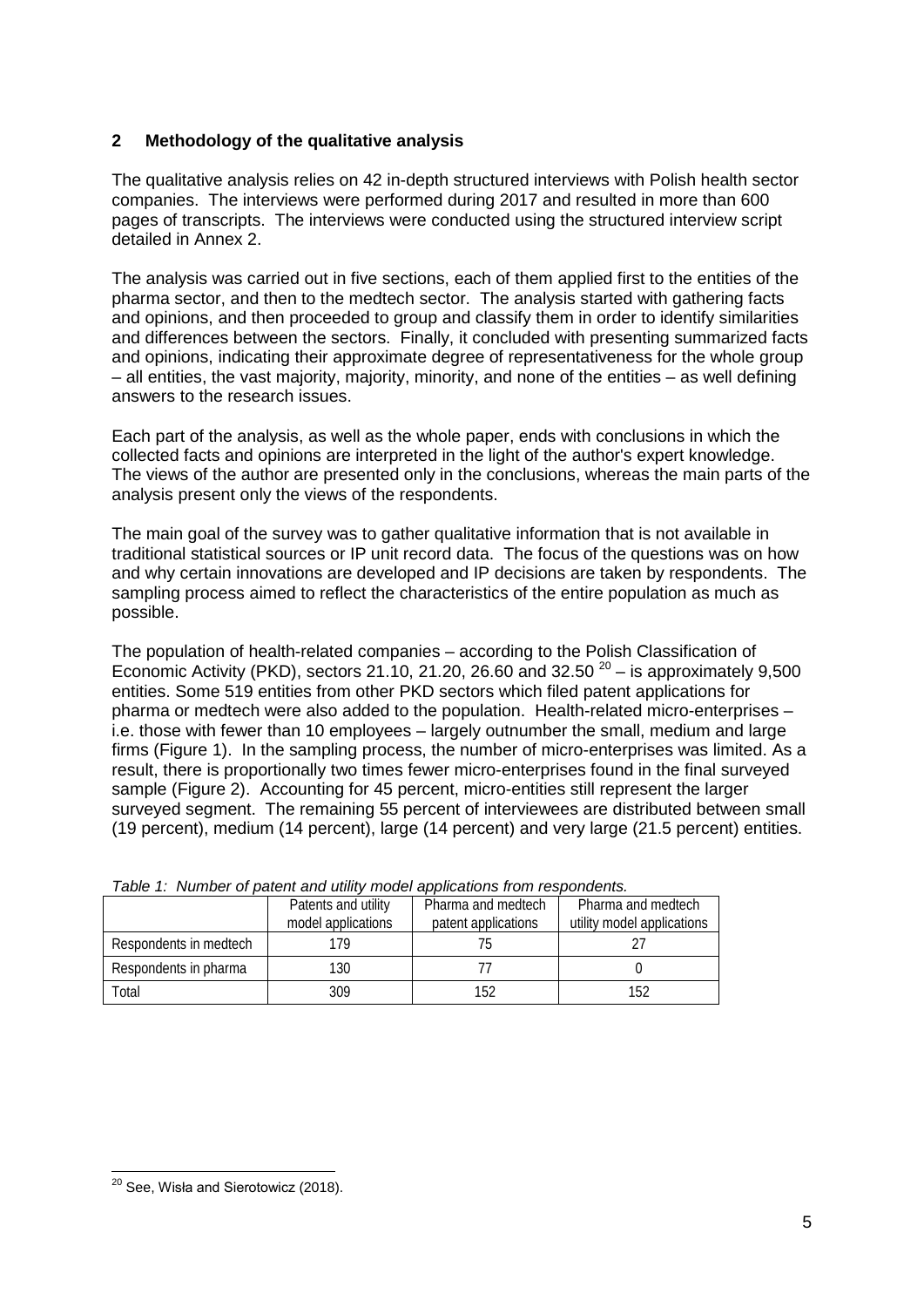## 2 Methodology of the qualitative analysis

The qualitative analysis relies on 42 in-depth structured interviews with Polish health sector companies. The interviews were performed during 2017 and resulted in more than 600 pages of transcripts. The interviews were conducted using the structured interview script detailed in Annex 2.

The analysis was carried out in five sections, each of them applied first to the entities of the pharma sector, and then to the medtech sector. The analysis started with gathering facts and opinions, and then proceeded to group and classify them in order to identify similarities and differences between the sectors. Finally, it concluded with presenting summarized facts and opinions, indicating their approximate degree of representativeness for the whole group – all entities, the vast majority, majority, minority, and none of the entities – as well defining answers to the research issues.

Each part of the analysis, as well as the whole paper, ends with conclusions in which the collected facts and opinions are interpreted in the light of the author's expert knowledge. The views of the author are presented only in the conclusions, whereas the main parts of the analysis present only the views of the respondents.

The main goal of the survey was to gather qualitative information that is not available in traditional statistical sources or IP unit record data. The focus of the questions was on how and why certain innovations are developed and IP decisions are taken by respondents. The sampling process aimed to reflect the characteristics of the entire population as much as possible.

The population of health-related companies – according to the Polish Classification of Economic Activity (PKD), sectors 21.10, 21.20, 26.60 and 32.50 [20] – is approximately 9,500 entities. Some 519 entities from other PKD sectors which filed patent applications for pharma or medtech were also added to the population. Health-related micro-enterprises – i.e. those with fewer than 10 employees – largely outnumber the small, medium and large firms (Figure 1). In the sampling process, the number of micro-enterprises was limited. As a result, there is proportionally two times fewer micro-enterprises found in the final surveyed sample (Figure 2). Accounting for 45 percent, micro-entities still represent the larger surveyed segment. The remaining 55 percent of interviewees are distributed between small (19 percent), medium (14 percent), large (14 percent) and very large (21.5 percent) entities.

*Table 1: Number of patent and utility model applications from respondents.*

| | Patents and utility model applications | Pharma and medtech patent applications | Pharma and medtech utility model applications |
|---|---|---|---|
| Respondents in medtech | 179 | 75 | 27 |
| Respondents in pharma | 130 | 77 | 0 |
| Total | 309 | 152 | 152 |

[20] See, Wisła and Sierotowicz (2018).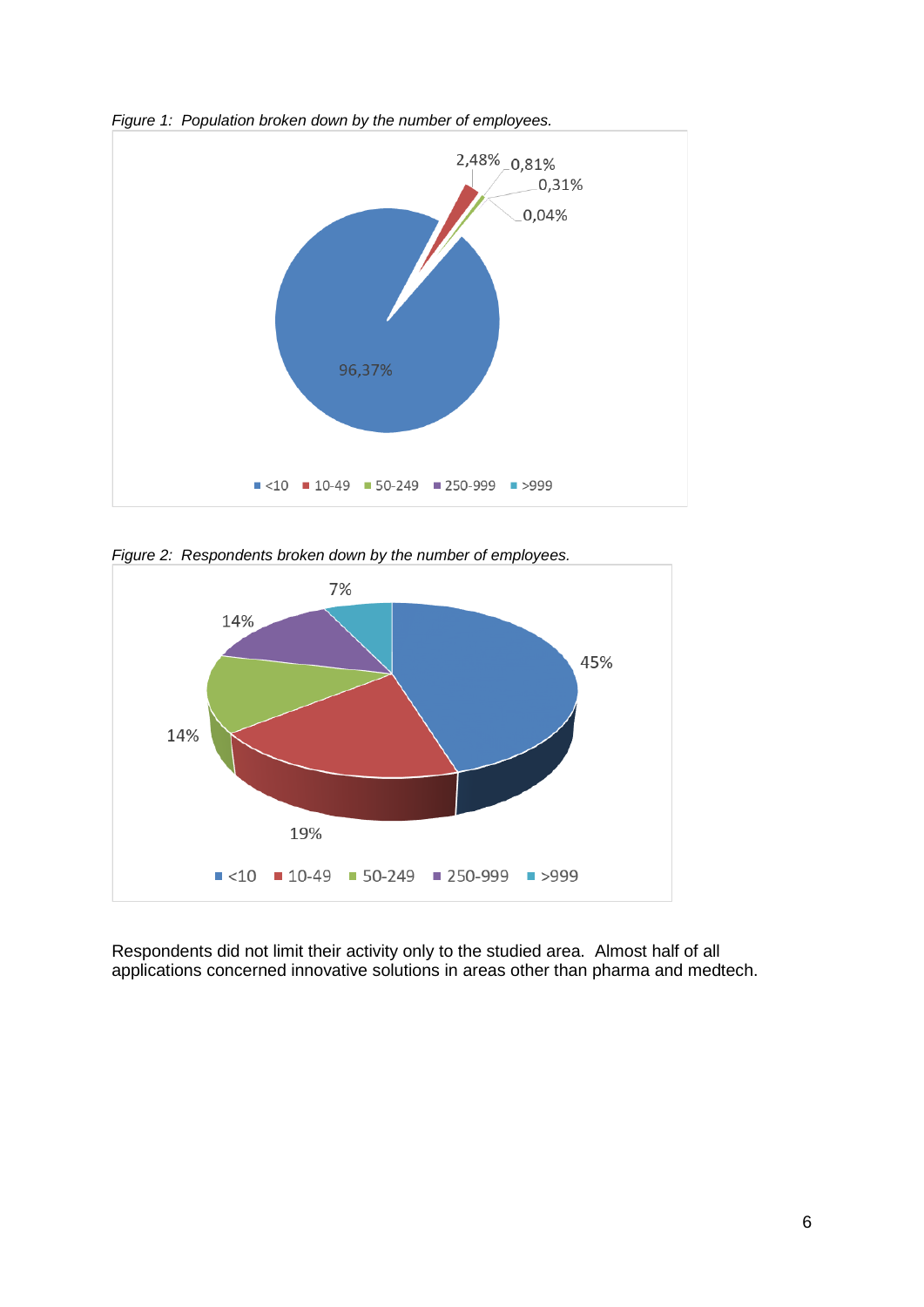*Figure 1: Population broken down by the number of employees.*

2,48%
0,81%
0,31%
0,04%
96,37%

<10 10-49 50-249 250-999 >999

*Figure 2: Respondents broken down by the number of employees.*

7%
14%
45%
14%
19%

<10 10-49 50-249 250-999 >999

Respondents did not limit their activity only to the studied area. Almost half of all applications concerned innovative solutions in areas other than pharma and medtech.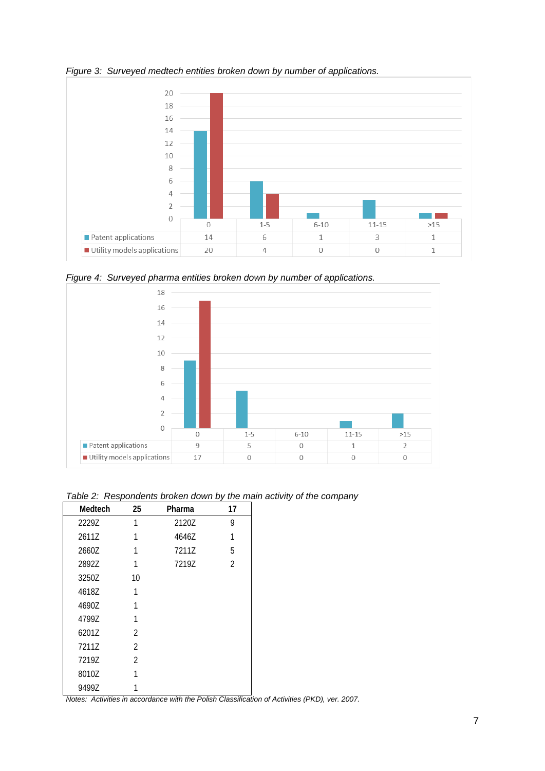*Figure 3: Surveyed medtech entities broken down by number of applications.*

20
18
16
14
12
10
8
6
4
2
0

0 | 1-5 | 6-10 | 11-15 | >15

Patent applications 14 6 1 3 1

Utility models applications 20 4 0 0 1

*Figure 4: Surveyed pharma entities broken down by number of applications.*

18
16
14
12
10
8
6
4
2
0

0 | 1-5 | 6-10 | 11-15 | >15

Patent applications 9 5 0 1 2

Utility models applications 17 0 0 0 0

*Table 2: Respondents broken down by the main activity of the company*

| Medtech | 25 | Pharma | 17 |
|---|---|---|---|
| 2229Z | 1 | 2120Z | 9 |
| 2611Z | 1 | 4646Z | 1 |
| 2660Z | 1 | 7211Z | 5 |
| 2892Z | 1 | 7219Z | 2 |
| 3250Z | 10 | | |
| 4618Z | 1 | | |
| 4690Z | 1 | | |
| 4799Z | 1 | | |
| 6201Z | 2 | | |
| 7211Z | 2 | | |
| 7219Z | 2 | | |
| 8010Z | 1 | | |
| 9499Z | 1 | | |

*Notes: Activities in accordance with the Polish Classification of Activities (PKD), ver. 2007.*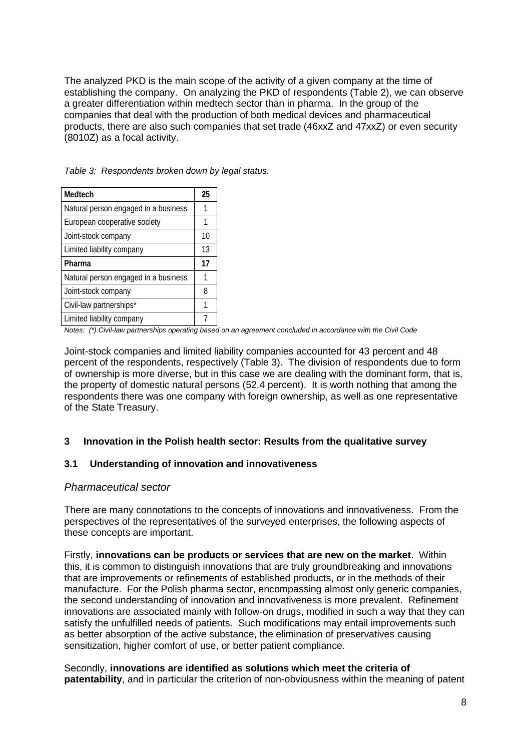The analyzed PKD is the main scope of the activity of a given company at the time of establishing the company. On analyzing the PKD of respondents (Table 2), we can observe a greater differentiation within medtech sector than in pharma. In the group of the companies that deal with the production of both medical devices and pharmaceutical products, there are also such companies that set trade (46xxZ and 47xxZ) or even security (8010Z) as a focal activity.

*Table 3: Respondents broken down by legal status.*

| | |
|---|---|
| **Medtech** | **25** |
| Natural person engaged in a business | 1 |
| European cooperative society | 1 |
| Joint-stock company | 10 |
| Limited liability company | 13 |
| **Pharma** | **17** |
| Natural person engaged in a business | 1 |
| Joint-stock company | 8 |
| Civil-law partnerships* | 1 |
| Limited liability company | 7 |

*Notes: (*) Civil-law partnerships operating based on an agreement concluded in accordance with the Civil Code*

Joint-stock companies and limited liability companies accounted for 43 percent and 48 percent of the respondents, respectively (Table 3). The division of respondents due to form of ownership is more diverse, but in this case we are dealing with the dominant form, that is, the property of domestic natural persons (52.4 percent). It is worth nothing that among the respondents there was one company with foreign ownership, as well as one representative of the State Treasury.

## 3 Innovation in the Polish health sector: Results from the qualitative survey

### 3.1 Understanding of innovation and innovativeness

#### *Pharmaceutical sector*

There are many connotations to the concepts of innovations and innovativeness. From the perspectives of the representatives of the surveyed enterprises, the following aspects of these concepts are important.

Firstly, **innovations can be products or services that are new on the market**. Within this, it is common to distinguish innovations that are truly groundbreaking and innovations that are improvements or refinements of established products, or in the methods of their manufacture. For the Polish pharma sector, encompassing almost only generic companies, the second understanding of innovation and innovativeness is more prevalent. Refinement innovations are associated mainly with follow-on drugs, modified in such a way that they can satisfy the unfulfilled needs of patients. Such modifications may entail improvements such as better absorption of the active substance, the elimination of preservatives causing sensitization, higher comfort of use, or better patient compliance.

Secondly, **innovations are identified as solutions which meet the criteria of patentability**, and in particular the criterion of non-obviousness within the meaning of patent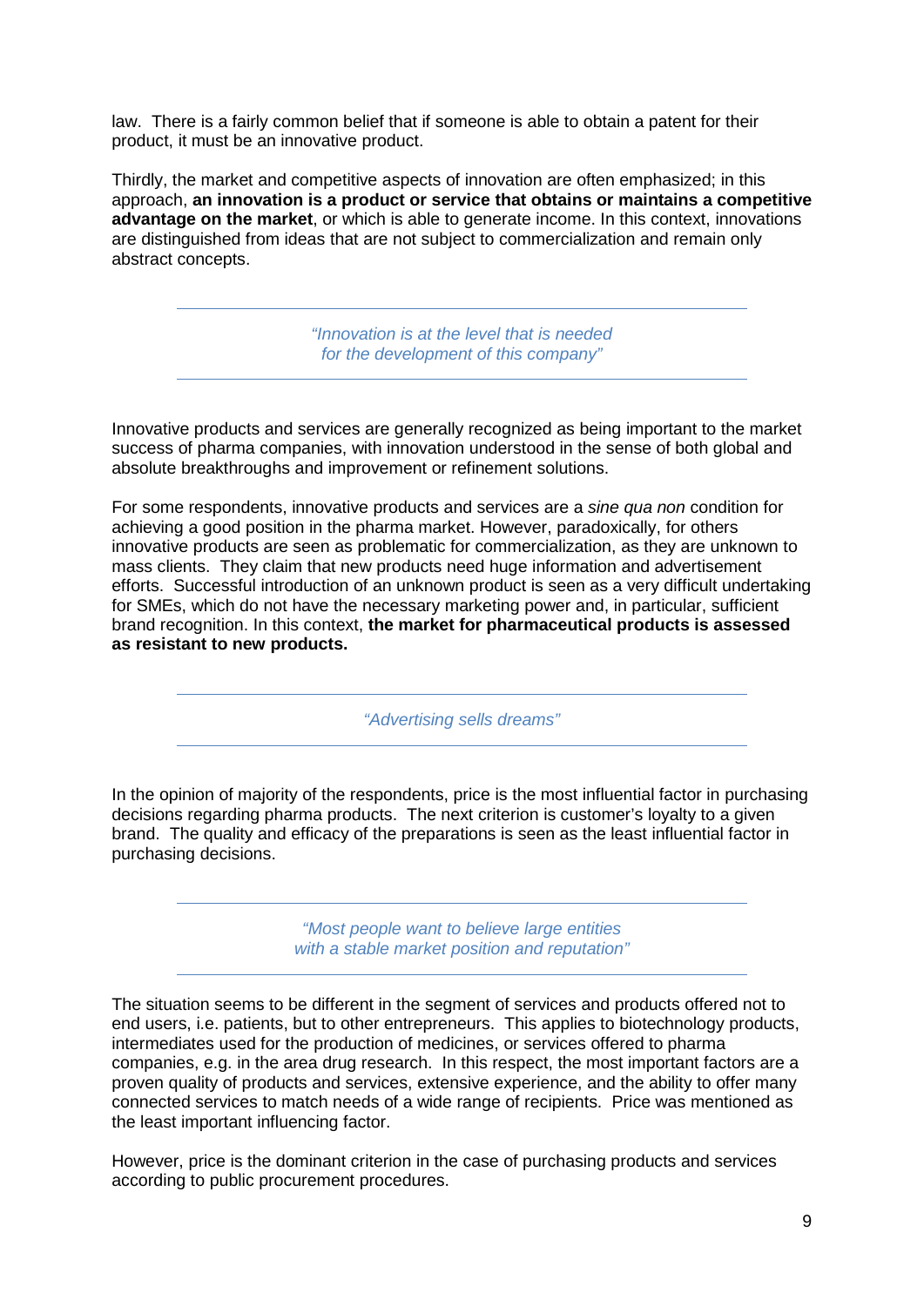law. There is a fairly common belief that if someone is able to obtain a patent for their product, it must be an innovative product.

Thirdly, the market and competitive aspects of innovation are often emphasized; in this approach, **an innovation is a product or service that obtains or maintains a competitive advantage on the market**, or which is able to generate income. In this context, innovations are distinguished from ideas that are not subject to commercialization and remain only abstract concepts.

---

*"Innovation is at the level that is needed for the development of this company"*

---

Innovative products and services are generally recognized as being important to the market success of pharma companies, with innovation understood in the sense of both global and absolute breakthroughs and improvement or refinement solutions.

For some respondents, innovative products and services are a *sine qua non* condition for achieving a good position in the pharma market. However, paradoxically, for others innovative products are seen as problematic for commercialization, as they are unknown to mass clients. They claim that new products need huge information and advertisement efforts. Successful introduction of an unknown product is seen as a very difficult undertaking for SMEs, which do not have the necessary marketing power and, in particular, sufficient brand recognition. In this context, **the market for pharmaceutical products is assessed as resistant to new products.**

---

*"Advertising sells dreams"*

---

In the opinion of majority of the respondents, price is the most influential factor in purchasing decisions regarding pharma products. The next criterion is customer's loyalty to a given brand. The quality and efficacy of the preparations is seen as the least influential factor in purchasing decisions.

---

*"Most people want to believe large entities with a stable market position and reputation"*

---

The situation seems to be different in the segment of services and products offered not to end users, i.e. patients, but to other entrepreneurs. This applies to biotechnology products, intermediates used for the production of medicines, or services offered to pharma companies, e.g. in the area drug research. In this respect, the most important factors are a proven quality of products and services, extensive experience, and the ability to offer many connected services to match needs of a wide range of recipients. Price was mentioned as the least important influencing factor.

However, price is the dominant criterion in the case of purchasing products and services according to public procurement procedures.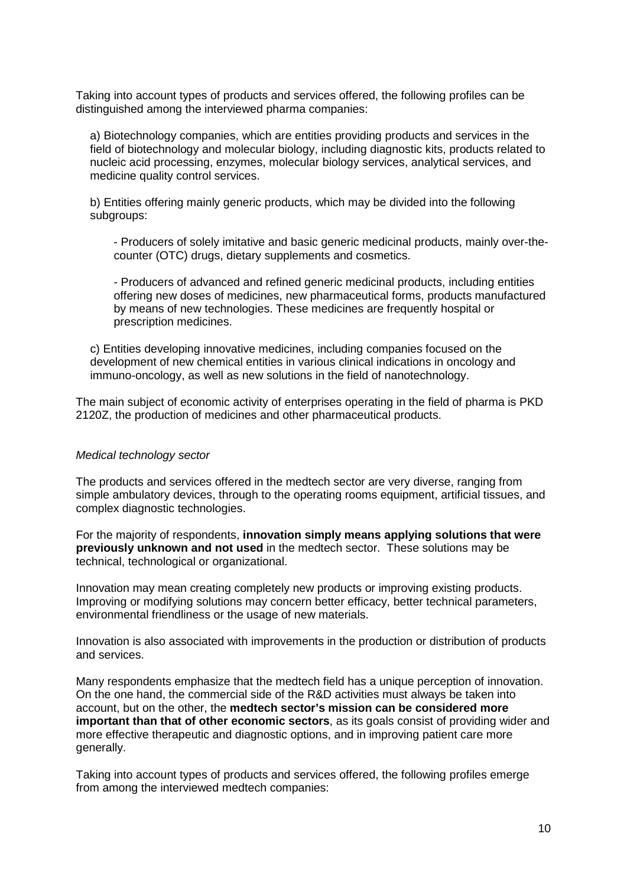Taking into account types of products and services offered, the following profiles can be distinguished among the interviewed pharma companies:

a) Biotechnology companies, which are entities providing products and services in the field of biotechnology and molecular biology, including diagnostic kits, products related to nucleic acid processing, enzymes, molecular biology services, analytical services, and medicine quality control services.

b) Entities offering mainly generic products, which may be divided into the following subgroups:

- Producers of solely imitative and basic generic medicinal products, mainly over-the-counter (OTC) drugs, dietary supplements and cosmetics.

- Producers of advanced and refined generic medicinal products, including entities offering new doses of medicines, new pharmaceutical forms, products manufactured by means of new technologies. These medicines are frequently hospital or prescription medicines.

c) Entities developing innovative medicines, including companies focused on the development of new chemical entities in various clinical indications in oncology and immuno-oncology, as well as new solutions in the field of nanotechnology.

The main subject of economic activity of enterprises operating in the field of pharma is PKD 2120Z, the production of medicines and other pharmaceutical products.

*Medical technology sector*

The products and services offered in the medtech sector are very diverse, ranging from simple ambulatory devices, through to the operating rooms equipment, artificial tissues, and complex diagnostic technologies.

For the majority of respondents, **innovation simply means applying solutions that were previously unknown and not used** in the medtech sector. These solutions may be technical, technological or organizational.

Innovation may mean creating completely new products or improving existing products. Improving or modifying solutions may concern better efficacy, better technical parameters, environmental friendliness or the usage of new materials.

Innovation is also associated with improvements in the production or distribution of products and services.

Many respondents emphasize that the medtech field has a unique perception of innovation. On the one hand, the commercial side of the R&D activities must always be taken into account, but on the other, the **medtech sector's mission can be considered more important than that of other economic sectors**, as its goals consist of providing wider and more effective therapeutic and diagnostic options, and in improving patient care more generally.

Taking into account types of products and services offered, the following profiles emerge from among the interviewed medtech companies: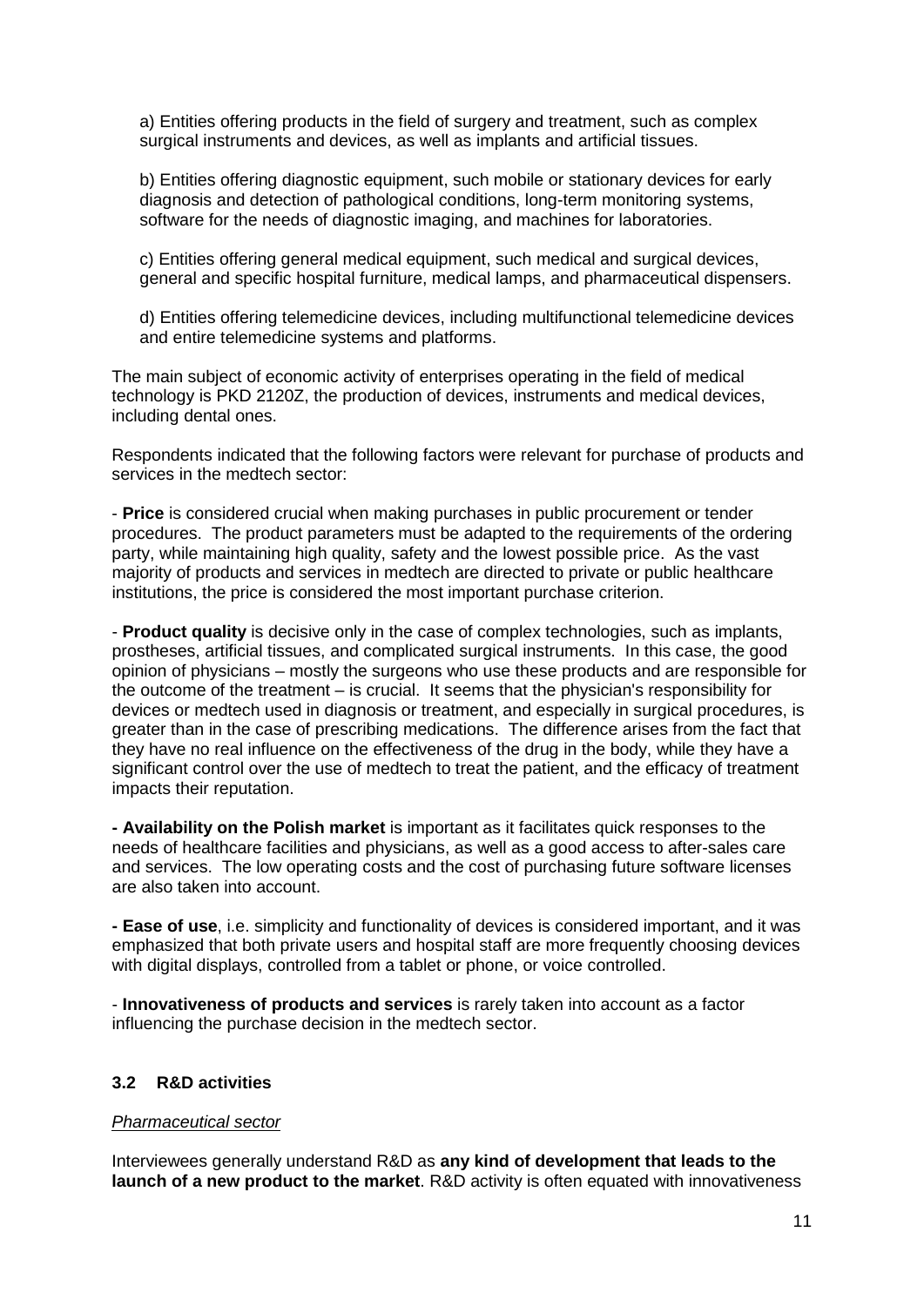a) Entities offering products in the field of surgery and treatment, such as complex surgical instruments and devices, as well as implants and artificial tissues.

b) Entities offering diagnostic equipment, such mobile or stationary devices for early diagnosis and detection of pathological conditions, long-term monitoring systems, software for the needs of diagnostic imaging, and machines for laboratories.

c) Entities offering general medical equipment, such medical and surgical devices, general and specific hospital furniture, medical lamps, and pharmaceutical dispensers.

d) Entities offering telemedicine devices, including multifunctional telemedicine devices and entire telemedicine systems and platforms.

The main subject of economic activity of enterprises operating in the field of medical technology is PKD 2120Z, the production of devices, instruments and medical devices, including dental ones.

Respondents indicated that the following factors were relevant for purchase of products and services in the medtech sector:

- **Price** is considered crucial when making purchases in public procurement or tender procedures. The product parameters must be adapted to the requirements of the ordering party, while maintaining high quality, safety and the lowest possible price. As the vast majority of products and services in medtech are directed to private or public healthcare institutions, the price is considered the most important purchase criterion.

- **Product quality** is decisive only in the case of complex technologies, such as implants, prostheses, artificial tissues, and complicated surgical instruments. In this case, the good opinion of physicians – mostly the surgeons who use these products and are responsible for the outcome of the treatment – is crucial. It seems that the physician's responsibility for devices or medtech used in diagnosis or treatment, and especially in surgical procedures, is greater than in the case of prescribing medications. The difference arises from the fact that they have no real influence on the effectiveness of the drug in the body, while they have a significant control over the use of medtech to treat the patient, and the efficacy of treatment impacts their reputation.

**- Availability on the Polish market** is important as it facilitates quick responses to the needs of healthcare facilities and physicians, as well as a good access to after-sales care and services. The low operating costs and the cost of purchasing future software licenses are also taken into account.

**- Ease of use**, i.e. simplicity and functionality of devices is considered important, and it was emphasized that both private users and hospital staff are more frequently choosing devices with digital displays, controlled from a tablet or phone, or voice controlled.

- **Innovativeness of products and services** is rarely taken into account as a factor influencing the purchase decision in the medtech sector.

### 3.2 R&D activities

*Pharmaceutical sector*

Interviewees generally understand R&D as **any kind of development that leads to the launch of a new product to the market**. R&D activity is often equated with innovativeness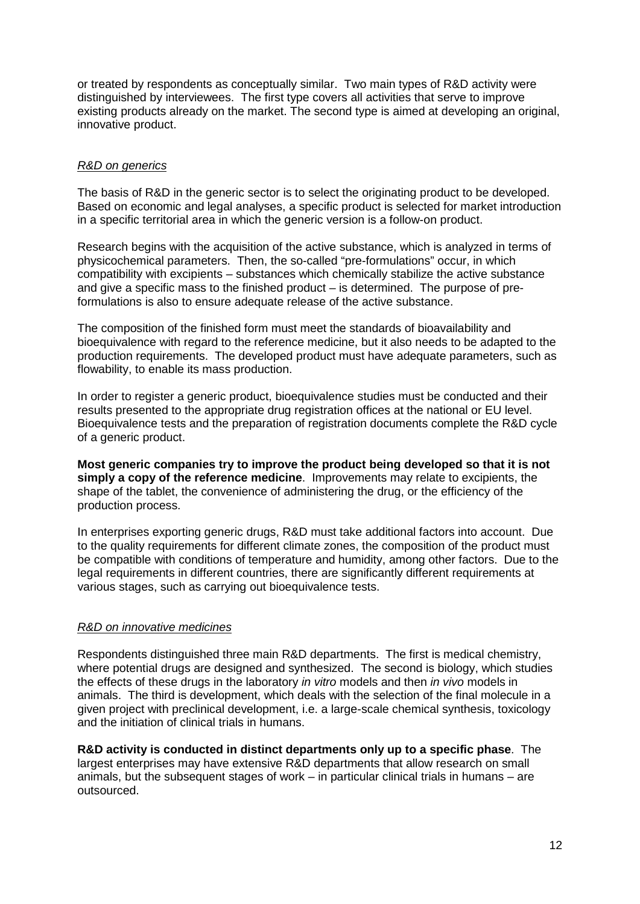or treated by respondents as conceptually similar. Two main types of R&D activity were distinguished by interviewees. The first type covers all activities that serve to improve existing products already on the market. The second type is aimed at developing an original, innovative product.

*R&D on generics*

The basis of R&D in the generic sector is to select the originating product to be developed. Based on economic and legal analyses, a specific product is selected for market introduction in a specific territorial area in which the generic version is a follow-on product.

Research begins with the acquisition of the active substance, which is analyzed in terms of physicochemical parameters. Then, the so-called "pre-formulations" occur, in which compatibility with excipients – substances which chemically stabilize the active substance and give a specific mass to the finished product – is determined. The purpose of pre-formulations is also to ensure adequate release of the active substance.

The composition of the finished form must meet the standards of bioavailability and bioequivalence with regard to the reference medicine, but it also needs to be adapted to the production requirements. The developed product must have adequate parameters, such as flowability, to enable its mass production.

In order to register a generic product, bioequivalence studies must be conducted and their results presented to the appropriate drug registration offices at the national or EU level. Bioequivalence tests and the preparation of registration documents complete the R&D cycle of a generic product.

**Most generic companies try to improve the product being developed so that it is not simply a copy of the reference medicine**. Improvements may relate to excipients, the shape of the tablet, the convenience of administering the drug, or the efficiency of the production process.

In enterprises exporting generic drugs, R&D must take additional factors into account. Due to the quality requirements for different climate zones, the composition of the product must be compatible with conditions of temperature and humidity, among other factors. Due to the legal requirements in different countries, there are significantly different requirements at various stages, such as carrying out bioequivalence tests.

*R&D on innovative medicines*

Respondents distinguished three main R&D departments. The first is medical chemistry, where potential drugs are designed and synthesized. The second is biology, which studies the effects of these drugs in the laboratory *in vitro* models and then *in vivo* models in animals. The third is development, which deals with the selection of the final molecule in a given project with preclinical development, i.e. a large-scale chemical synthesis, toxicology and the initiation of clinical trials in humans.

**R&D activity is conducted in distinct departments only up to a specific phase**. The largest enterprises may have extensive R&D departments that allow research on small animals, but the subsequent stages of work – in particular clinical trials in humans – are outsourced.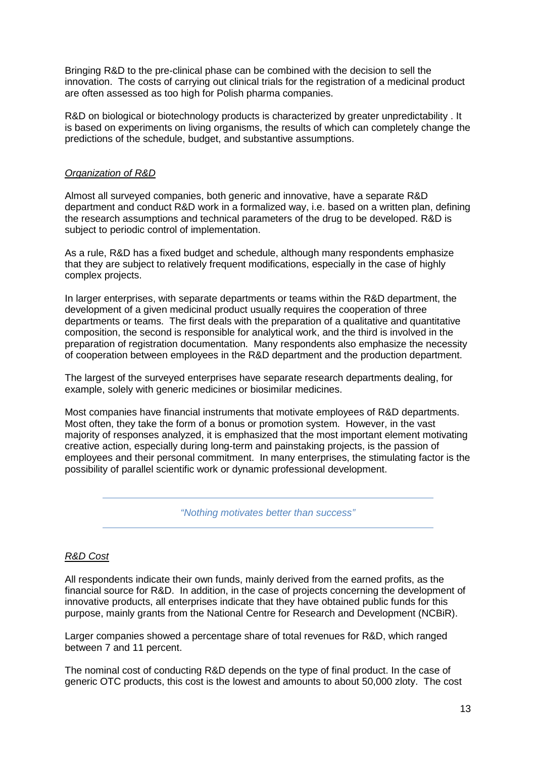Bringing R&D to the pre-clinical phase can be combined with the decision to sell the innovation. The costs of carrying out clinical trials for the registration of a medicinal product are often assessed as too high for Polish pharma companies.

R&D on biological or biotechnology products is characterized by greater unpredictability . It is based on experiments on living organisms, the results of which can completely change the predictions of the schedule, budget, and substantive assumptions.

*Organization of R&D*

Almost all surveyed companies, both generic and innovative, have a separate R&D department and conduct R&D work in a formalized way, i.e. based on a written plan, defining the research assumptions and technical parameters of the drug to be developed. R&D is subject to periodic control of implementation.

As a rule, R&D has a fixed budget and schedule, although many respondents emphasize that they are subject to relatively frequent modifications, especially in the case of highly complex projects.

In larger enterprises, with separate departments or teams within the R&D department, the development of a given medicinal product usually requires the cooperation of three departments or teams. The first deals with the preparation of a qualitative and quantitative composition, the second is responsible for analytical work, and the third is involved in the preparation of registration documentation. Many respondents also emphasize the necessity of cooperation between employees in the R&D department and the production department.

The largest of the surveyed enterprises have separate research departments dealing, for example, solely with generic medicines or biosimilar medicines.

Most companies have financial instruments that motivate employees of R&D departments. Most often, they take the form of a bonus or promotion system. However, in the vast majority of responses analyzed, it is emphasized that the most important element motivating creative action, especially during long-term and painstaking projects, is the passion of employees and their personal commitment. In many enterprises, the stimulating factor is the possibility of parallel scientific work or dynamic professional development.

*"Nothing motivates better than success"*

*R&D Cost*

All respondents indicate their own funds, mainly derived from the earned profits, as the financial source for R&D. In addition, in the case of projects concerning the development of innovative products, all enterprises indicate that they have obtained public funds for this purpose, mainly grants from the National Centre for Research and Development (NCBiR).

Larger companies showed a percentage share of total revenues for R&D, which ranged between 7 and 11 percent.

The nominal cost of conducting R&D depends on the type of final product. In the case of generic OTC products, this cost is the lowest and amounts to about 50,000 zloty. The cost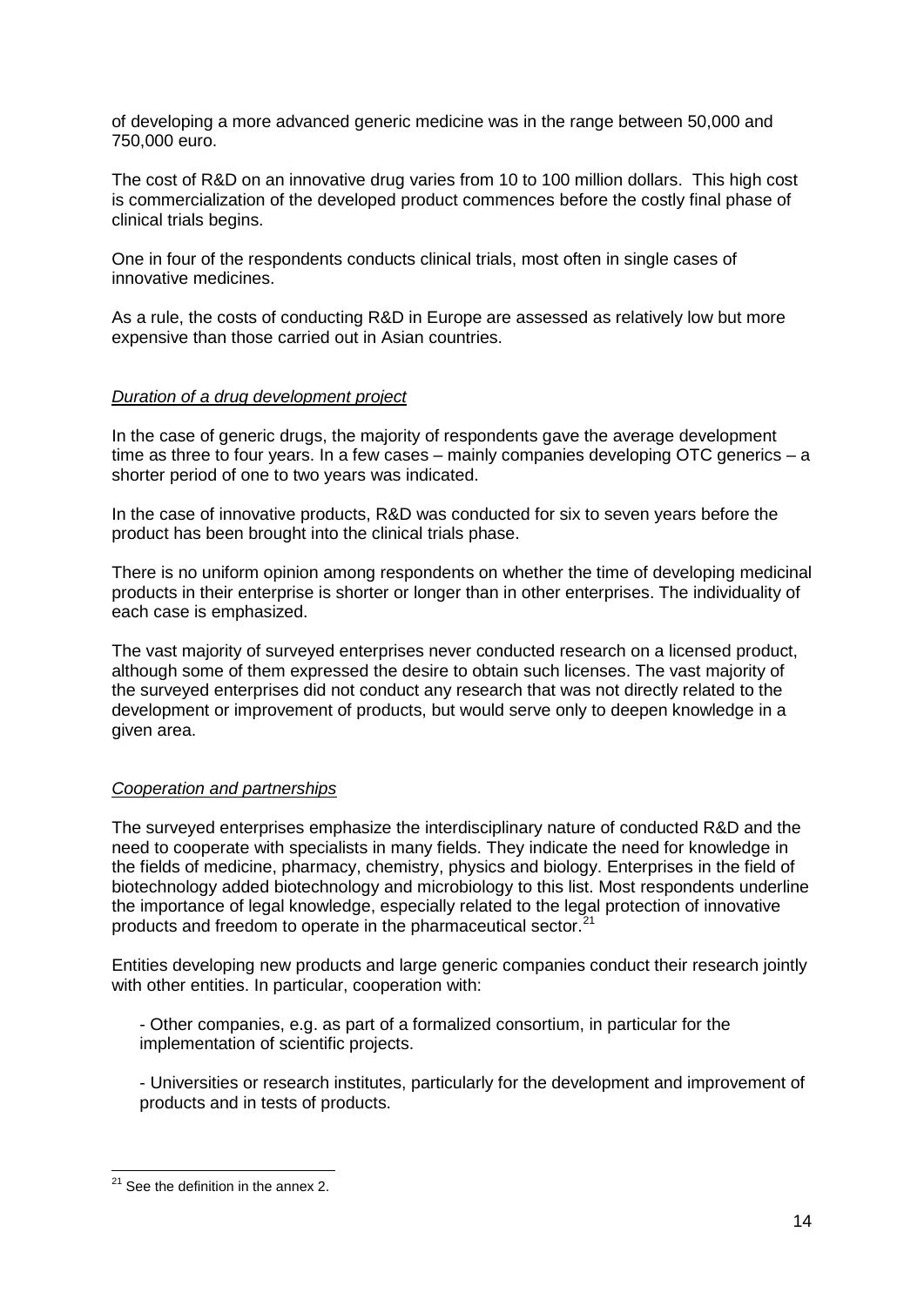of developing a more advanced generic medicine was in the range between 50,000 and 750,000 euro.

The cost of R&D on an innovative drug varies from 10 to 100 million dollars. This high cost is commercialization of the developed product commences before the costly final phase of clinical trials begins.

One in four of the respondents conducts clinical trials, most often in single cases of innovative medicines.

As a rule, the costs of conducting R&D in Europe are assessed as relatively low but more expensive than those carried out in Asian countries.

*Duration of a drug development project*

In the case of generic drugs, the majority of respondents gave the average development time as three to four years. In a few cases – mainly companies developing OTC generics – a shorter period of one to two years was indicated.

In the case of innovative products, R&D was conducted for six to seven years before the product has been brought into the clinical trials phase.

There is no uniform opinion among respondents on whether the time of developing medicinal products in their enterprise is shorter or longer than in other enterprises. The individuality of each case is emphasized.

The vast majority of surveyed enterprises never conducted research on a licensed product, although some of them expressed the desire to obtain such licenses. The vast majority of the surveyed enterprises did not conduct any research that was not directly related to the development or improvement of products, but would serve only to deepen knowledge in a given area.

*Cooperation and partnerships*

The surveyed enterprises emphasize the interdisciplinary nature of conducted R&D and the need to cooperate with specialists in many fields. They indicate the need for knowledge in the fields of medicine, pharmacy, chemistry, physics and biology. Enterprises in the field of biotechnology added biotechnology and microbiology to this list. Most respondents underline the importance of legal knowledge, especially related to the legal protection of innovative products and freedom to operate in the pharmaceutical sector.[21]

Entities developing new products and large generic companies conduct their research jointly with other entities. In particular, cooperation with:

- Other companies, e.g. as part of a formalized consortium, in particular for the implementation of scientific projects.

- Universities or research institutes, particularly for the development and improvement of products and in tests of products.

[21] See the definition in the annex 2.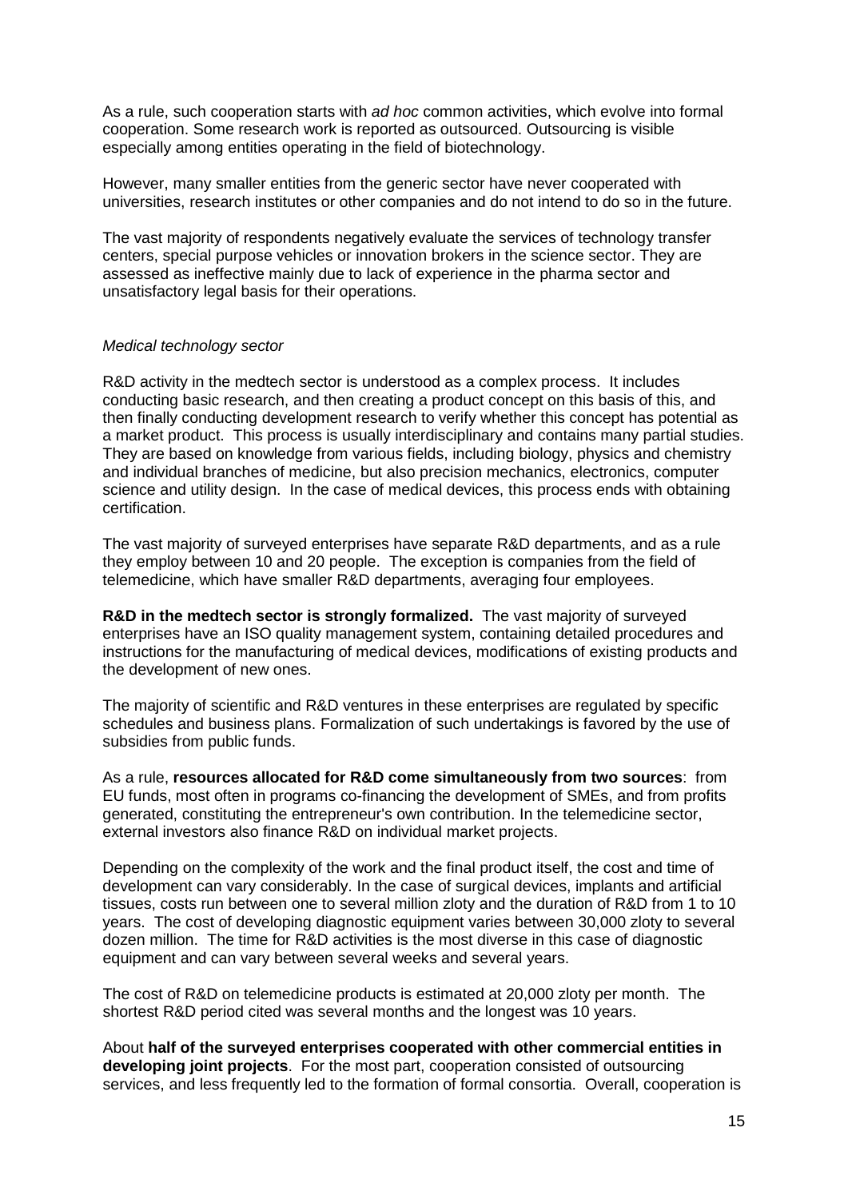As a rule, such cooperation starts with *ad hoc* common activities, which evolve into formal cooperation. Some research work is reported as outsourced. Outsourcing is visible especially among entities operating in the field of biotechnology.

However, many smaller entities from the generic sector have never cooperated with universities, research institutes or other companies and do not intend to do so in the future.

The vast majority of respondents negatively evaluate the services of technology transfer centers, special purpose vehicles or innovation brokers in the science sector. They are assessed as ineffective mainly due to lack of experience in the pharma sector and unsatisfactory legal basis for their operations.

*Medical technology sector*

R&D activity in the medtech sector is understood as a complex process. It includes conducting basic research, and then creating a product concept on this basis of this, and then finally conducting development research to verify whether this concept has potential as a market product. This process is usually interdisciplinary and contains many partial studies. They are based on knowledge from various fields, including biology, physics and chemistry and individual branches of medicine, but also precision mechanics, electronics, computer science and utility design. In the case of medical devices, this process ends with obtaining certification.

The vast majority of surveyed enterprises have separate R&D departments, and as a rule they employ between 10 and 20 people. The exception is companies from the field of telemedicine, which have smaller R&D departments, averaging four employees.

**R&D in the medtech sector is strongly formalized.** The vast majority of surveyed enterprises have an ISO quality management system, containing detailed procedures and instructions for the manufacturing of medical devices, modifications of existing products and the development of new ones.

The majority of scientific and R&D ventures in these enterprises are regulated by specific schedules and business plans. Formalization of such undertakings is favored by the use of subsidies from public funds.

As a rule, **resources allocated for R&D come simultaneously from two sources**: from EU funds, most often in programs co-financing the development of SMEs, and from profits generated, constituting the entrepreneur's own contribution. In the telemedicine sector, external investors also finance R&D on individual market projects.

Depending on the complexity of the work and the final product itself, the cost and time of development can vary considerably. In the case of surgical devices, implants and artificial tissues, costs run between one to several million zloty and the duration of R&D from 1 to 10 years. The cost of developing diagnostic equipment varies between 30,000 zloty to several dozen million. The time for R&D activities is the most diverse in this case of diagnostic equipment and can vary between several weeks and several years.

The cost of R&D on telemedicine products is estimated at 20,000 zloty per month. The shortest R&D period cited was several months and the longest was 10 years.

About **half of the surveyed enterprises cooperated with other commercial entities in developing joint projects**. For the most part, cooperation consisted of outsourcing services, and less frequently led to the formation of formal consortia. Overall, cooperation is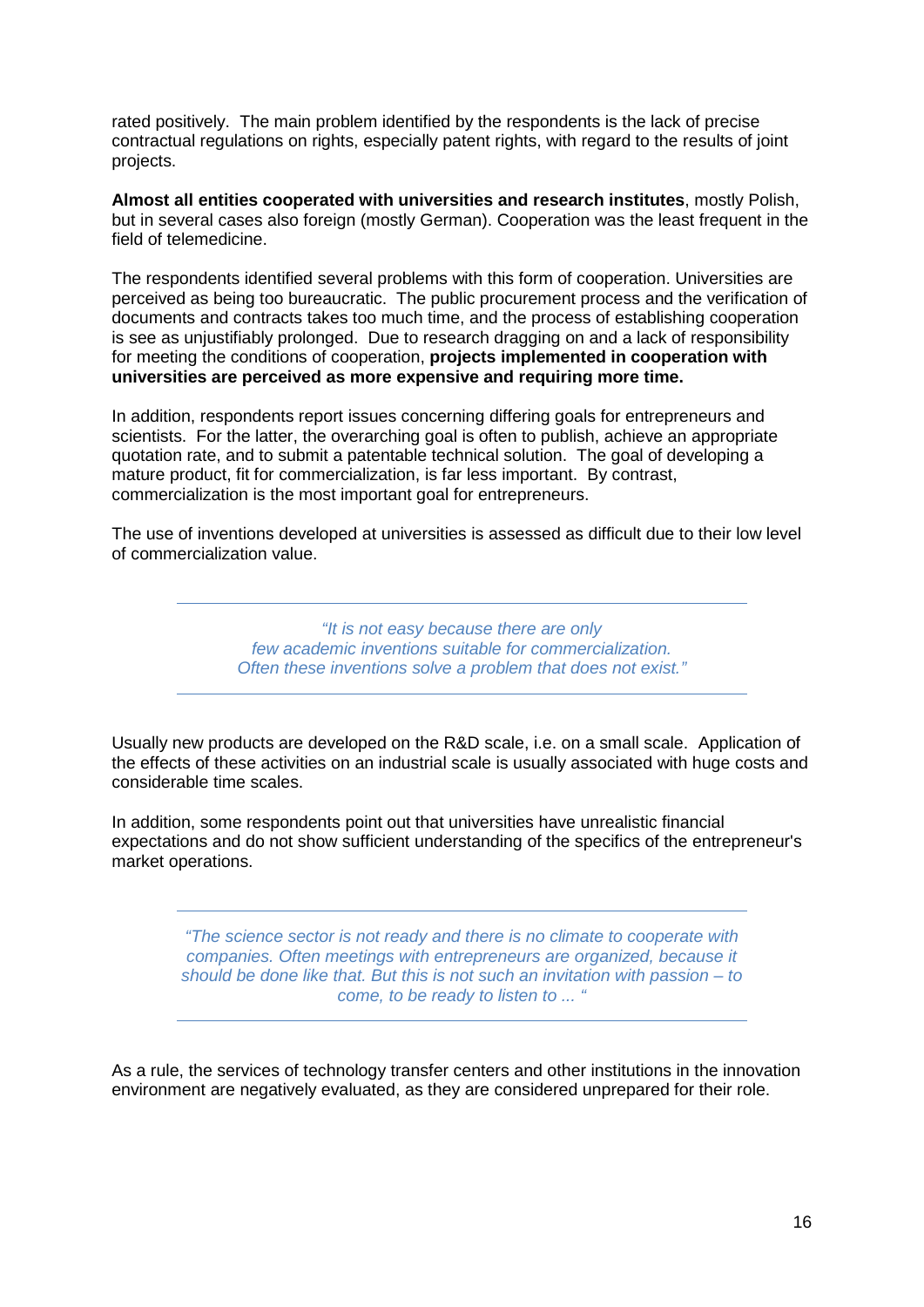rated positively. The main problem identified by the respondents is the lack of precise contractual regulations on rights, especially patent rights, with regard to the results of joint projects.

**Almost all entities cooperated with universities and research institutes**, mostly Polish, but in several cases also foreign (mostly German). Cooperation was the least frequent in the field of telemedicine.

The respondents identified several problems with this form of cooperation. Universities are perceived as being too bureaucratic. The public procurement process and the verification of documents and contracts takes too much time, and the process of establishing cooperation is see as unjustifiably prolonged. Due to research dragging on and a lack of responsibility for meeting the conditions of cooperation, **projects implemented in cooperation with universities are perceived as more expensive and requiring more time.**

In addition, respondents report issues concerning differing goals for entrepreneurs and scientists. For the latter, the overarching goal is often to publish, achieve an appropriate quotation rate, and to submit a patentable technical solution. The goal of developing a mature product, fit for commercialization, is far less important. By contrast, commercialization is the most important goal for entrepreneurs.

The use of inventions developed at universities is assessed as difficult due to their low level of commercialization value.

> *"It is not easy because there are only few academic inventions suitable for commercialization. Often these inventions solve a problem that does not exist."*

Usually new products are developed on the R&D scale, i.e. on a small scale. Application of the effects of these activities on an industrial scale is usually associated with huge costs and considerable time scales.

In addition, some respondents point out that universities have unrealistic financial expectations and do not show sufficient understanding of the specifics of the entrepreneur's market operations.

> *"The science sector is not ready and there is no climate to cooperate with companies. Often meetings with entrepreneurs are organized, because it should be done like that. But this is not such an invitation with passion – to come, to be ready to listen to ... "*

As a rule, the services of technology transfer centers and other institutions in the innovation environment are negatively evaluated, as they are considered unprepared for their role.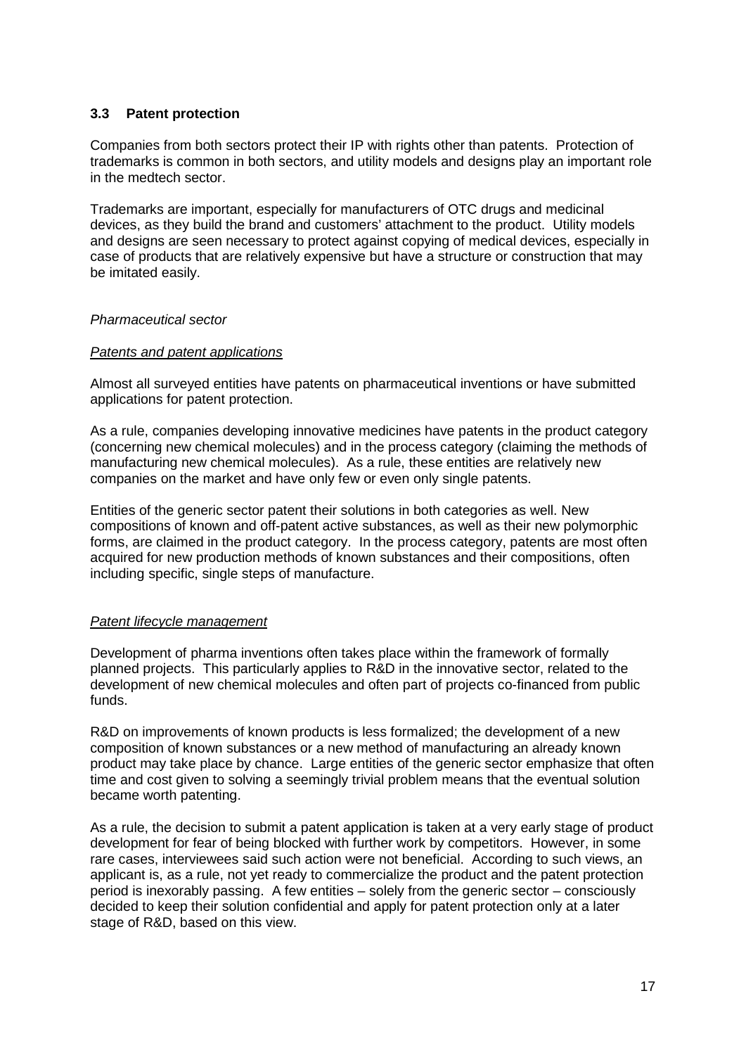### 3.3 Patent protection

Companies from both sectors protect their IP with rights other than patents. Protection of trademarks is common in both sectors, and utility models and designs play an important role in the medtech sector.

Trademarks are important, especially for manufacturers of OTC drugs and medicinal devices, as they build the brand and customers' attachment to the product. Utility models and designs are seen necessary to protect against copying of medical devices, especially in case of products that are relatively expensive but have a structure or construction that may be imitated easily.

*Pharmaceutical sector*

*Patents and patent applications*

Almost all surveyed entities have patents on pharmaceutical inventions or have submitted applications for patent protection.

As a rule, companies developing innovative medicines have patents in the product category (concerning new chemical molecules) and in the process category (claiming the methods of manufacturing new chemical molecules). As a rule, these entities are relatively new companies on the market and have only few or even only single patents.

Entities of the generic sector patent their solutions in both categories as well. New compositions of known and off-patent active substances, as well as their new polymorphic forms, are claimed in the product category. In the process category, patents are most often acquired for new production methods of known substances and their compositions, often including specific, single steps of manufacture.

*Patent lifecycle management*

Development of pharma inventions often takes place within the framework of formally planned projects. This particularly applies to R&D in the innovative sector, related to the development of new chemical molecules and often part of projects co-financed from public funds.

R&D on improvements of known products is less formalized; the development of a new composition of known substances or a new method of manufacturing an already known product may take place by chance. Large entities of the generic sector emphasize that often time and cost given to solving a seemingly trivial problem means that the eventual solution became worth patenting.

As a rule, the decision to submit a patent application is taken at a very early stage of product development for fear of being blocked with further work by competitors. However, in some rare cases, interviewees said such action were not beneficial. According to such views, an applicant is, as a rule, not yet ready to commercialize the product and the patent protection period is inexorably passing. A few entities – solely from the generic sector – consciously decided to keep their solution confidential and apply for patent protection only at a later stage of R&D, based on this view.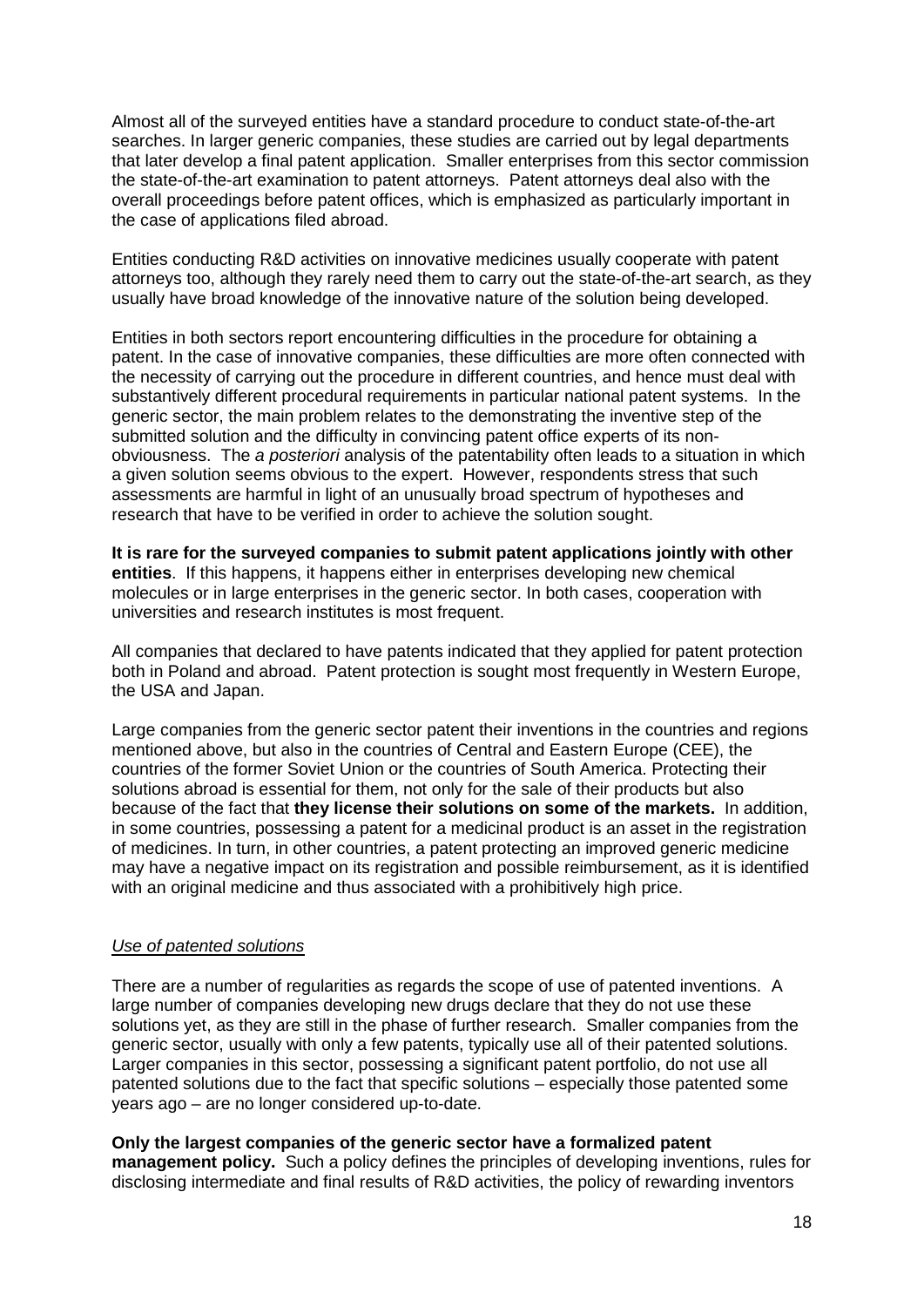Almost all of the surveyed entities have a standard procedure to conduct state-of-the-art searches. In larger generic companies, these studies are carried out by legal departments that later develop a final patent application. Smaller enterprises from this sector commission the state-of-the-art examination to patent attorneys. Patent attorneys deal also with the overall proceedings before patent offices, which is emphasized as particularly important in the case of applications filed abroad.

Entities conducting R&D activities on innovative medicines usually cooperate with patent attorneys too, although they rarely need them to carry out the state-of-the-art search, as they usually have broad knowledge of the innovative nature of the solution being developed.

Entities in both sectors report encountering difficulties in the procedure for obtaining a patent. In the case of innovative companies, these difficulties are more often connected with the necessity of carrying out the procedure in different countries, and hence must deal with substantively different procedural requirements in particular national patent systems. In the generic sector, the main problem relates to the demonstrating the inventive step of the submitted solution and the difficulty in convincing patent office experts of its non-obviousness. The *a posteriori* analysis of the patentability often leads to a situation in which a given solution seems obvious to the expert. However, respondents stress that such assessments are harmful in light of an unusually broad spectrum of hypotheses and research that have to be verified in order to achieve the solution sought.

**It is rare for the surveyed companies to submit patent applications jointly with other entities**. If this happens, it happens either in enterprises developing new chemical molecules or in large enterprises in the generic sector. In both cases, cooperation with universities and research institutes is most frequent.

All companies that declared to have patents indicated that they applied for patent protection both in Poland and abroad. Patent protection is sought most frequently in Western Europe, the USA and Japan.

Large companies from the generic sector patent their inventions in the countries and regions mentioned above, but also in the countries of Central and Eastern Europe (CEE), the countries of the former Soviet Union or the countries of South America. Protecting their solutions abroad is essential for them, not only for the sale of their products but also because of the fact that **they license their solutions on some of the markets.** In addition, in some countries, possessing a patent for a medicinal product is an asset in the registration of medicines. In turn, in other countries, a patent protecting an improved generic medicine may have a negative impact on its registration and possible reimbursement, as it is identified with an original medicine and thus associated with a prohibitively high price.

*Use of patented solutions*

There are a number of regularities as regards the scope of use of patented inventions. A large number of companies developing new drugs declare that they do not use these solutions yet, as they are still in the phase of further research. Smaller companies from the generic sector, usually with only a few patents, typically use all of their patented solutions. Larger companies in this sector, possessing a significant patent portfolio, do not use all patented solutions due to the fact that specific solutions – especially those patented some years ago – are no longer considered up-to-date.

**Only the largest companies of the generic sector have a formalized patent management policy.** Such a policy defines the principles of developing inventions, rules for disclosing intermediate and final results of R&D activities, the policy of rewarding inventors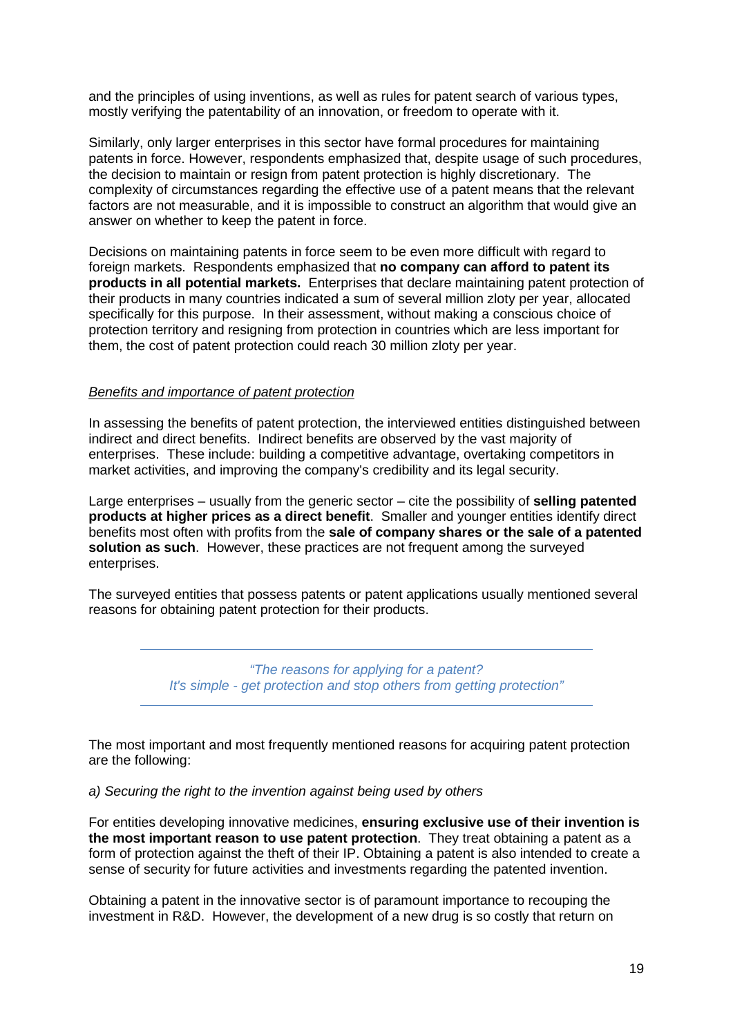and the principles of using inventions, as well as rules for patent search of various types, mostly verifying the patentability of an innovation, or freedom to operate with it.

Similarly, only larger enterprises in this sector have formal procedures for maintaining patents in force. However, respondents emphasized that, despite usage of such procedures, the decision to maintain or resign from patent protection is highly discretionary. The complexity of circumstances regarding the effective use of a patent means that the relevant factors are not measurable, and it is impossible to construct an algorithm that would give an answer on whether to keep the patent in force.

Decisions on maintaining patents in force seem to be even more difficult with regard to foreign markets. Respondents emphasized that **no company can afford to patent its products in all potential markets.** Enterprises that declare maintaining patent protection of their products in many countries indicated a sum of several million zloty per year, allocated specifically for this purpose. In their assessment, without making a conscious choice of protection territory and resigning from protection in countries which are less important for them, the cost of patent protection could reach 30 million zloty per year.

*Benefits and importance of patent protection*

In assessing the benefits of patent protection, the interviewed entities distinguished between indirect and direct benefits. Indirect benefits are observed by the vast majority of enterprises. These include: building a competitive advantage, overtaking competitors in market activities, and improving the company's credibility and its legal security.

Large enterprises – usually from the generic sector – cite the possibility of **selling patented products at higher prices as a direct benefit**. Smaller and younger entities identify direct benefits most often with profits from the **sale of company shares or the sale of a patented solution as such**. However, these practices are not frequent among the surveyed enterprises.

The surveyed entities that possess patents or patent applications usually mentioned several reasons for obtaining patent protection for their products.

> *"The reasons for applying for a patent?*
> *It's simple - get protection and stop others from getting protection"*

The most important and most frequently mentioned reasons for acquiring patent protection are the following:

*a) Securing the right to the invention against being used by others*

For entities developing innovative medicines, **ensuring exclusive use of their invention is the most important reason to use patent protection**. They treat obtaining a patent as a form of protection against the theft of their IP. Obtaining a patent is also intended to create a sense of security for future activities and investments regarding the patented invention.

Obtaining a patent in the innovative sector is of paramount importance to recouping the investment in R&D. However, the development of a new drug is so costly that return on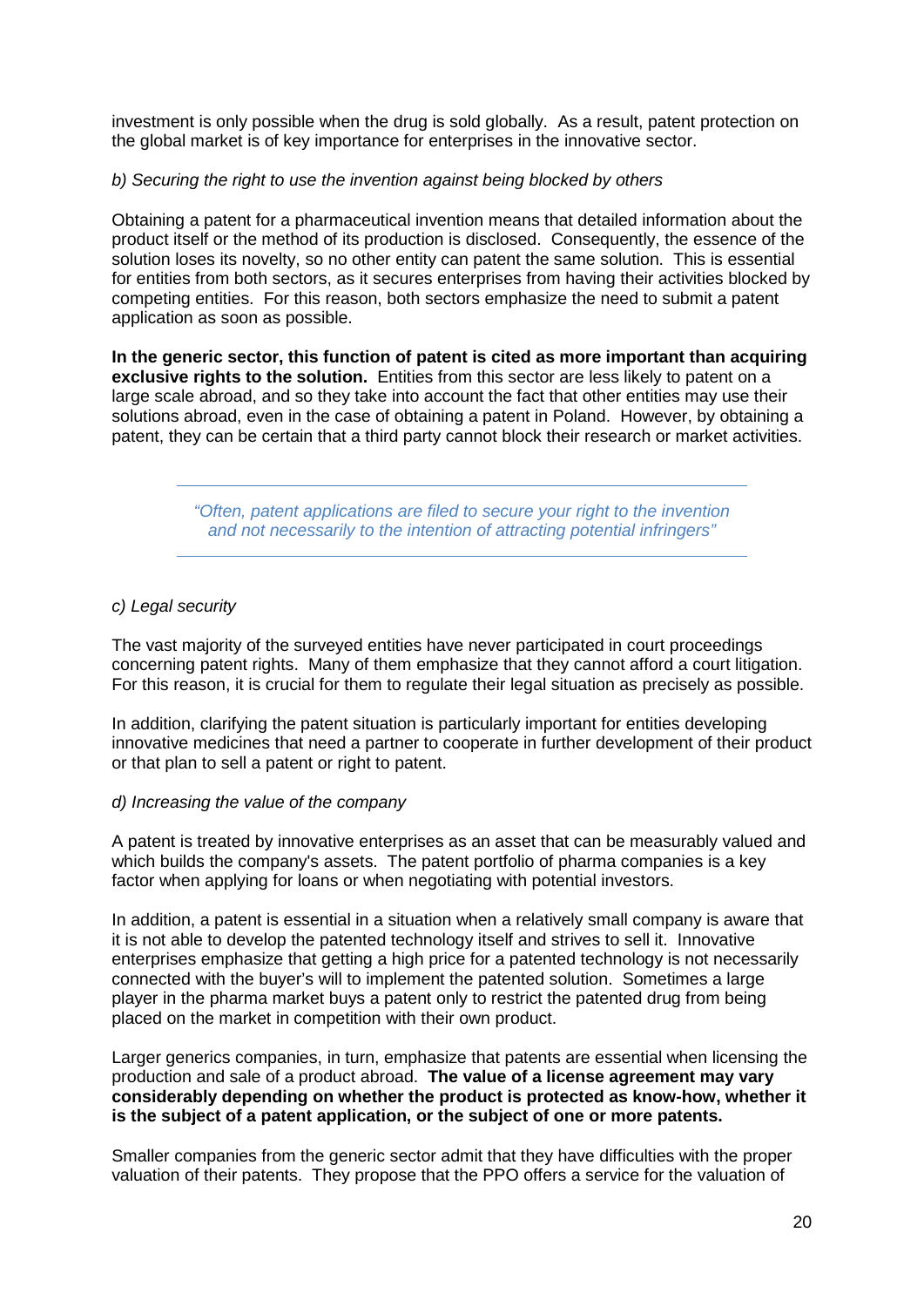investment is only possible when the drug is sold globally. As a result, patent protection on the global market is of key importance for enterprises in the innovative sector.

*b) Securing the right to use the invention against being blocked by others*

Obtaining a patent for a pharmaceutical invention means that detailed information about the product itself or the method of its production is disclosed. Consequently, the essence of the solution loses its novelty, so no other entity can patent the same solution. This is essential for entities from both sectors, as it secures enterprises from having their activities blocked by competing entities. For this reason, both sectors emphasize the need to submit a patent application as soon as possible.

**In the generic sector, this function of patent is cited as more important than acquiring exclusive rights to the solution.** Entities from this sector are less likely to patent on a large scale abroad, and so they take into account the fact that other entities may use their solutions abroad, even in the case of obtaining a patent in Poland. However, by obtaining a patent, they can be certain that a third party cannot block their research or market activities.

> *"Often, patent applications are filed to secure your right to the invention and not necessarily to the intention of attracting potential infringers"*

*c) Legal security*

The vast majority of the surveyed entities have never participated in court proceedings concerning patent rights. Many of them emphasize that they cannot afford a court litigation. For this reason, it is crucial for them to regulate their legal situation as precisely as possible.

In addition, clarifying the patent situation is particularly important for entities developing innovative medicines that need a partner to cooperate in further development of their product or that plan to sell a patent or right to patent.

*d) Increasing the value of the company*

A patent is treated by innovative enterprises as an asset that can be measurably valued and which builds the company's assets. The patent portfolio of pharma companies is a key factor when applying for loans or when negotiating with potential investors.

In addition, a patent is essential in a situation when a relatively small company is aware that it is not able to develop the patented technology itself and strives to sell it. Innovative enterprises emphasize that getting a high price for a patented technology is not necessarily connected with the buyer's will to implement the patented solution. Sometimes a large player in the pharma market buys a patent only to restrict the patented drug from being placed on the market in competition with their own product.

Larger generics companies, in turn, emphasize that patents are essential when licensing the production and sale of a product abroad. **The value of a license agreement may vary considerably depending on whether the product is protected as know-how, whether it is the subject of a patent application, or the subject of one or more patents.**

Smaller companies from the generic sector admit that they have difficulties with the proper valuation of their patents. They propose that the PPO offers a service for the valuation of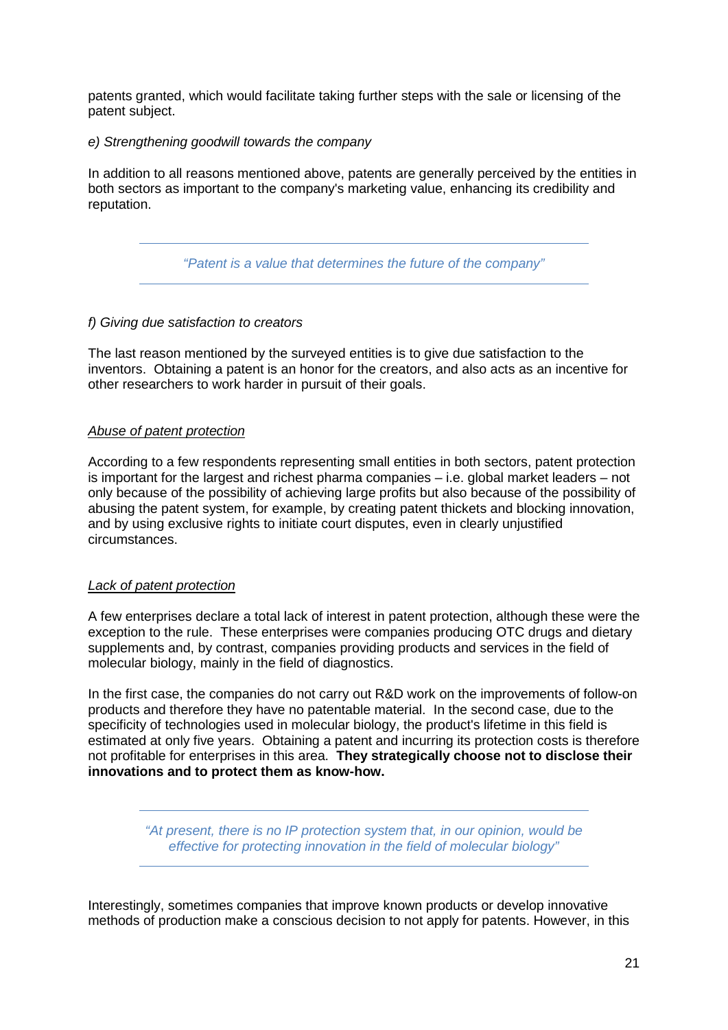patents granted, which would facilitate taking further steps with the sale or licensing of the patent subject.

*e) Strengthening goodwill towards the company*

In addition to all reasons mentioned above, patents are generally perceived by the entities in both sectors as important to the company's marketing value, enhancing its credibility and reputation.

> *"Patent is a value that determines the future of the company"*

*f) Giving due satisfaction to creators*

The last reason mentioned by the surveyed entities is to give due satisfaction to the inventors. Obtaining a patent is an honor for the creators, and also acts as an incentive for other researchers to work harder in pursuit of their goals.

<u>Abuse of patent protection</u>

According to a few respondents representing small entities in both sectors, patent protection is important for the largest and richest pharma companies – i.e. global market leaders – not only because of the possibility of achieving large profits but also because of the possibility of abusing the patent system, for example, by creating patent thickets and blocking innovation, and by using exclusive rights to initiate court disputes, even in clearly unjustified circumstances.

<u>Lack of patent protection</u>

A few enterprises declare a total lack of interest in patent protection, although these were the exception to the rule. These enterprises were companies producing OTC drugs and dietary supplements and, by contrast, companies providing products and services in the field of molecular biology, mainly in the field of diagnostics.

In the first case, the companies do not carry out R&D work on the improvements of follow-on products and therefore they have no patentable material. In the second case, due to the specificity of technologies used in molecular biology, the product's lifetime in this field is estimated at only five years. Obtaining a patent and incurring its protection costs is therefore not profitable for enterprises in this area. **They strategically choose not to disclose their innovations and to protect them as know-how.**

> *"At present, there is no IP protection system that, in our opinion, would be effective for protecting innovation in the field of molecular biology"*

Interestingly, sometimes companies that improve known products or develop innovative methods of production make a conscious decision to not apply for patents. However, in this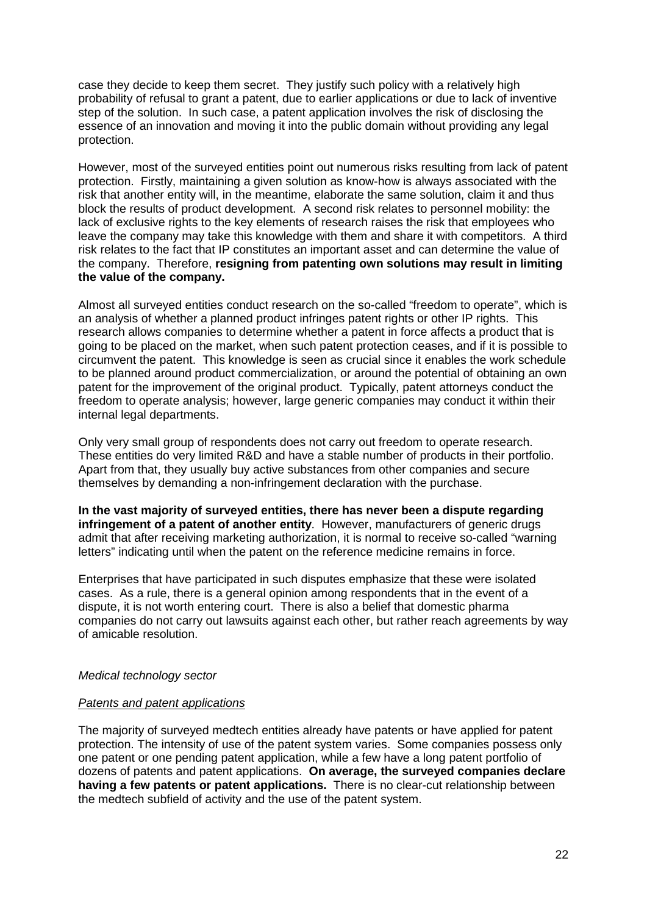case they decide to keep them secret. They justify such policy with a relatively high probability of refusal to grant a patent, due to earlier applications or due to lack of inventive step of the solution. In such case, a patent application involves the risk of disclosing the essence of an innovation and moving it into the public domain without providing any legal protection.

However, most of the surveyed entities point out numerous risks resulting from lack of patent protection. Firstly, maintaining a given solution as know-how is always associated with the risk that another entity will, in the meantime, elaborate the same solution, claim it and thus block the results of product development. A second risk relates to personnel mobility: the lack of exclusive rights to the key elements of research raises the risk that employees who leave the company may take this knowledge with them and share it with competitors. A third risk relates to the fact that IP constitutes an important asset and can determine the value of the company. Therefore, **resigning from patenting own solutions may result in limiting the value of the company.**

Almost all surveyed entities conduct research on the so-called "freedom to operate", which is an analysis of whether a planned product infringes patent rights or other IP rights. This research allows companies to determine whether a patent in force affects a product that is going to be placed on the market, when such patent protection ceases, and if it is possible to circumvent the patent. This knowledge is seen as crucial since it enables the work schedule to be planned around product commercialization, or around the potential of obtaining an own patent for the improvement of the original product. Typically, patent attorneys conduct the freedom to operate analysis; however, large generic companies may conduct it within their internal legal departments.

Only very small group of respondents does not carry out freedom to operate research. These entities do very limited R&D and have a stable number of products in their portfolio. Apart from that, they usually buy active substances from other companies and secure themselves by demanding a non-infringement declaration with the purchase.

**In the vast majority of surveyed entities, there has never been a dispute regarding infringement of a patent of another entity**. However, manufacturers of generic drugs admit that after receiving marketing authorization, it is normal to receive so-called "warning letters" indicating until when the patent on the reference medicine remains in force.

Enterprises that have participated in such disputes emphasize that these were isolated cases. As a rule, there is a general opinion among respondents that in the event of a dispute, it is not worth entering court. There is also a belief that domestic pharma companies do not carry out lawsuits against each other, but rather reach agreements by way of amicable resolution.

*Medical technology sector*

*Patents and patent applications*

The majority of surveyed medtech entities already have patents or have applied for patent protection. The intensity of use of the patent system varies. Some companies possess only one patent or one pending patent application, while a few have a long patent portfolio of dozens of patents and patent applications. **On average, the surveyed companies declare having a few patents or patent applications.** There is no clear-cut relationship between the medtech subfield of activity and the use of the patent system.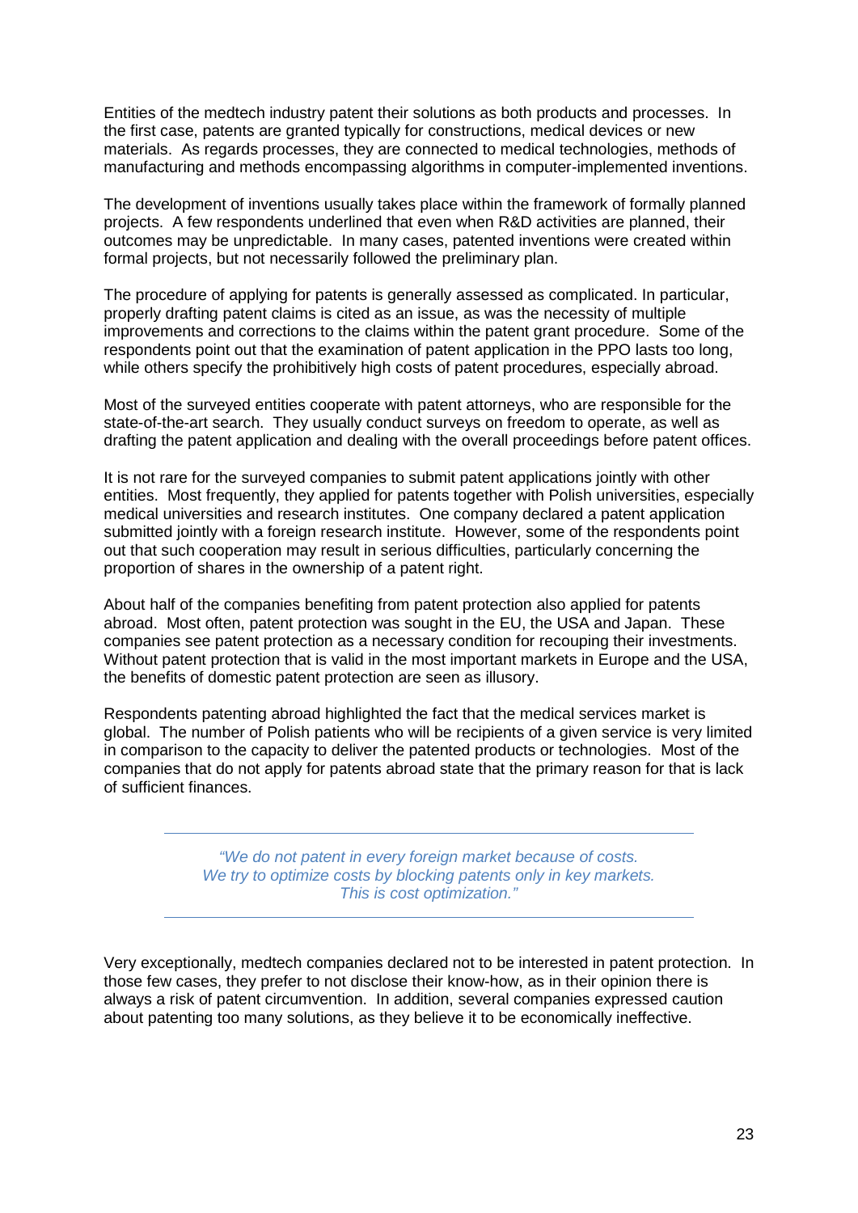Entities of the medtech industry patent their solutions as both products and processes. In the first case, patents are granted typically for constructions, medical devices or new materials. As regards processes, they are connected to medical technologies, methods of manufacturing and methods encompassing algorithms in computer-implemented inventions.

The development of inventions usually takes place within the framework of formally planned projects. A few respondents underlined that even when R&D activities are planned, their outcomes may be unpredictable. In many cases, patented inventions were created within formal projects, but not necessarily followed the preliminary plan.

The procedure of applying for patents is generally assessed as complicated. In particular, properly drafting patent claims is cited as an issue, as was the necessity of multiple improvements and corrections to the claims within the patent grant procedure. Some of the respondents point out that the examination of patent application in the PPO lasts too long, while others specify the prohibitively high costs of patent procedures, especially abroad.

Most of the surveyed entities cooperate with patent attorneys, who are responsible for the state-of-the-art search. They usually conduct surveys on freedom to operate, as well as drafting the patent application and dealing with the overall proceedings before patent offices.

It is not rare for the surveyed companies to submit patent applications jointly with other entities. Most frequently, they applied for patents together with Polish universities, especially medical universities and research institutes. One company declared a patent application submitted jointly with a foreign research institute. However, some of the respondents point out that such cooperation may result in serious difficulties, particularly concerning the proportion of shares in the ownership of a patent right.

About half of the companies benefiting from patent protection also applied for patents abroad. Most often, patent protection was sought in the EU, the USA and Japan. These companies see patent protection as a necessary condition for recouping their investments. Without patent protection that is valid in the most important markets in Europe and the USA, the benefits of domestic patent protection are seen as illusory.

Respondents patenting abroad highlighted the fact that the medical services market is global. The number of Polish patients who will be recipients of a given service is very limited in comparison to the capacity to deliver the patented products or technologies. Most of the companies that do not apply for patents abroad state that the primary reason for that is lack of sufficient finances.

---

*"We do not patent in every foreign market because of costs.
We try to optimize costs by blocking patents only in key markets.
This is cost optimization."*

---

Very exceptionally, medtech companies declared not to be interested in patent protection. In those few cases, they prefer to not disclose their know-how, as in their opinion there is always a risk of patent circumvention. In addition, several companies expressed caution about patenting too many solutions, as they believe it to be economically ineffective.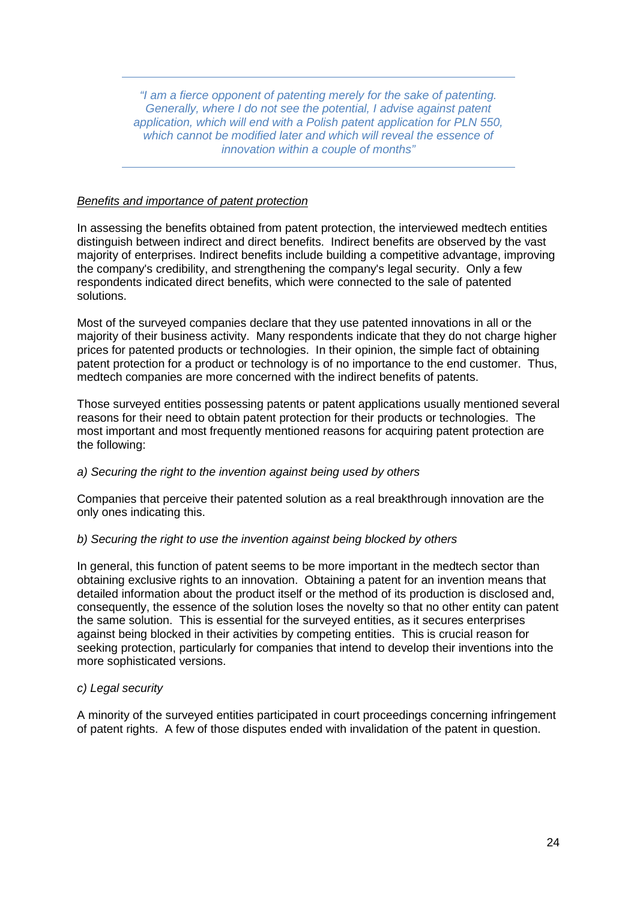> *"I am a fierce opponent of patenting merely for the sake of patenting. Generally, where I do not see the potential, I advise against patent application, which will end with a Polish patent application for PLN 550, which cannot be modified later and which will reveal the essence of innovation within a couple of months"*

<u>Benefits and importance of patent protection</u>

In assessing the benefits obtained from patent protection, the interviewed medtech entities distinguish between indirect and direct benefits. Indirect benefits are observed by the vast majority of enterprises. Indirect benefits include building a competitive advantage, improving the company's credibility, and strengthening the company's legal security. Only a few respondents indicated direct benefits, which were connected to the sale of patented solutions.

Most of the surveyed companies declare that they use patented innovations in all or the majority of their business activity. Many respondents indicate that they do not charge higher prices for patented products or technologies. In their opinion, the simple fact of obtaining patent protection for a product or technology is of no importance to the end customer. Thus, medtech companies are more concerned with the indirect benefits of patents.

Those surveyed entities possessing patents or patent applications usually mentioned several reasons for their need to obtain patent protection for their products or technologies. The most important and most frequently mentioned reasons for acquiring patent protection are the following:

*a) Securing the right to the invention against being used by others*

Companies that perceive their patented solution as a real breakthrough innovation are the only ones indicating this.

*b) Securing the right to use the invention against being blocked by others*

In general, this function of patent seems to be more important in the medtech sector than obtaining exclusive rights to an innovation. Obtaining a patent for an invention means that detailed information about the product itself or the method of its production is disclosed and, consequently, the essence of the solution loses the novelty so that no other entity can patent the same solution. This is essential for the surveyed entities, as it secures enterprises against being blocked in their activities by competing entities. This is crucial reason for seeking protection, particularly for companies that intend to develop their inventions into the more sophisticated versions.

*c) Legal security*

A minority of the surveyed entities participated in court proceedings concerning infringement of patent rights. A few of those disputes ended with invalidation of the patent in question.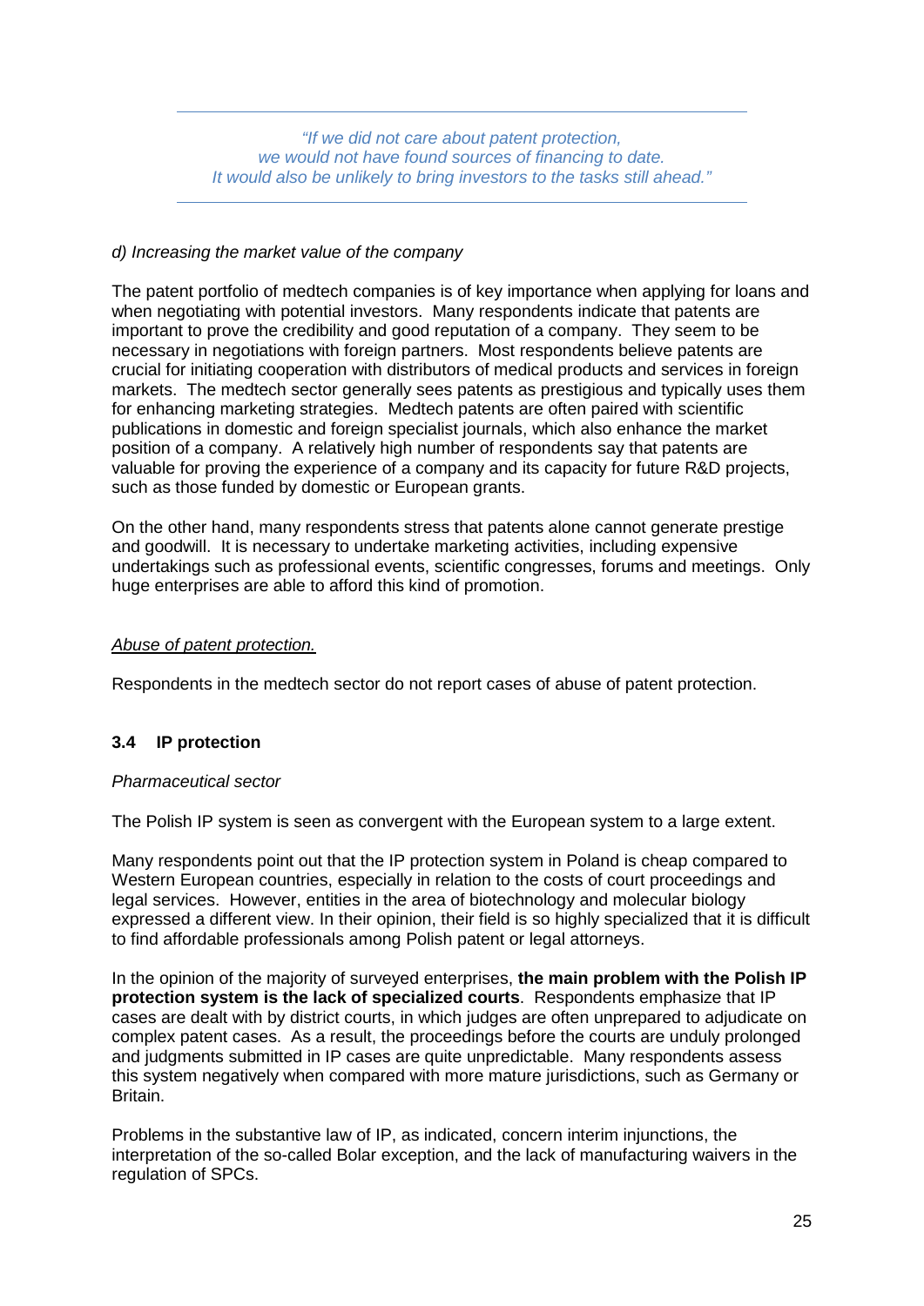*"If we did not care about patent protection,*
*we would not have found sources of financing to date.*
*It would also be unlikely to bring investors to the tasks still ahead."*

*d) Increasing the market value of the company*

The patent portfolio of medtech companies is of key importance when applying for loans and when negotiating with potential investors. Many respondents indicate that patents are important to prove the credibility and good reputation of a company. They seem to be necessary in negotiations with foreign partners. Most respondents believe patents are crucial for initiating cooperation with distributors of medical products and services in foreign markets. The medtech sector generally sees patents as prestigious and typically uses them for enhancing marketing strategies. Medtech patents are often paired with scientific publications in domestic and foreign specialist journals, which also enhance the market position of a company. A relatively high number of respondents say that patents are valuable for proving the experience of a company and its capacity for future R&D projects, such as those funded by domestic or European grants.

On the other hand, many respondents stress that patents alone cannot generate prestige and goodwill. It is necessary to undertake marketing activities, including expensive undertakings such as professional events, scientific congresses, forums and meetings. Only huge enterprises are able to afford this kind of promotion.

*Abuse of patent protection.*

Respondents in the medtech sector do not report cases of abuse of patent protection.

### 3.4 IP protection

*Pharmaceutical sector*

The Polish IP system is seen as convergent with the European system to a large extent.

Many respondents point out that the IP protection system in Poland is cheap compared to Western European countries, especially in relation to the costs of court proceedings and legal services. However, entities in the area of biotechnology and molecular biology expressed a different view. In their opinion, their field is so highly specialized that it is difficult to find affordable professionals among Polish patent or legal attorneys.

In the opinion of the majority of surveyed enterprises, **the main problem with the Polish IP protection system is the lack of specialized courts**. Respondents emphasize that IP cases are dealt with by district courts, in which judges are often unprepared to adjudicate on complex patent cases. As a result, the proceedings before the courts are unduly prolonged and judgments submitted in IP cases are quite unpredictable. Many respondents assess this system negatively when compared with more mature jurisdictions, such as Germany or Britain.

Problems in the substantive law of IP, as indicated, concern interim injunctions, the interpretation of the so-called Bolar exception, and the lack of manufacturing waivers in the regulation of SPCs.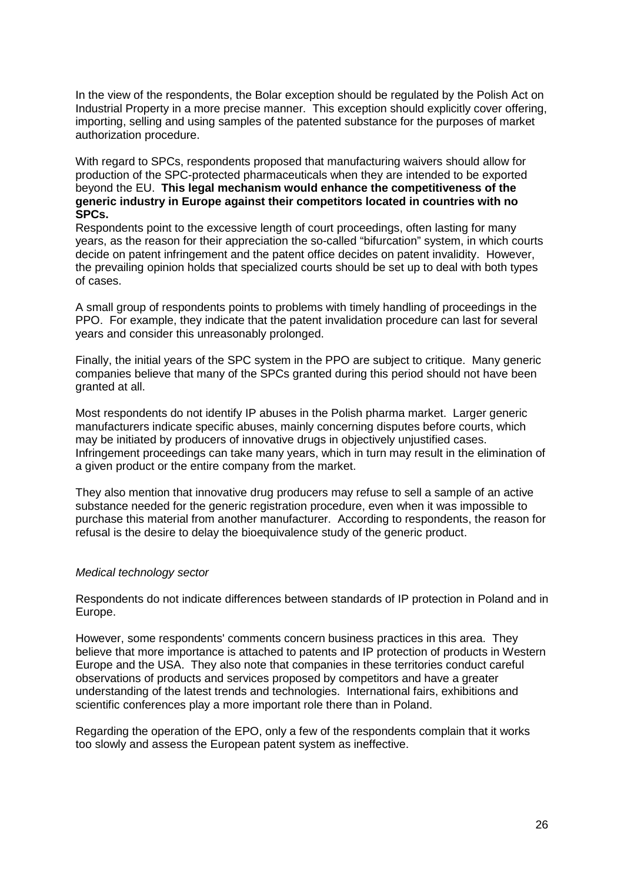In the view of the respondents, the Bolar exception should be regulated by the Polish Act on Industrial Property in a more precise manner. This exception should explicitly cover offering, importing, selling and using samples of the patented substance for the purposes of market authorization procedure.

With regard to SPCs, respondents proposed that manufacturing waivers should allow for production of the SPC-protected pharmaceuticals when they are intended to be exported beyond the EU. **This legal mechanism would enhance the competitiveness of the generic industry in Europe against their competitors located in countries with no SPCs.**
Respondents point to the excessive length of court proceedings, often lasting for many years, as the reason for their appreciation the so-called "bifurcation" system, in which courts decide on patent infringement and the patent office decides on patent invalidity. However, the prevailing opinion holds that specialized courts should be set up to deal with both types of cases.

A small group of respondents points to problems with timely handling of proceedings in the PPO. For example, they indicate that the patent invalidation procedure can last for several years and consider this unreasonably prolonged.

Finally, the initial years of the SPC system in the PPO are subject to critique. Many generic companies believe that many of the SPCs granted during this period should not have been granted at all.

Most respondents do not identify IP abuses in the Polish pharma market. Larger generic manufacturers indicate specific abuses, mainly concerning disputes before courts, which may be initiated by producers of innovative drugs in objectively unjustified cases. Infringement proceedings can take many years, which in turn may result in the elimination of a given product or the entire company from the market.

They also mention that innovative drug producers may refuse to sell a sample of an active substance needed for the generic registration procedure, even when it was impossible to purchase this material from another manufacturer. According to respondents, the reason for refusal is the desire to delay the bioequivalence study of the generic product.

*Medical technology sector*

Respondents do not indicate differences between standards of IP protection in Poland and in Europe.

However, some respondents' comments concern business practices in this area. They believe that more importance is attached to patents and IP protection of products in Western Europe and the USA. They also note that companies in these territories conduct careful observations of products and services proposed by competitors and have a greater understanding of the latest trends and technologies. International fairs, exhibitions and scientific conferences play a more important role there than in Poland.

Regarding the operation of the EPO, only a few of the respondents complain that it works too slowly and assess the European patent system as ineffective.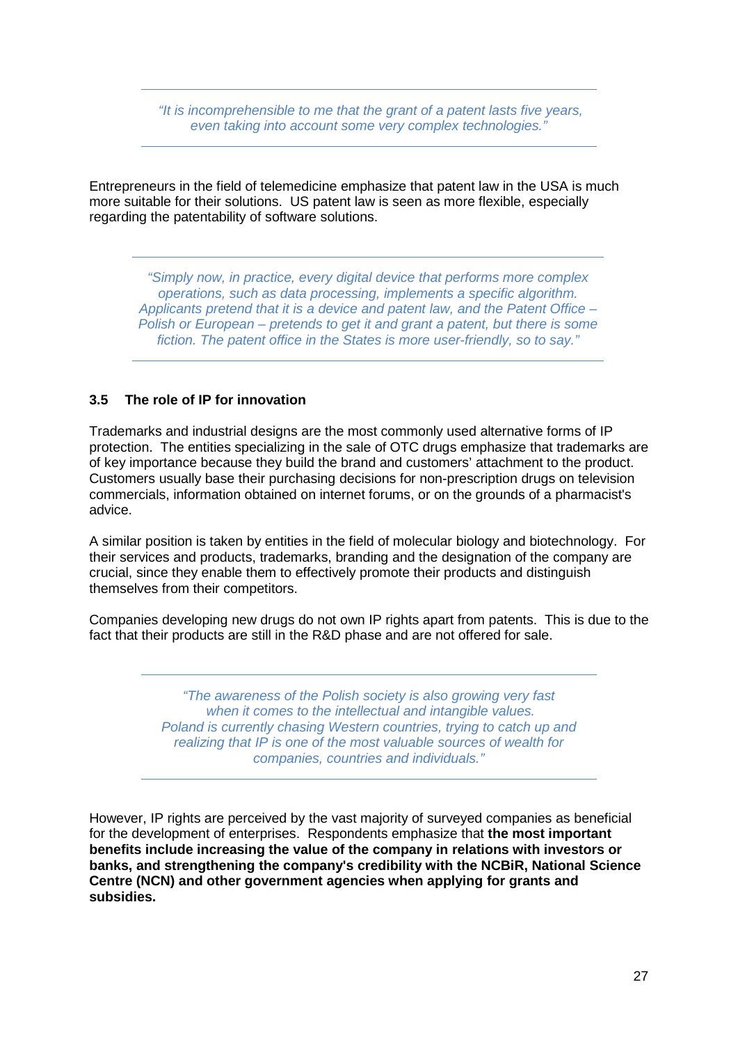> *"It is incomprehensible to me that the grant of a patent lasts five years, even taking into account some very complex technologies."*

Entrepreneurs in the field of telemedicine emphasize that patent law in the USA is much more suitable for their solutions. US patent law is seen as more flexible, especially regarding the patentability of software solutions.

> *"Simply now, in practice, every digital device that performs more complex operations, such as data processing, implements a specific algorithm. Applicants pretend that it is a device and patent law, and the Patent Office – Polish or European – pretends to get it and grant a patent, but there is some fiction. The patent office in the States is more user-friendly, so to say."*

### 3.5 The role of IP for innovation

Trademarks and industrial designs are the most commonly used alternative forms of IP protection. The entities specializing in the sale of OTC drugs emphasize that trademarks are of key importance because they build the brand and customers' attachment to the product. Customers usually base their purchasing decisions for non-prescription drugs on television commercials, information obtained on internet forums, or on the grounds of a pharmacist's advice.

A similar position is taken by entities in the field of molecular biology and biotechnology. For their services and products, trademarks, branding and the designation of the company are crucial, since they enable them to effectively promote their products and distinguish themselves from their competitors.

Companies developing new drugs do not own IP rights apart from patents. This is due to the fact that their products are still in the R&D phase and are not offered for sale.

> *"The awareness of the Polish society is also growing very fast when it comes to the intellectual and intangible values. Poland is currently chasing Western countries, trying to catch up and realizing that IP is one of the most valuable sources of wealth for companies, countries and individuals."*

However, IP rights are perceived by the vast majority of surveyed companies as beneficial for the development of enterprises. Respondents emphasize that **the most important benefits include increasing the value of the company in relations with investors or banks, and strengthening the company's credibility with the NCBiR, National Science Centre (NCN) and other government agencies when applying for grants and subsidies.**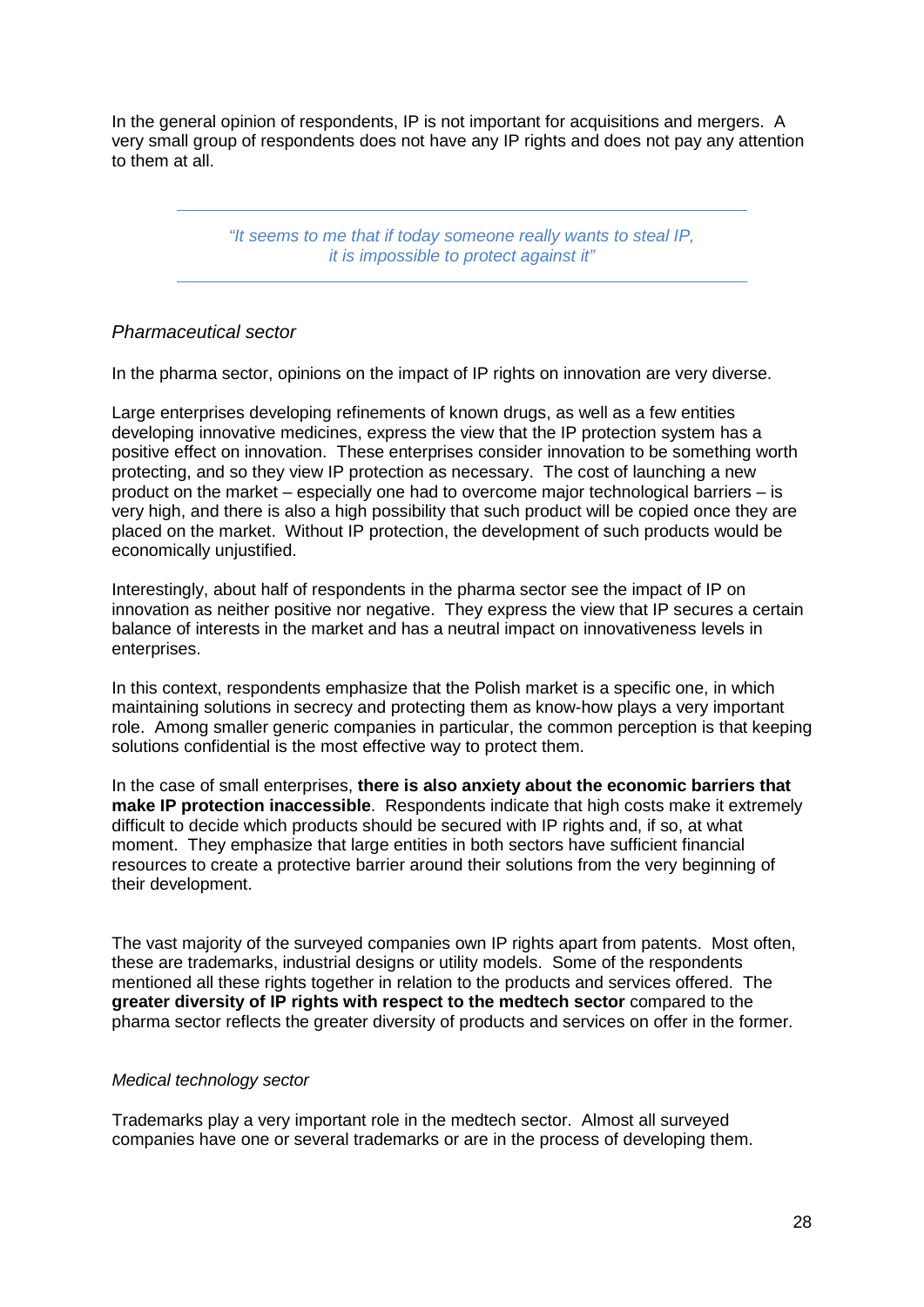In the general opinion of respondents, IP is not important for acquisitions and mergers. A very small group of respondents does not have any IP rights and does not pay any attention to them at all.

---

*"It seems to me that if today someone really wants to steal IP, it is impossible to protect against it"*

---

### *Pharmaceutical sector*

In the pharma sector, opinions on the impact of IP rights on innovation are very diverse.

Large enterprises developing refinements of known drugs, as well as a few entities developing innovative medicines, express the view that the IP protection system has a positive effect on innovation. These enterprises consider innovation to be something worth protecting, and so they view IP protection as necessary. The cost of launching a new product on the market – especially one had to overcome major technological barriers – is very high, and there is also a high possibility that such product will be copied once they are placed on the market. Without IP protection, the development of such products would be economically unjustified.

Interestingly, about half of respondents in the pharma sector see the impact of IP on innovation as neither positive nor negative. They express the view that IP secures a certain balance of interests in the market and has a neutral impact on innovativeness levels in enterprises.

In this context, respondents emphasize that the Polish market is a specific one, in which maintaining solutions in secrecy and protecting them as know-how plays a very important role. Among smaller generic companies in particular, the common perception is that keeping solutions confidential is the most effective way to protect them.

In the case of small enterprises, **there is also anxiety about the economic barriers that make IP protection inaccessible**. Respondents indicate that high costs make it extremely difficult to decide which products should be secured with IP rights and, if so, at what moment. They emphasize that large entities in both sectors have sufficient financial resources to create a protective barrier around their solutions from the very beginning of their development.

The vast majority of the surveyed companies own IP rights apart from patents. Most often, these are trademarks, industrial designs or utility models. Some of the respondents mentioned all these rights together in relation to the products and services offered. The **greater diversity of IP rights with respect to the medtech sector** compared to the pharma sector reflects the greater diversity of products and services on offer in the former.

#### *Medical technology sector*

Trademarks play a very important role in the medtech sector. Almost all surveyed companies have one or several trademarks or are in the process of developing them.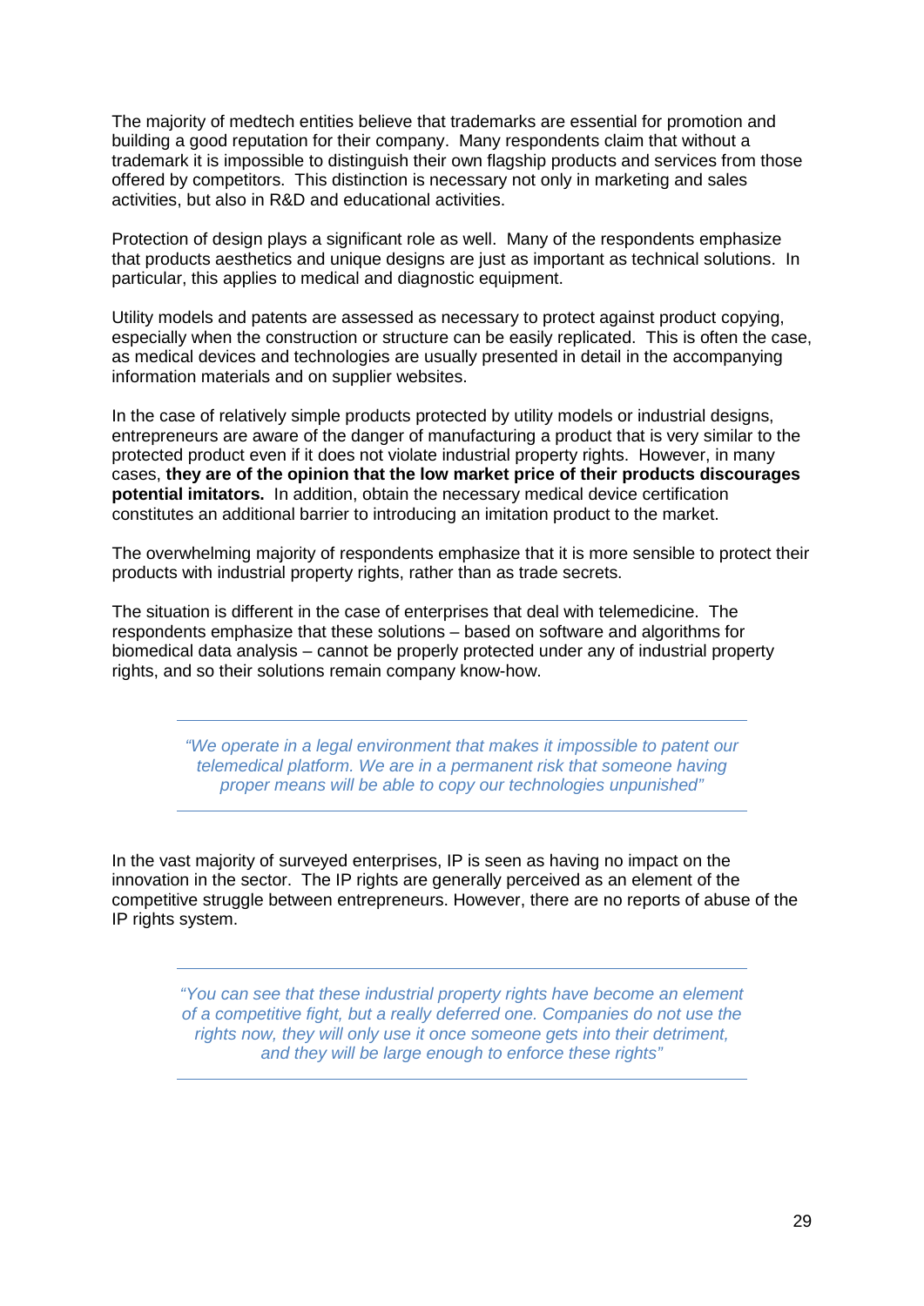The majority of medtech entities believe that trademarks are essential for promotion and building a good reputation for their company. Many respondents claim that without a trademark it is impossible to distinguish their own flagship products and services from those offered by competitors. This distinction is necessary not only in marketing and sales activities, but also in R&D and educational activities.

Protection of design plays a significant role as well. Many of the respondents emphasize that products aesthetics and unique designs are just as important as technical solutions. In particular, this applies to medical and diagnostic equipment.

Utility models and patents are assessed as necessary to protect against product copying, especially when the construction or structure can be easily replicated. This is often the case, as medical devices and technologies are usually presented in detail in the accompanying information materials and on supplier websites.

In the case of relatively simple products protected by utility models or industrial designs, entrepreneurs are aware of the danger of manufacturing a product that is very similar to the protected product even if it does not violate industrial property rights. However, in many cases, **they are of the opinion that the low market price of their products discourages potential imitators.** In addition, obtain the necessary medical device certification constitutes an additional barrier to introducing an imitation product to the market.

The overwhelming majority of respondents emphasize that it is more sensible to protect their products with industrial property rights, rather than as trade secrets.

The situation is different in the case of enterprises that deal with telemedicine. The respondents emphasize that these solutions – based on software and algorithms for biomedical data analysis – cannot be properly protected under any of industrial property rights, and so their solutions remain company know-how.

---

*"We operate in a legal environment that makes it impossible to patent our telemedical platform. We are in a permanent risk that someone having proper means will be able to copy our technologies unpunished"*

---

In the vast majority of surveyed enterprises, IP is seen as having no impact on the innovation in the sector. The IP rights are generally perceived as an element of the competitive struggle between entrepreneurs. However, there are no reports of abuse of the IP rights system.

---

*"You can see that these industrial property rights have become an element of a competitive fight, but a really deferred one. Companies do not use the rights now, they will only use it once someone gets into their detriment, and they will be large enough to enforce these rights"*

---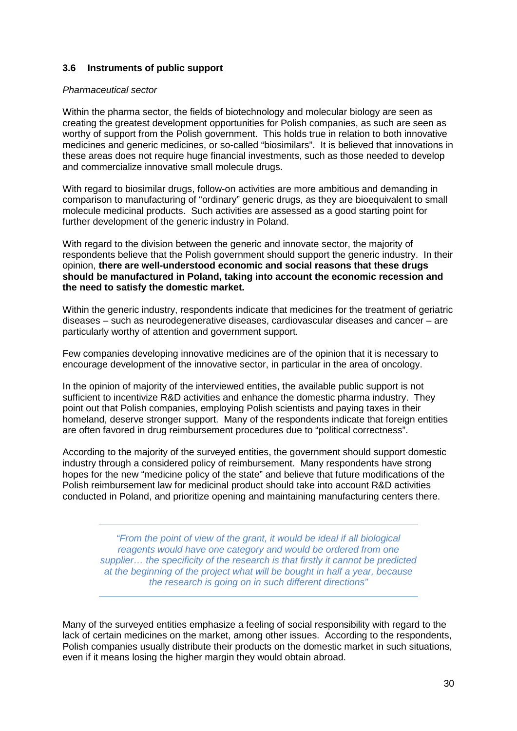### 3.6 Instruments of public support

*Pharmaceutical sector*

Within the pharma sector, the fields of biotechnology and molecular biology are seen as creating the greatest development opportunities for Polish companies, as such are seen as worthy of support from the Polish government. This holds true in relation to both innovative medicines and generic medicines, or so-called "biosimilars". It is believed that innovations in these areas does not require huge financial investments, such as those needed to develop and commercialize innovative small molecule drugs.

With regard to biosimilar drugs, follow-on activities are more ambitious and demanding in comparison to manufacturing of "ordinary" generic drugs, as they are bioequivalent to small molecule medicinal products. Such activities are assessed as a good starting point for further development of the generic industry in Poland.

With regard to the division between the generic and innovate sector, the majority of respondents believe that the Polish government should support the generic industry. In their opinion, **there are well-understood economic and social reasons that these drugs should be manufactured in Poland, taking into account the economic recession and the need to satisfy the domestic market.**

Within the generic industry, respondents indicate that medicines for the treatment of geriatric diseases – such as neurodegenerative diseases, cardiovascular diseases and cancer – are particularly worthy of attention and government support.

Few companies developing innovative medicines are of the opinion that it is necessary to encourage development of the innovative sector, in particular in the area of oncology.

In the opinion of majority of the interviewed entities, the available public support is not sufficient to incentivize R&D activities and enhance the domestic pharma industry. They point out that Polish companies, employing Polish scientists and paying taxes in their homeland, deserve stronger support. Many of the respondents indicate that foreign entities are often favored in drug reimbursement procedures due to "political correctness".

According to the majority of the surveyed entities, the government should support domestic industry through a considered policy of reimbursement. Many respondents have strong hopes for the new "medicine policy of the state" and believe that future modifications of the Polish reimbursement law for medicinal product should take into account R&D activities conducted in Poland, and prioritize opening and maintaining manufacturing centers there.

---

*"From the point of view of the grant, it would be ideal if all biological reagents would have one category and would be ordered from one supplier… the specificity of the research is that firstly it cannot be predicted at the beginning of the project what will be bought in half a year, because the research is going on in such different directions"*

---

Many of the surveyed entities emphasize a feeling of social responsibility with regard to the lack of certain medicines on the market, among other issues. According to the respondents, Polish companies usually distribute their products on the domestic market in such situations, even if it means losing the higher margin they would obtain abroad.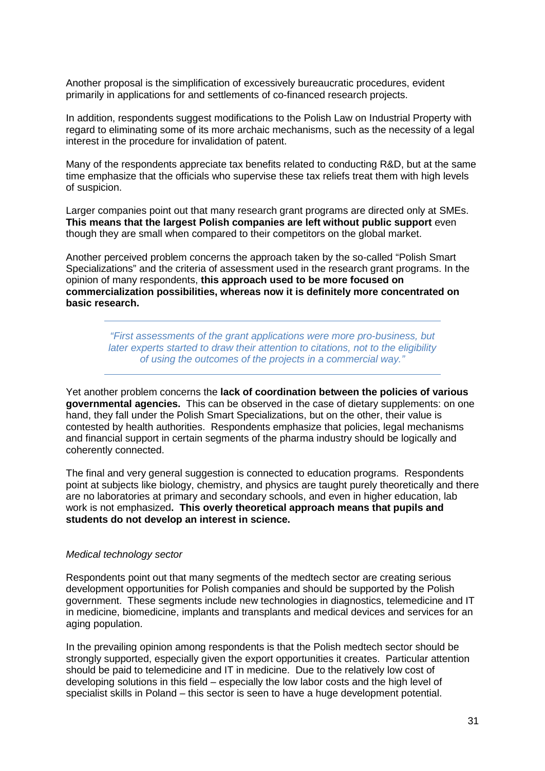Another proposal is the simplification of excessively bureaucratic procedures, evident primarily in applications for and settlements of co-financed research projects.

In addition, respondents suggest modifications to the Polish Law on Industrial Property with regard to eliminating some of its more archaic mechanisms, such as the necessity of a legal interest in the procedure for invalidation of patent.

Many of the respondents appreciate tax benefits related to conducting R&D, but at the same time emphasize that the officials who supervise these tax reliefs treat them with high levels of suspicion.

Larger companies point out that many research grant programs are directed only at SMEs. **This means that the largest Polish companies are left without public support** even though they are small when compared to their competitors on the global market.

Another perceived problem concerns the approach taken by the so-called "Polish Smart Specializations" and the criteria of assessment used in the research grant programs. In the opinion of many respondents, **this approach used to be more focused on commercialization possibilities, whereas now it is definitely more concentrated on basic research.**

> *"First assessments of the grant applications were more pro-business, but later experts started to draw their attention to citations, not to the eligibility of using the outcomes of the projects in a commercial way."*

Yet another problem concerns the **lack of coordination between the policies of various governmental agencies.** This can be observed in the case of dietary supplements: on one hand, they fall under the Polish Smart Specializations, but on the other, their value is contested by health authorities. Respondents emphasize that policies, legal mechanisms and financial support in certain segments of the pharma industry should be logically and coherently connected.

The final and very general suggestion is connected to education programs. Respondents point at subjects like biology, chemistry, and physics are taught purely theoretically and there are no laboratories at primary and secondary schools, and even in higher education, lab work is not emphasized**. This overly theoretical approach means that pupils and students do not develop an interest in science.**

*Medical technology sector*

Respondents point out that many segments of the medtech sector are creating serious development opportunities for Polish companies and should be supported by the Polish government. These segments include new technologies in diagnostics, telemedicine and IT in medicine, biomedicine, implants and transplants and medical devices and services for an aging population.

In the prevailing opinion among respondents is that the Polish medtech sector should be strongly supported, especially given the export opportunities it creates. Particular attention should be paid to telemedicine and IT in medicine. Due to the relatively low cost of developing solutions in this field – especially the low labor costs and the high level of specialist skills in Poland – this sector is seen to have a huge development potential.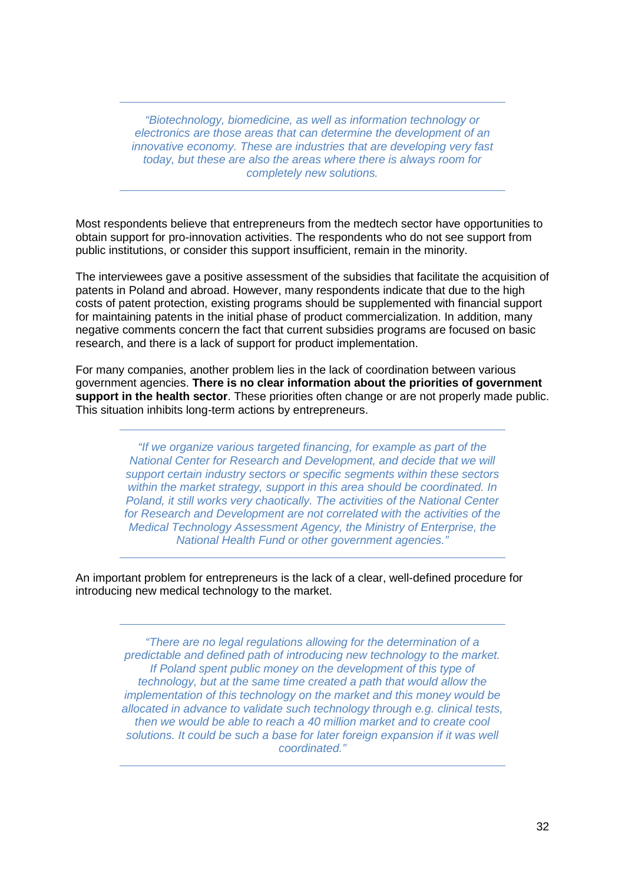---

*"Biotechnology, biomedicine, as well as information technology or electronics are those areas that can determine the development of an innovative economy. These are industries that are developing very fast today, but these are also the areas where there is always room for completely new solutions.*

---

Most respondents believe that entrepreneurs from the medtech sector have opportunities to obtain support for pro-innovation activities. The respondents who do not see support from public institutions, or consider this support insufficient, remain in the minority.

The interviewees gave a positive assessment of the subsidies that facilitate the acquisition of patents in Poland and abroad. However, many respondents indicate that due to the high costs of patent protection, existing programs should be supplemented with financial support for maintaining patents in the initial phase of product commercialization. In addition, many negative comments concern the fact that current subsidies programs are focused on basic research, and there is a lack of support for product implementation.

For many companies, another problem lies in the lack of coordination between various government agencies. **There is no clear information about the priorities of government support in the health sector**. These priorities often change or are not properly made public. This situation inhibits long-term actions by entrepreneurs.

---

*"If we organize various targeted financing, for example as part of the National Center for Research and Development, and decide that we will support certain industry sectors or specific segments within these sectors within the market strategy, support in this area should be coordinated. In Poland, it still works very chaotically. The activities of the National Center for Research and Development are not correlated with the activities of the Medical Technology Assessment Agency, the Ministry of Enterprise, the National Health Fund or other government agencies."*

---

An important problem for entrepreneurs is the lack of a clear, well-defined procedure for introducing new medical technology to the market.

---

*"There are no legal regulations allowing for the determination of a predictable and defined path of introducing new technology to the market. If Poland spent public money on the development of this type of technology, but at the same time created a path that would allow the implementation of this technology on the market and this money would be allocated in advance to validate such technology through e.g. clinical tests, then we would be able to reach a 40 million market and to create cool solutions. It could be such a base for later foreign expansion if it was well coordinated."*

---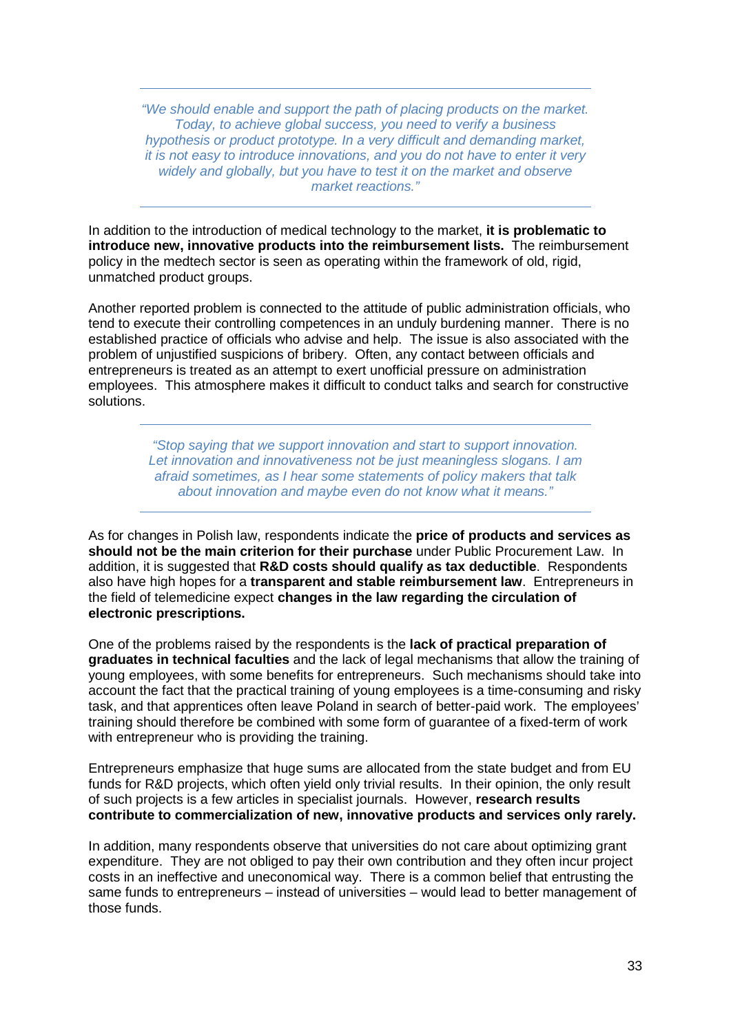*“We should enable and support the path of placing products on the market. Today, to achieve global success, you need to verify a business hypothesis or product prototype. In a very difficult and demanding market, it is not easy to introduce innovations, and you do not have to enter it very widely and globally, but you have to test it on the market and observe market reactions.”*

In addition to the introduction of medical technology to the market, **it is problematic to introduce new, innovative products into the reimbursement lists.** The reimbursement policy in the medtech sector is seen as operating within the framework of old, rigid, unmatched product groups.

Another reported problem is connected to the attitude of public administration officials, who tend to execute their controlling competences in an unduly burdening manner. There is no established practice of officials who advise and help. The issue is also associated with the problem of unjustified suspicions of bribery. Often, any contact between officials and entrepreneurs is treated as an attempt to exert unofficial pressure on administration employees. This atmosphere makes it difficult to conduct talks and search for constructive solutions.

*“Stop saying that we support innovation and start to support innovation. Let innovation and innovativeness not be just meaningless slogans. I am afraid sometimes, as I hear some statements of policy makers that talk about innovation and maybe even do not know what it means.”*

As for changes in Polish law, respondents indicate the **price of products and services as should not be the main criterion for their purchase** under Public Procurement Law. In addition, it is suggested that **R&D costs should qualify as tax deductible**. Respondents also have high hopes for a **transparent and stable reimbursement law**. Entrepreneurs in the field of telemedicine expect **changes in the law regarding the circulation of electronic prescriptions.**

One of the problems raised by the respondents is the **lack of practical preparation of graduates in technical faculties** and the lack of legal mechanisms that allow the training of young employees, with some benefits for entrepreneurs. Such mechanisms should take into account the fact that the practical training of young employees is a time-consuming and risky task, and that apprentices often leave Poland in search of better-paid work. The employees' training should therefore be combined with some form of guarantee of a fixed-term of work with entrepreneur who is providing the training.

Entrepreneurs emphasize that huge sums are allocated from the state budget and from EU funds for R&D projects, which often yield only trivial results. In their opinion, the only result of such projects is a few articles in specialist journals. However, **research results contribute to commercialization of new, innovative products and services only rarely.**

In addition, many respondents observe that universities do not care about optimizing grant expenditure. They are not obliged to pay their own contribution and they often incur project costs in an ineffective and uneconomical way. There is a common belief that entrusting the same funds to entrepreneurs – instead of universities – would lead to better management of those funds.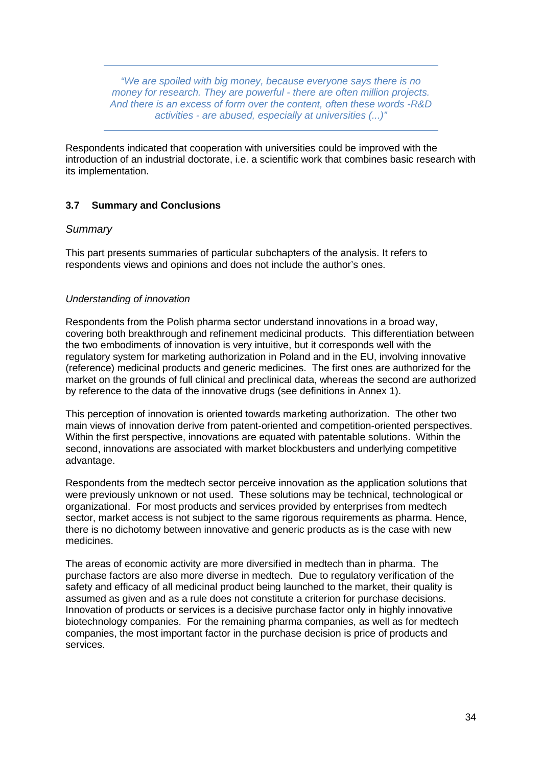> *"We are spoiled with big money, because everyone says there is no money for research. They are powerful - there are often million projects. And there is an excess of form over the content, often these words -R&D activities - are abused, especially at universities (...)"*

Respondents indicated that cooperation with universities could be improved with the introduction of an industrial doctorate, i.e. a scientific work that combines basic research with its implementation.

### 3.7 Summary and Conclusions

*Summary*

This part presents summaries of particular subchapters of the analysis. It refers to respondents views and opinions and does not include the author's ones.

<u>Understanding of innovation</u>

Respondents from the Polish pharma sector understand innovations in a broad way, covering both breakthrough and refinement medicinal products. This differentiation between the two embodiments of innovation is very intuitive, but it corresponds well with the regulatory system for marketing authorization in Poland and in the EU, involving innovative (reference) medicinal products and generic medicines. The first ones are authorized for the market on the grounds of full clinical and preclinical data, whereas the second are authorized by reference to the data of the innovative drugs (see definitions in Annex 1).

This perception of innovation is oriented towards marketing authorization. The other two main views of innovation derive from patent-oriented and competition-oriented perspectives. Within the first perspective, innovations are equated with patentable solutions. Within the second, innovations are associated with market blockbusters and underlying competitive advantage.

Respondents from the medtech sector perceive innovation as the application solutions that were previously unknown or not used. These solutions may be technical, technological or organizational. For most products and services provided by enterprises from medtech sector, market access is not subject to the same rigorous requirements as pharma. Hence, there is no dichotomy between innovative and generic products as is the case with new medicines.

The areas of economic activity are more diversified in medtech than in pharma. The purchase factors are also more diverse in medtech. Due to regulatory verification of the safety and efficacy of all medicinal product being launched to the market, their quality is assumed as given and as a rule does not constitute a criterion for purchase decisions. Innovation of products or services is a decisive purchase factor only in highly innovative biotechnology companies. For the remaining pharma companies, as well as for medtech companies, the most important factor in the purchase decision is price of products and services.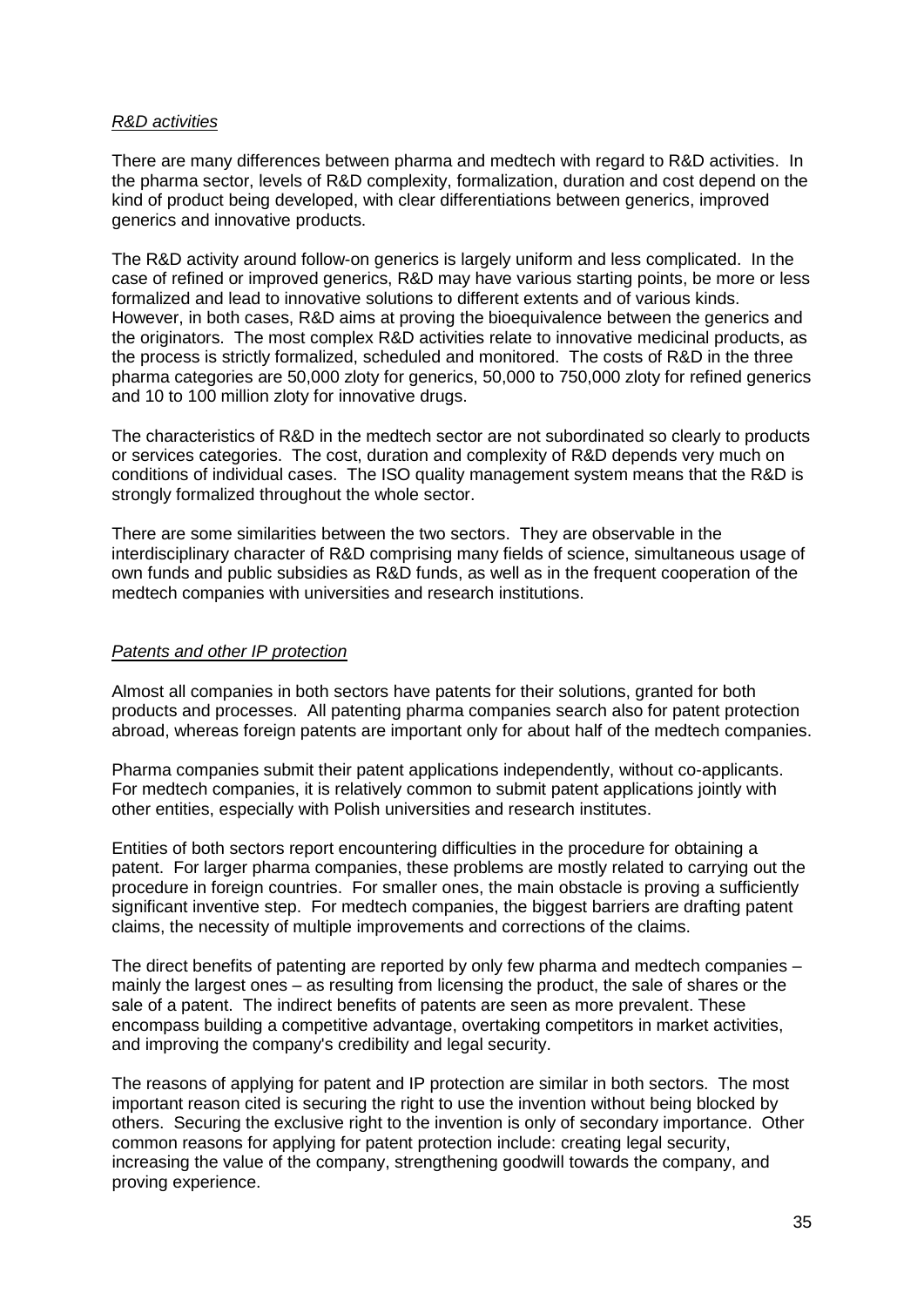*R&D activities*

There are many differences between pharma and medtech with regard to R&D activities. In the pharma sector, levels of R&D complexity, formalization, duration and cost depend on the kind of product being developed, with clear differentiations between generics, improved generics and innovative products.

The R&D activity around follow-on generics is largely uniform and less complicated. In the case of refined or improved generics, R&D may have various starting points, be more or less formalized and lead to innovative solutions to different extents and of various kinds. However, in both cases, R&D aims at proving the bioequivalence between the generics and the originators. The most complex R&D activities relate to innovative medicinal products, as the process is strictly formalized, scheduled and monitored. The costs of R&D in the three pharma categories are 50,000 zloty for generics, 50,000 to 750,000 zloty for refined generics and 10 to 100 million zloty for innovative drugs.

The characteristics of R&D in the medtech sector are not subordinated so clearly to products or services categories. The cost, duration and complexity of R&D depends very much on conditions of individual cases. The ISO quality management system means that the R&D is strongly formalized throughout the whole sector.

There are some similarities between the two sectors. They are observable in the interdisciplinary character of R&D comprising many fields of science, simultaneous usage of own funds and public subsidies as R&D funds, as well as in the frequent cooperation of the medtech companies with universities and research institutions.

*Patents and other IP protection*

Almost all companies in both sectors have patents for their solutions, granted for both products and processes. All patenting pharma companies search also for patent protection abroad, whereas foreign patents are important only for about half of the medtech companies.

Pharma companies submit their patent applications independently, without co-applicants. For medtech companies, it is relatively common to submit patent applications jointly with other entities, especially with Polish universities and research institutes.

Entities of both sectors report encountering difficulties in the procedure for obtaining a patent. For larger pharma companies, these problems are mostly related to carrying out the procedure in foreign countries. For smaller ones, the main obstacle is proving a sufficiently significant inventive step. For medtech companies, the biggest barriers are drafting patent claims, the necessity of multiple improvements and corrections of the claims.

The direct benefits of patenting are reported by only few pharma and medtech companies – mainly the largest ones – as resulting from licensing the product, the sale of shares or the sale of a patent. The indirect benefits of patents are seen as more prevalent. These encompass building a competitive advantage, overtaking competitors in market activities, and improving the company's credibility and legal security.

The reasons of applying for patent and IP protection are similar in both sectors. The most important reason cited is securing the right to use the invention without being blocked by others. Securing the exclusive right to the invention is only of secondary importance. Other common reasons for applying for patent protection include: creating legal security, increasing the value of the company, strengthening goodwill towards the company, and proving experience.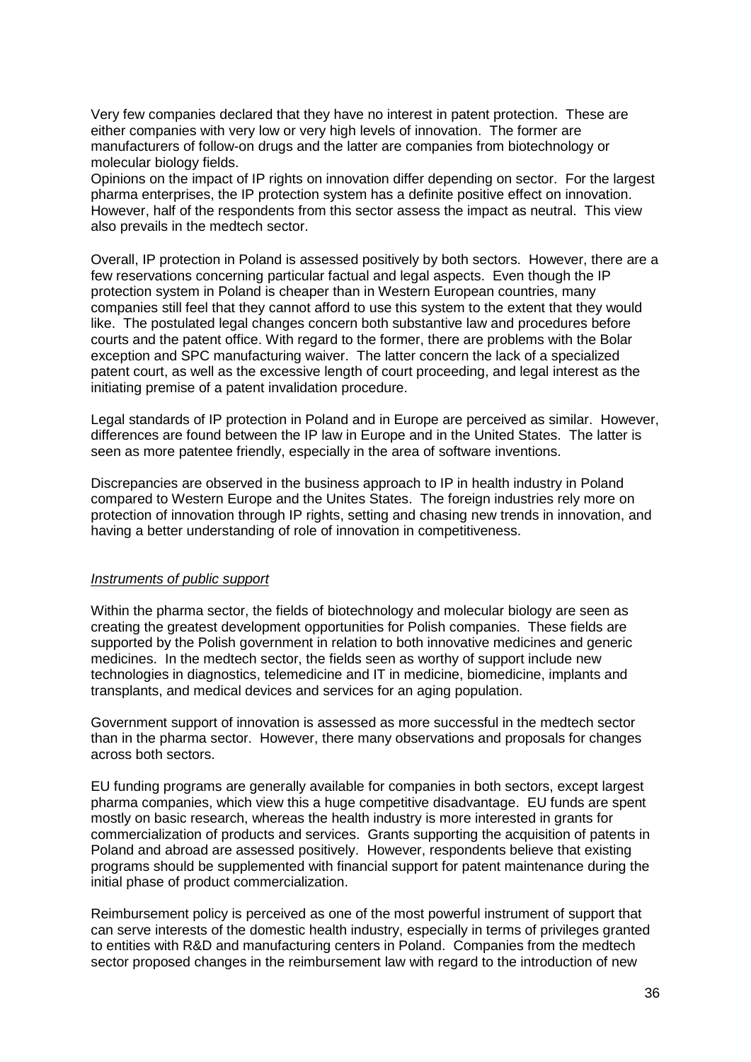Very few companies declared that they have no interest in patent protection. These are either companies with very low or very high levels of innovation. The former are manufacturers of follow-on drugs and the latter are companies from biotechnology or molecular biology fields.
Opinions on the impact of IP rights on innovation differ depending on sector. For the largest pharma enterprises, the IP protection system has a definite positive effect on innovation. However, half of the respondents from this sector assess the impact as neutral. This view also prevails in the medtech sector.

Overall, IP protection in Poland is assessed positively by both sectors. However, there are a few reservations concerning particular factual and legal aspects. Even though the IP protection system in Poland is cheaper than in Western European countries, many companies still feel that they cannot afford to use this system to the extent that they would like. The postulated legal changes concern both substantive law and procedures before courts and the patent office. With regard to the former, there are problems with the Bolar exception and SPC manufacturing waiver. The latter concern the lack of a specialized patent court, as well as the excessive length of court proceeding, and legal interest as the initiating premise of a patent invalidation procedure.

Legal standards of IP protection in Poland and in Europe are perceived as similar. However, differences are found between the IP law in Europe and in the United States. The latter is seen as more patentee friendly, especially in the area of software inventions.

Discrepancies are observed in the business approach to IP in health industry in Poland compared to Western Europe and the Unites States. The foreign industries rely more on protection of innovation through IP rights, setting and chasing new trends in innovation, and having a better understanding of role of innovation in competitiveness.

*Instruments of public support*

Within the pharma sector, the fields of biotechnology and molecular biology are seen as creating the greatest development opportunities for Polish companies. These fields are supported by the Polish government in relation to both innovative medicines and generic medicines. In the medtech sector, the fields seen as worthy of support include new technologies in diagnostics, telemedicine and IT in medicine, biomedicine, implants and transplants, and medical devices and services for an aging population.

Government support of innovation is assessed as more successful in the medtech sector than in the pharma sector. However, there many observations and proposals for changes across both sectors.

EU funding programs are generally available for companies in both sectors, except largest pharma companies, which view this a huge competitive disadvantage. EU funds are spent mostly on basic research, whereas the health industry is more interested in grants for commercialization of products and services. Grants supporting the acquisition of patents in Poland and abroad are assessed positively. However, respondents believe that existing programs should be supplemented with financial support for patent maintenance during the initial phase of product commercialization.

Reimbursement policy is perceived as one of the most powerful instrument of support that can serve interests of the domestic health industry, especially in terms of privileges granted to entities with R&D and manufacturing centers in Poland. Companies from the medtech sector proposed changes in the reimbursement law with regard to the introduction of new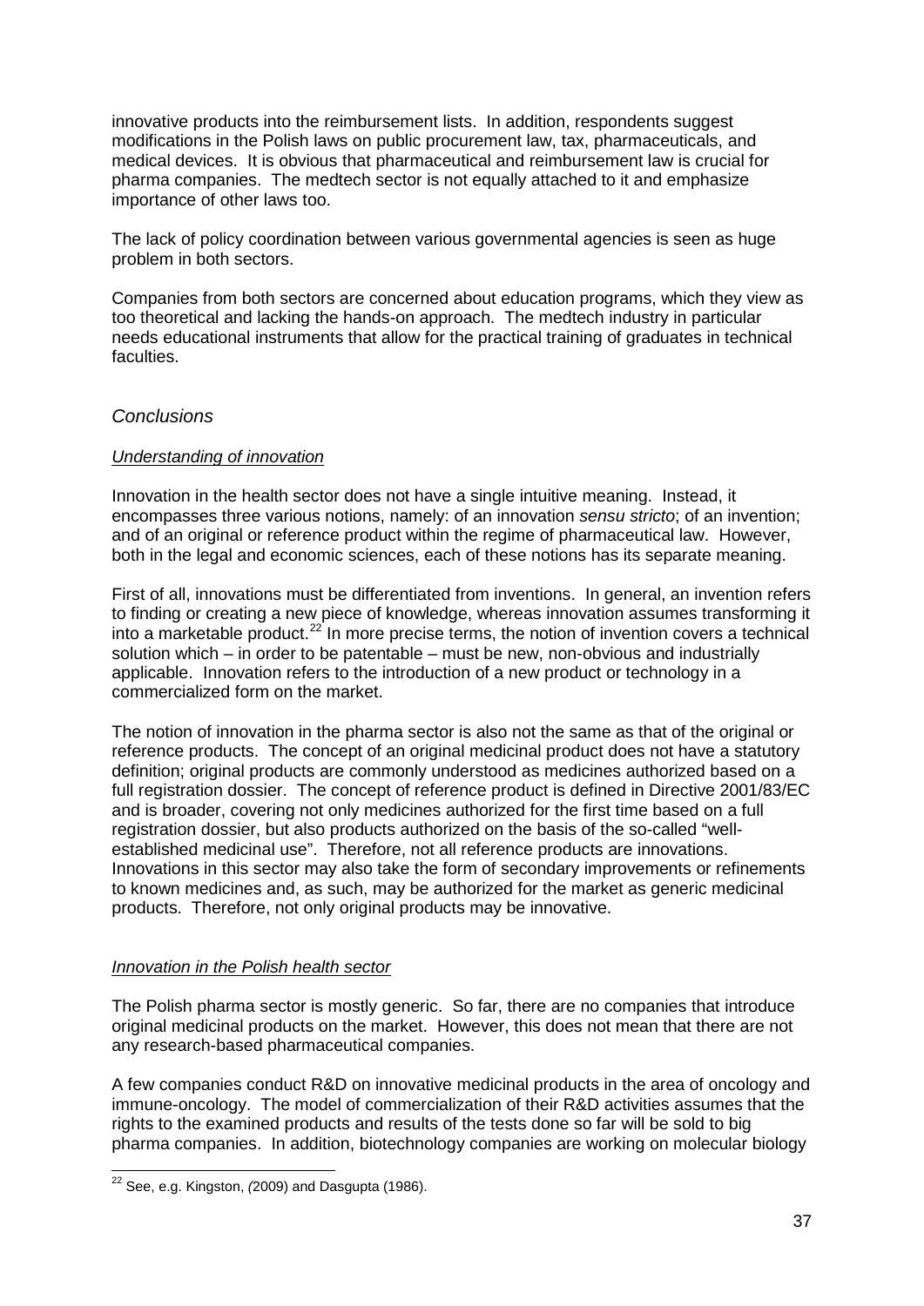innovative products into the reimbursement lists. In addition, respondents suggest modifications in the Polish laws on public procurement law, tax, pharmaceuticals, and medical devices. It is obvious that pharmaceutical and reimbursement law is crucial for pharma companies. The medtech sector is not equally attached to it and emphasize importance of other laws too.

The lack of policy coordination between various governmental agencies is seen as huge problem in both sectors.

Companies from both sectors are concerned about education programs, which they view as too theoretical and lacking the hands-on approach. The medtech industry in particular needs educational instruments that allow for the practical training of graduates in technical faculties.

## *Conclusions*

### Understanding of innovation

Innovation in the health sector does not have a single intuitive meaning. Instead, it encompasses three various notions, namely: of an innovation *sensu stricto*; of an invention; and of an original or reference product within the regime of pharmaceutical law. However, both in the legal and economic sciences, each of these notions has its separate meaning.

First of all, innovations must be differentiated from inventions. In general, an invention refers to finding or creating a new piece of knowledge, whereas innovation assumes transforming it into a marketable product.[22] In more precise terms, the notion of invention covers a technical solution which – in order to be patentable – must be new, non-obvious and industrially applicable. Innovation refers to the introduction of a new product or technology in a commercialized form on the market.

The notion of innovation in the pharma sector is also not the same as that of the original or reference products. The concept of an original medicinal product does not have a statutory definition; original products are commonly understood as medicines authorized based on a full registration dossier. The concept of reference product is defined in Directive 2001/83/EC and is broader, covering not only medicines authorized for the first time based on a full registration dossier, but also products authorized on the basis of the so-called "well-established medicinal use". Therefore, not all reference products are innovations. Innovations in this sector may also take the form of secondary improvements or refinements to known medicines and, as such, may be authorized for the market as generic medicinal products. Therefore, not only original products may be innovative.

### Innovation in the Polish health sector

The Polish pharma sector is mostly generic. So far, there are no companies that introduce original medicinal products on the market. However, this does not mean that there are not any research-based pharmaceutical companies.

A few companies conduct R&D on innovative medicinal products in the area of oncology and immune-oncology. The model of commercialization of their R&D activities assumes that the rights to the examined products and results of the tests done so far will be sold to big pharma companies. In addition, biotechnology companies are working on molecular biology

[22] See, e.g. Kingston, (2009) and Dasgupta (1986).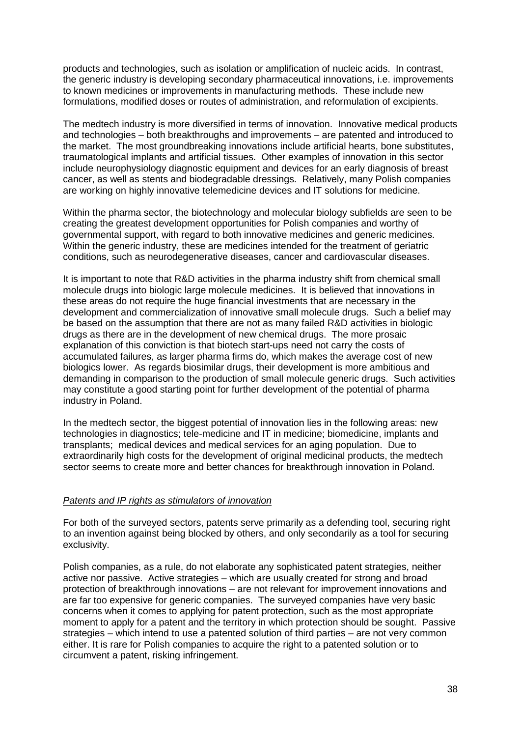products and technologies, such as isolation or amplification of nucleic acids. In contrast, the generic industry is developing secondary pharmaceutical innovations, i.e. improvements to known medicines or improvements in manufacturing methods. These include new formulations, modified doses or routes of administration, and reformulation of excipients.

The medtech industry is more diversified in terms of innovation. Innovative medical products and technologies – both breakthroughs and improvements – are patented and introduced to the market. The most groundbreaking innovations include artificial hearts, bone substitutes, traumatological implants and artificial tissues. Other examples of innovation in this sector include neurophysiology diagnostic equipment and devices for an early diagnosis of breast cancer, as well as stents and biodegradable dressings. Relatively, many Polish companies are working on highly innovative telemedicine devices and IT solutions for medicine.

Within the pharma sector, the biotechnology and molecular biology subfields are seen to be creating the greatest development opportunities for Polish companies and worthy of governmental support, with regard to both innovative medicines and generic medicines. Within the generic industry, these are medicines intended for the treatment of geriatric conditions, such as neurodegenerative diseases, cancer and cardiovascular diseases.

It is important to note that R&D activities in the pharma industry shift from chemical small molecule drugs into biologic large molecule medicines. It is believed that innovations in these areas do not require the huge financial investments that are necessary in the development and commercialization of innovative small molecule drugs. Such a belief may be based on the assumption that there are not as many failed R&D activities in biologic drugs as there are in the development of new chemical drugs. The more prosaic explanation of this conviction is that biotech start-ups need not carry the costs of accumulated failures, as larger pharma firms do, which makes the average cost of new biologics lower. As regards biosimilar drugs, their development is more ambitious and demanding in comparison to the production of small molecule generic drugs. Such activities may constitute a good starting point for further development of the potential of pharma industry in Poland.

In the medtech sector, the biggest potential of innovation lies in the following areas: new technologies in diagnostics; tele-medicine and IT in medicine; biomedicine, implants and transplants; medical devices and medical services for an aging population. Due to extraordinarily high costs for the development of original medicinal products, the medtech sector seems to create more and better chances for breakthrough innovation in Poland.

*Patents and IP rights as stimulators of innovation*

For both of the surveyed sectors, patents serve primarily as a defending tool, securing right to an invention against being blocked by others, and only secondarily as a tool for securing exclusivity.

Polish companies, as a rule, do not elaborate any sophisticated patent strategies, neither active nor passive. Active strategies – which are usually created for strong and broad protection of breakthrough innovations – are not relevant for improvement innovations and are far too expensive for generic companies. The surveyed companies have very basic concerns when it comes to applying for patent protection, such as the most appropriate moment to apply for a patent and the territory in which protection should be sought. Passive strategies – which intend to use a patented solution of third parties – are not very common either. It is rare for Polish companies to acquire the right to a patented solution or to circumvent a patent, risking infringement.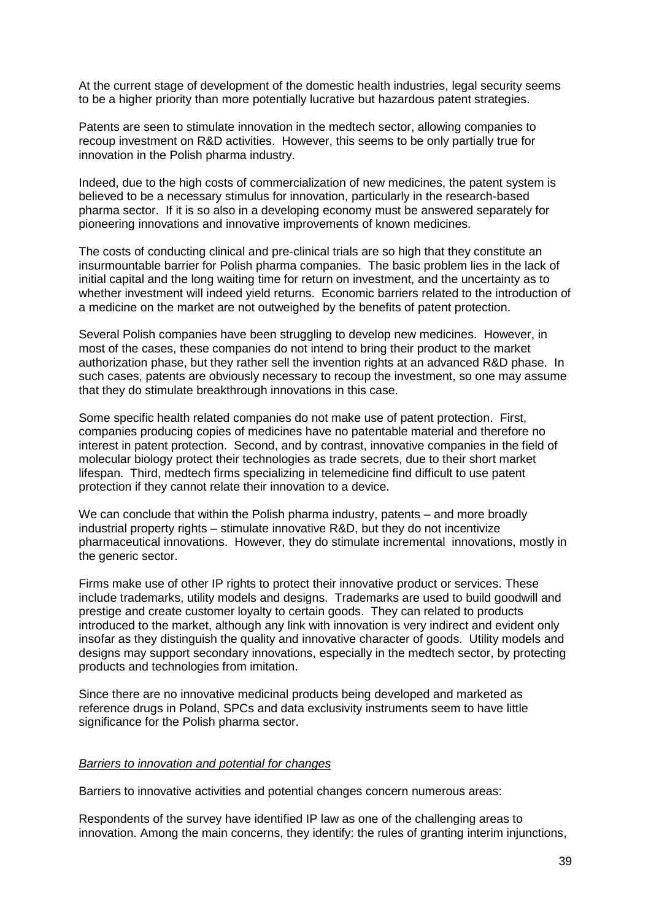At the current stage of development of the domestic health industries, legal security seems to be a higher priority than more potentially lucrative but hazardous patent strategies.

Patents are seen to stimulate innovation in the medtech sector, allowing companies to recoup investment on R&D activities. However, this seems to be only partially true for innovation in the Polish pharma industry.

Indeed, due to the high costs of commercialization of new medicines, the patent system is believed to be a necessary stimulus for innovation, particularly in the research-based pharma sector. If it is so also in a developing economy must be answered separately for pioneering innovations and innovative improvements of known medicines.

The costs of conducting clinical and pre-clinical trials are so high that they constitute an insurmountable barrier for Polish pharma companies. The basic problem lies in the lack of initial capital and the long waiting time for return on investment, and the uncertainty as to whether investment will indeed yield returns. Economic barriers related to the introduction of a medicine on the market are not outweighed by the benefits of patent protection.

Several Polish companies have been struggling to develop new medicines. However, in most of the cases, these companies do not intend to bring their product to the market authorization phase, but they rather sell the invention rights at an advanced R&D phase. In such cases, patents are obviously necessary to recoup the investment, so one may assume that they do stimulate breakthrough innovations in this case.

Some specific health related companies do not make use of patent protection. First, companies producing copies of medicines have no patentable material and therefore no interest in patent protection. Second, and by contrast, innovative companies in the field of molecular biology protect their technologies as trade secrets, due to their short market lifespan. Third, medtech firms specializing in telemedicine find difficult to use patent protection if they cannot relate their innovation to a device.

We can conclude that within the Polish pharma industry, patents – and more broadly industrial property rights – stimulate innovative R&D, but they do not incentivize pharmaceutical innovations. However, they do stimulate incremental innovations, mostly in the generic sector.

Firms make use of other IP rights to protect their innovative product or services. These include trademarks, utility models and designs. Trademarks are used to build goodwill and prestige and create customer loyalty to certain goods. They can related to products introduced to the market, although any link with innovation is very indirect and evident only insofar as they distinguish the quality and innovative character of goods. Utility models and designs may support secondary innovations, especially in the medtech sector, by protecting products and technologies from imitation.

Since there are no innovative medicinal products being developed and marketed as reference drugs in Poland, SPCs and data exclusivity instruments seem to have little significance for the Polish pharma sector.

*Barriers to innovation and potential for changes*

Barriers to innovative activities and potential changes concern numerous areas:

Respondents of the survey have identified IP law as one of the challenging areas to innovation. Among the main concerns, they identify: the rules of granting interim injunctions,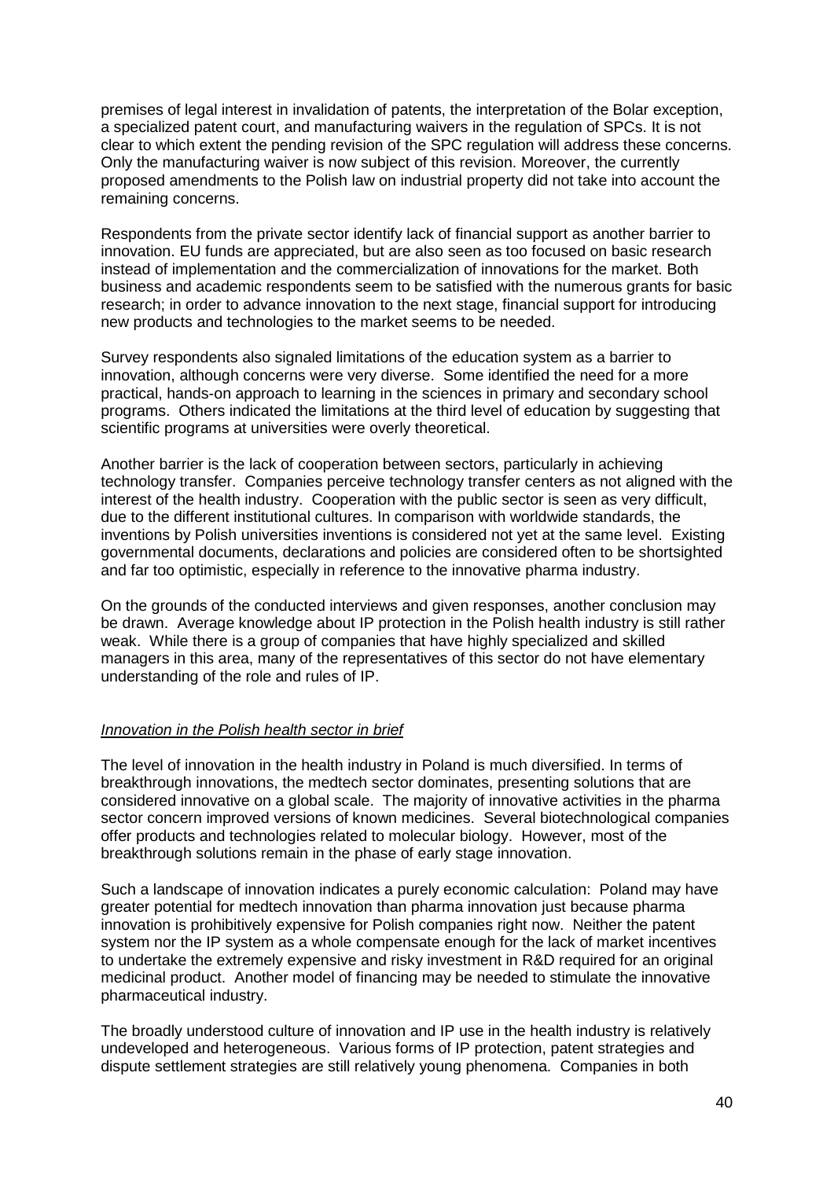premises of legal interest in invalidation of patents, the interpretation of the Bolar exception, a specialized patent court, and manufacturing waivers in the regulation of SPCs. It is not clear to which extent the pending revision of the SPC regulation will address these concerns. Only the manufacturing waiver is now subject of this revision. Moreover, the currently proposed amendments to the Polish law on industrial property did not take into account the remaining concerns.

Respondents from the private sector identify lack of financial support as another barrier to innovation. EU funds are appreciated, but are also seen as too focused on basic research instead of implementation and the commercialization of innovations for the market. Both business and academic respondents seem to be satisfied with the numerous grants for basic research; in order to advance innovation to the next stage, financial support for introducing new products and technologies to the market seems to be needed.

Survey respondents also signaled limitations of the education system as a barrier to innovation, although concerns were very diverse. Some identified the need for a more practical, hands-on approach to learning in the sciences in primary and secondary school programs. Others indicated the limitations at the third level of education by suggesting that scientific programs at universities were overly theoretical.

Another barrier is the lack of cooperation between sectors, particularly in achieving technology transfer. Companies perceive technology transfer centers as not aligned with the interest of the health industry. Cooperation with the public sector is seen as very difficult, due to the different institutional cultures. In comparison with worldwide standards, the inventions by Polish universities inventions is considered not yet at the same level. Existing governmental documents, declarations and policies are considered often to be shortsighted and far too optimistic, especially in reference to the innovative pharma industry.

On the grounds of the conducted interviews and given responses, another conclusion may be drawn. Average knowledge about IP protection in the Polish health industry is still rather weak. While there is a group of companies that have highly specialized and skilled managers in this area, many of the representatives of this sector do not have elementary understanding of the role and rules of IP.

*Innovation in the Polish health sector in brief*

The level of innovation in the health industry in Poland is much diversified. In terms of breakthrough innovations, the medtech sector dominates, presenting solutions that are considered innovative on a global scale. The majority of innovative activities in the pharma sector concern improved versions of known medicines. Several biotechnological companies offer products and technologies related to molecular biology. However, most of the breakthrough solutions remain in the phase of early stage innovation.

Such a landscape of innovation indicates a purely economic calculation: Poland may have greater potential for medtech innovation than pharma innovation just because pharma innovation is prohibitively expensive for Polish companies right now. Neither the patent system nor the IP system as a whole compensate enough for the lack of market incentives to undertake the extremely expensive and risky investment in R&D required for an original medicinal product. Another model of financing may be needed to stimulate the innovative pharmaceutical industry.

The broadly understood culture of innovation and IP use in the health industry is relatively undeveloped and heterogeneous. Various forms of IP protection, patent strategies and dispute settlement strategies are still relatively young phenomena. Companies in both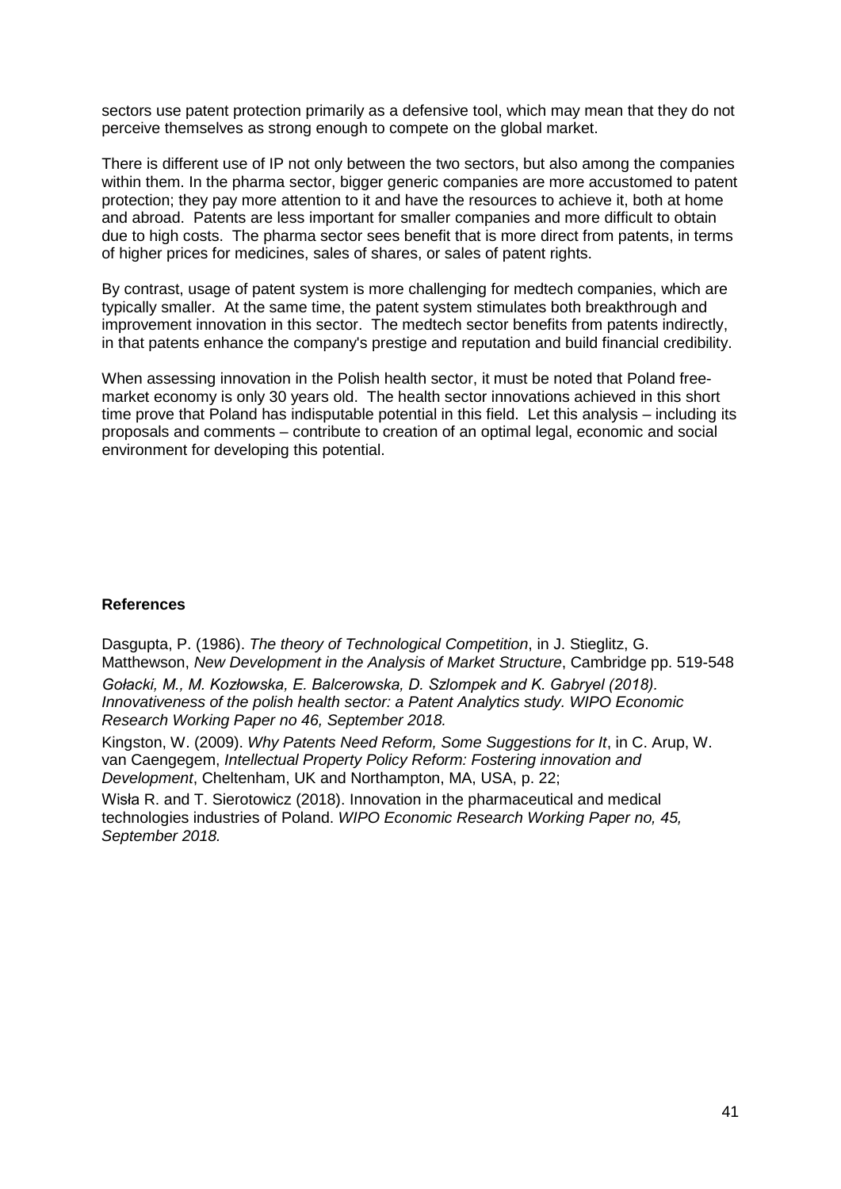sectors use patent protection primarily as a defensive tool, which may mean that they do not perceive themselves as strong enough to compete on the global market.

There is different use of IP not only between the two sectors, but also among the companies within them. In the pharma sector, bigger generic companies are more accustomed to patent protection; they pay more attention to it and have the resources to achieve it, both at home and abroad. Patents are less important for smaller companies and more difficult to obtain due to high costs. The pharma sector sees benefit that is more direct from patents, in terms of higher prices for medicines, sales of shares, or sales of patent rights.

By contrast, usage of patent system is more challenging for medtech companies, which are typically smaller. At the same time, the patent system stimulates both breakthrough and improvement innovation in this sector. The medtech sector benefits from patents indirectly, in that patents enhance the company's prestige and reputation and build financial credibility.

When assessing innovation in the Polish health sector, it must be noted that Poland free-market economy is only 30 years old. The health sector innovations achieved in this short time prove that Poland has indisputable potential in this field. Let this analysis – including its proposals and comments – contribute to creation of an optimal legal, economic and social environment for developing this potential.

**References**

Dasgupta, P. (1986). *The theory of Technological Competition*, in J. Stieglitz, G. Matthewson, *New Development in the Analysis of Market Structure*, Cambridge pp. 519-548

*Gołacki, M., M. Kozłowska, E. Balcerowska, D. Szlompek and K. Gabryel (2018). Innovativeness of the polish health sector: a Patent Analytics study. WIPO Economic Research Working Paper no 46, September 2018.*

Kingston, W. (2009). *Why Patents Need Reform, Some Suggestions for It*, in C. Arup, W. van Caengegem, *Intellectual Property Policy Reform: Fostering innovation and Development*, Cheltenham, UK and Northampton, MA, USA, p. 22;

Wisła R. and T. Sierotowicz (2018). Innovation in the pharmaceutical and medical technologies industries of Poland. *WIPO Economic Research Working Paper no, 45, September 2018.*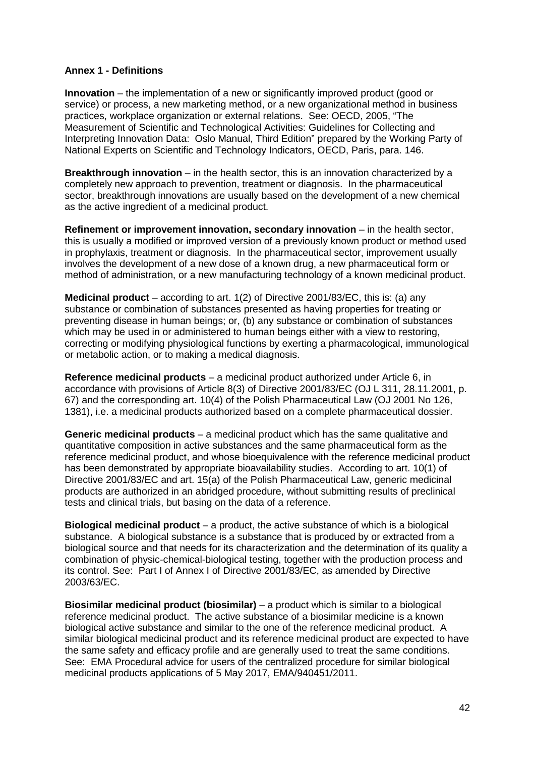**Annex 1 - Definitions**

**Innovation** – the implementation of a new or significantly improved product (good or service) or process, a new marketing method, or a new organizational method in business practices, workplace organization or external relations. See: OECD, 2005, "The Measurement of Scientific and Technological Activities: Guidelines for Collecting and Interpreting Innovation Data: Oslo Manual, Third Edition" prepared by the Working Party of National Experts on Scientific and Technology Indicators, OECD, Paris, para. 146.

**Breakthrough innovation** – in the health sector, this is an innovation characterized by a completely new approach to prevention, treatment or diagnosis. In the pharmaceutical sector, breakthrough innovations are usually based on the development of a new chemical as the active ingredient of a medicinal product.

**Refinement or improvement innovation, secondary innovation** – in the health sector, this is usually a modified or improved version of a previously known product or method used in prophylaxis, treatment or diagnosis. In the pharmaceutical sector, improvement usually involves the development of a new dose of a known drug, a new pharmaceutical form or method of administration, or a new manufacturing technology of a known medicinal product.

**Medicinal product** – according to art. 1(2) of Directive 2001/83/EC, this is: (a) any substance or combination of substances presented as having properties for treating or preventing disease in human beings; or, (b) any substance or combination of substances which may be used in or administered to human beings either with a view to restoring, correcting or modifying physiological functions by exerting a pharmacological, immunological or metabolic action, or to making a medical diagnosis.

**Reference medicinal products** – a medicinal product authorized under Article 6, in accordance with provisions of Article 8(3) of Directive 2001/83/EC (OJ L 311, 28.11.2001, p. 67) and the corresponding art. 10(4) of the Polish Pharmaceutical Law (OJ 2001 No 126, 1381), i.e. a medicinal products authorized based on a complete pharmaceutical dossier.

**Generic medicinal products** – a medicinal product which has the same qualitative and quantitative composition in active substances and the same pharmaceutical form as the reference medicinal product, and whose bioequivalence with the reference medicinal product has been demonstrated by appropriate bioavailability studies. According to art. 10(1) of Directive 2001/83/EC and art. 15(a) of the Polish Pharmaceutical Law, generic medicinal products are authorized in an abridged procedure, without submitting results of preclinical tests and clinical trials, but basing on the data of a reference.

**Biological medicinal product** – a product, the active substance of which is a biological substance. A biological substance is a substance that is produced by or extracted from a biological source and that needs for its characterization and the determination of its quality a combination of physic-chemical-biological testing, together with the production process and its control. See: Part I of Annex I of Directive 2001/83/EC, as amended by Directive 2003/63/EC.

**Biosimilar medicinal product (biosimilar)** – a product which is similar to a biological reference medicinal product. The active substance of a biosimilar medicine is a known biological active substance and similar to the one of the reference medicinal product. A similar biological medicinal product and its reference medicinal product are expected to have the same safety and efficacy profile and are generally used to treat the same conditions. See: EMA Procedural advice for users of the centralized procedure for similar biological medicinal products applications of 5 May 2017, EMA/940451/2011.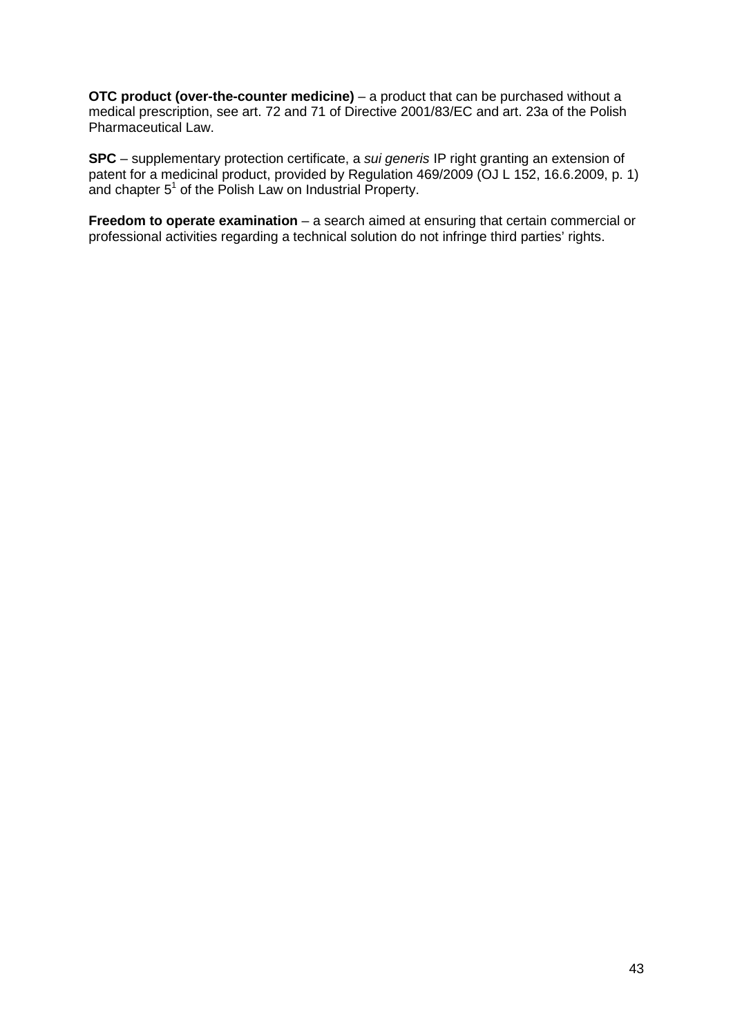**OTC product (over-the-counter medicine)** – a product that can be purchased without a medical prescription, see art. 72 and 71 of Directive 2001/83/EC and art. 23a of the Polish Pharmaceutical Law.

**SPC** – supplementary protection certificate, a *sui generis* IP right granting an extension of patent for a medicinal product, provided by Regulation 469/2009 (OJ L 152, 16.6.2009, p. 1) and chapter $5^1$ of the Polish Law on Industrial Property.

**Freedom to operate examination** – a search aimed at ensuring that certain commercial or professional activities regarding a technical solution do not infringe third parties' rights.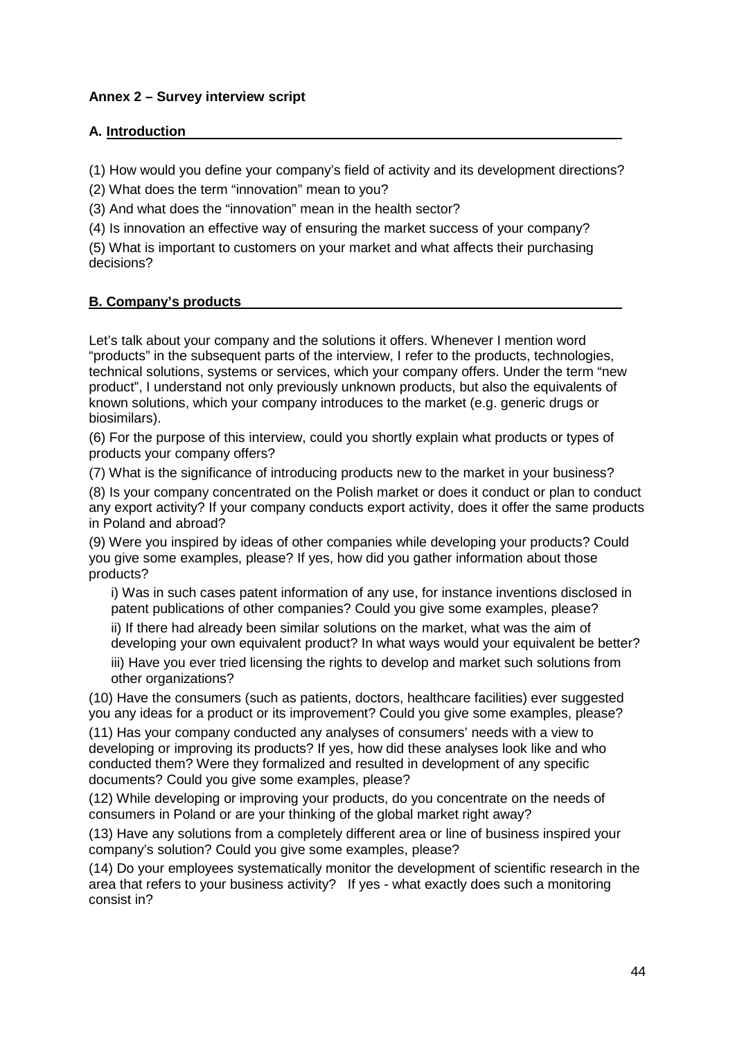**Annex 2 – Survey interview script**

**A. Introduction**

(1) How would you define your company's field of activity and its development directions?

(2) What does the term "innovation" mean to you?

(3) And what does the "innovation" mean in the health sector?

(4) Is innovation an effective way of ensuring the market success of your company?

(5) What is important to customers on your market and what affects their purchasing decisions?

**B. Company's products**

Let's talk about your company and the solutions it offers. Whenever I mention word "products" in the subsequent parts of the interview, I refer to the products, technologies, technical solutions, systems or services, which your company offers. Under the term "new product", I understand not only previously unknown products, but also the equivalents of known solutions, which your company introduces to the market (e.g. generic drugs or biosimilars).

(6) For the purpose of this interview, could you shortly explain what products or types of products your company offers?

(7) What is the significance of introducing products new to the market in your business?

(8) Is your company concentrated on the Polish market or does it conduct or plan to conduct any export activity? If your company conducts export activity, does it offer the same products in Poland and abroad?

(9) Were you inspired by ideas of other companies while developing your products? Could you give some examples, please? If yes, how did you gather information about those products?

> i) Was in such cases patent information of any use, for instance inventions disclosed in patent publications of other companies? Could you give some examples, please?
>
> ii) If there had already been similar solutions on the market, what was the aim of developing your own equivalent product? In what ways would your equivalent be better?
>
> iii) Have you ever tried licensing the rights to develop and market such solutions from other organizations?

(10) Have the consumers (such as patients, doctors, healthcare facilities) ever suggested you any ideas for a product or its improvement? Could you give some examples, please?

(11) Has your company conducted any analyses of consumers' needs with a view to developing or improving its products? If yes, how did these analyses look like and who conducted them? Were they formalized and resulted in development of any specific documents? Could you give some examples, please?

(12) While developing or improving your products, do you concentrate on the needs of consumers in Poland or are your thinking of the global market right away?

(13) Have any solutions from a completely different area or line of business inspired your company's solution? Could you give some examples, please?

(14) Do your employees systematically monitor the development of scientific research in the area that refers to your business activity? If yes - what exactly does such a monitoring consist in?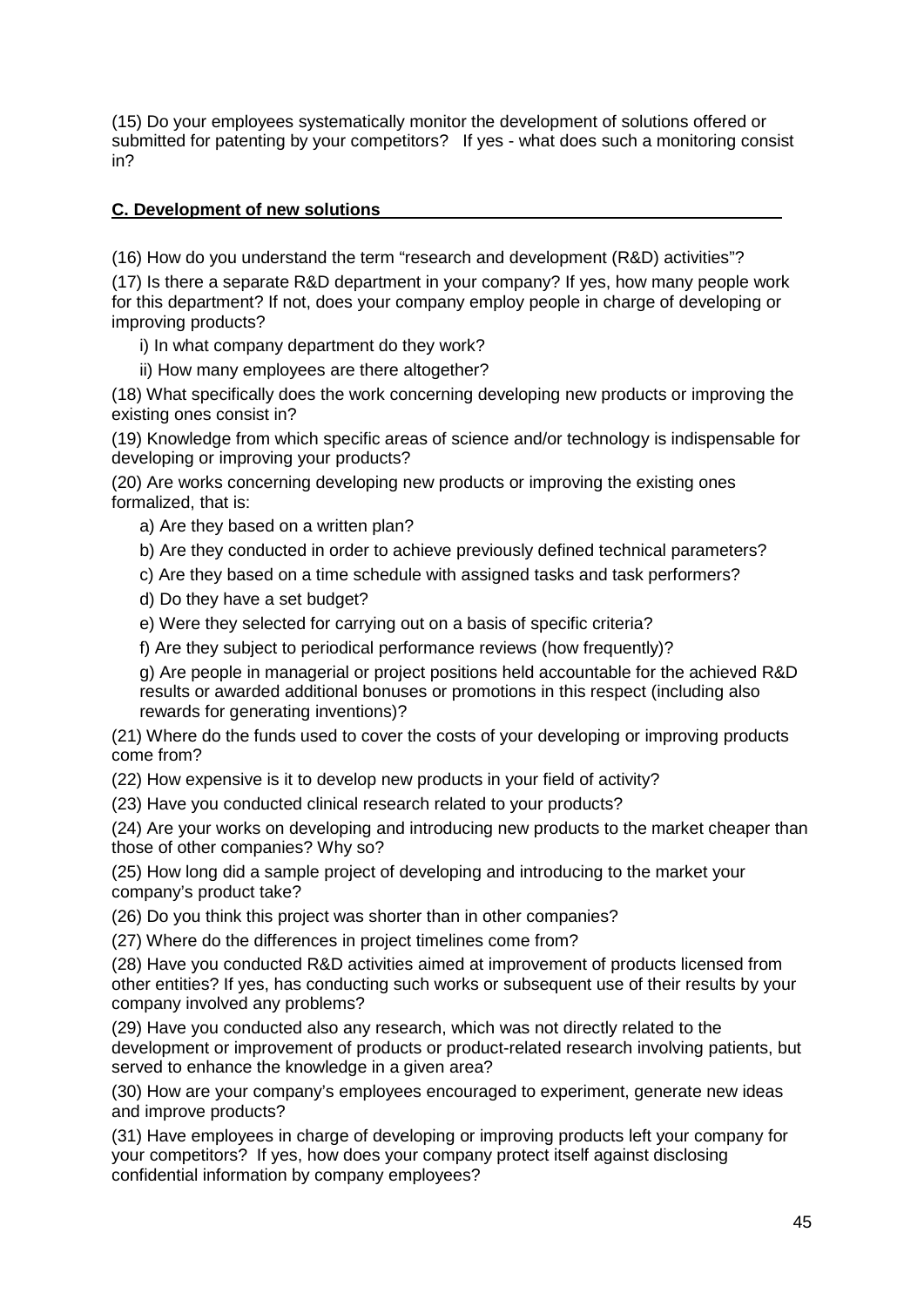(15) Do your employees systematically monitor the development of solutions offered or submitted for patenting by your competitors?  If yes - what does such a monitoring consist in?

**C. Development of new solutions**

(16) How do you understand the term “research and development (R&D) activities”?

(17) Is there a separate R&D department in your company? If yes, how many people work for this department? If not, does your company employ people in charge of developing or improving products?

i) In what company department do they work?

ii) How many employees are there altogether?

(18) What specifically does the work concerning developing new products or improving the existing ones consist in?

(19) Knowledge from which specific areas of science and/or technology is indispensable for developing or improving your products?

(20) Are works concerning developing new products or improving the existing ones formalized, that is:

a) Are they based on a written plan?

b) Are they conducted in order to achieve previously defined technical parameters?

c) Are they based on a time schedule with assigned tasks and task performers?

d) Do they have a set budget?

e) Were they selected for carrying out on a basis of specific criteria?

f) Are they subject to periodical performance reviews (how frequently)?

g) Are people in managerial or project positions held accountable for the achieved R&D results or awarded additional bonuses or promotions in this respect (including also rewards for generating inventions)?

(21) Where do the funds used to cover the costs of your developing or improving products come from?

(22) How expensive is it to develop new products in your field of activity?

(23) Have you conducted clinical research related to your products?

(24) Are your works on developing and introducing new products to the market cheaper than those of other companies? Why so?

(25) How long did a sample project of developing and introducing to the market your company’s product take?

(26) Do you think this project was shorter than in other companies?

(27) Where do the differences in project timelines come from?

(28) Have you conducted R&D activities aimed at improvement of products licensed from other entities? If yes, has conducting such works or subsequent use of their results by your company involved any problems?

(29) Have you conducted also any research, which was not directly related to the development or improvement of products or product-related research involving patients, but served to enhance the knowledge in a given area?

(30) How are your company’s employees encouraged to experiment, generate new ideas and improve products?

(31) Have employees in charge of developing or improving products left your company for your competitors?  If yes, how does your company protect itself against disclosing confidential information by company employees?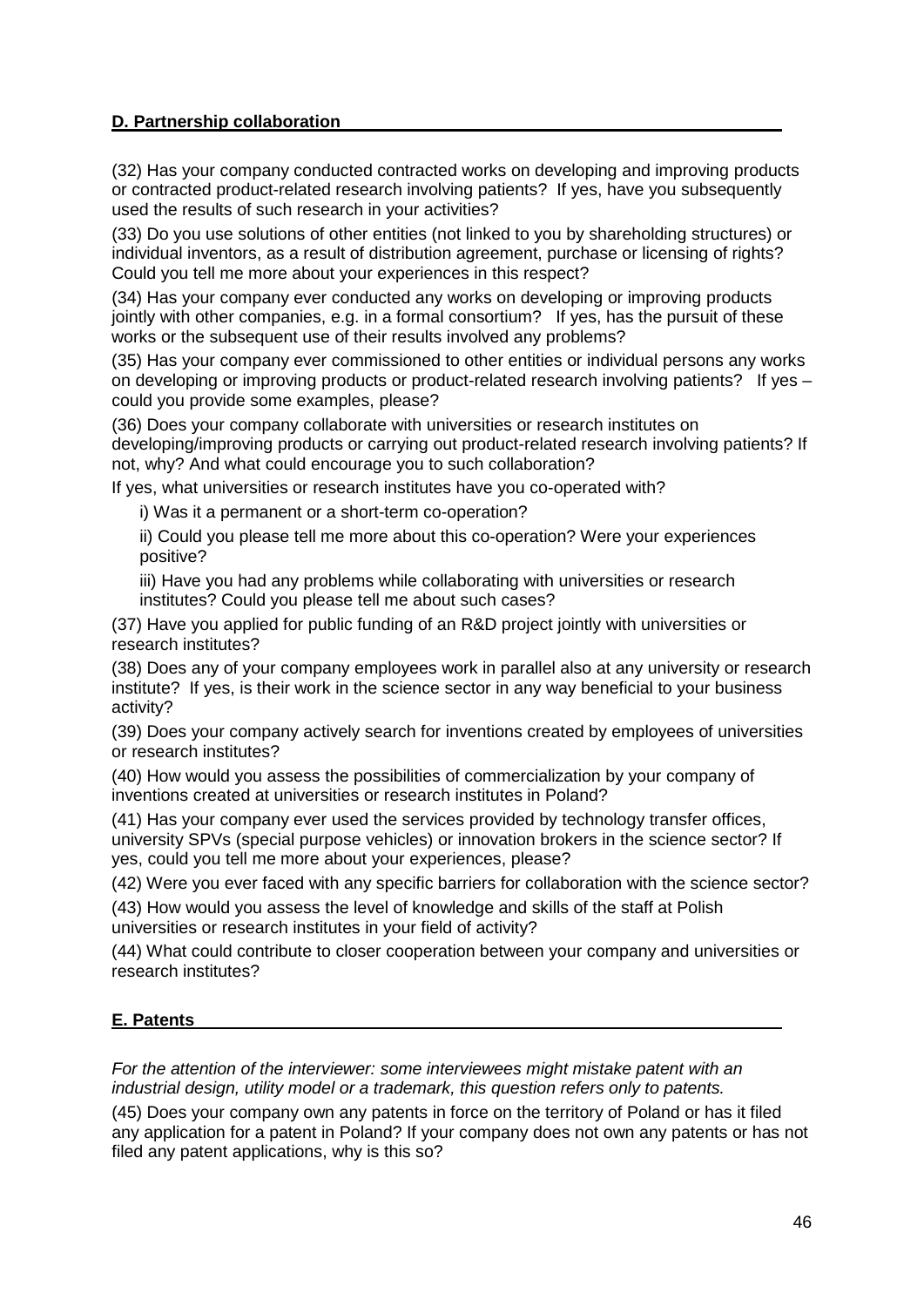## D. Partnership collaboration

(32) Has your company conducted contracted works on developing and improving products or contracted product-related research involving patients? If yes, have you subsequently used the results of such research in your activities?

(33) Do you use solutions of other entities (not linked to you by shareholding structures) or individual inventors, as a result of distribution agreement, purchase or licensing of rights? Could you tell me more about your experiences in this respect?

(34) Has your company ever conducted any works on developing or improving products jointly with other companies, e.g. in a formal consortium? If yes, has the pursuit of these works or the subsequent use of their results involved any problems?

(35) Has your company ever commissioned to other entities or individual persons any works on developing or improving products or product-related research involving patients? If yes – could you provide some examples, please?

(36) Does your company collaborate with universities or research institutes on developing/improving products or carrying out product-related research involving patients? If not, why? And what could encourage you to such collaboration?

If yes, what universities or research institutes have you co-operated with?

i) Was it a permanent or a short-term co-operation?

ii) Could you please tell me more about this co-operation? Were your experiences positive?

iii) Have you had any problems while collaborating with universities or research institutes? Could you please tell me about such cases?

(37) Have you applied for public funding of an R&D project jointly with universities or research institutes?

(38) Does any of your company employees work in parallel also at any university or research institute? If yes, is their work in the science sector in any way beneficial to your business activity?

(39) Does your company actively search for inventions created by employees of universities or research institutes?

(40) How would you assess the possibilities of commercialization by your company of inventions created at universities or research institutes in Poland?

(41) Has your company ever used the services provided by technology transfer offices, university SPVs (special purpose vehicles) or innovation brokers in the science sector? If yes, could you tell me more about your experiences, please?

(42) Were you ever faced with any specific barriers for collaboration with the science sector?

(43) How would you assess the level of knowledge and skills of the staff at Polish universities or research institutes in your field of activity?

(44) What could contribute to closer cooperation between your company and universities or research institutes?

## E. Patents

*For the attention of the interviewer: some interviewees might mistake patent with an industrial design, utility model or a trademark, this question refers only to patents.*

(45) Does your company own any patents in force on the territory of Poland or has it filed any application for a patent in Poland? If your company does not own any patents or has not filed any patent applications, why is this so?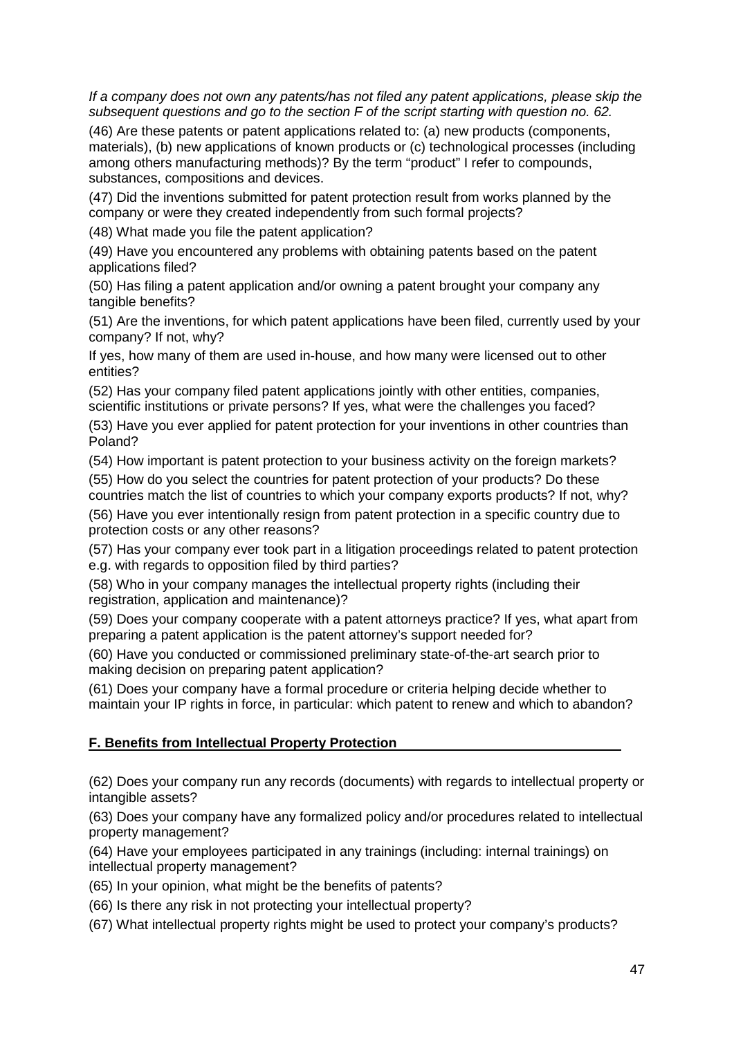*If a company does not own any patents/has not filed any patent applications, please skip the subsequent questions and go to the section F of the script starting with question no. 62.*

(46) Are these patents or patent applications related to: (a) new products (components, materials), (b) new applications of known products or (c) technological processes (including among others manufacturing methods)? By the term "product" I refer to compounds, substances, compositions and devices.

(47) Did the inventions submitted for patent protection result from works planned by the company or were they created independently from such formal projects?

(48) What made you file the patent application?

(49) Have you encountered any problems with obtaining patents based on the patent applications filed?

(50) Has filing a patent application and/or owning a patent brought your company any tangible benefits?

(51) Are the inventions, for which patent applications have been filed, currently used by your company? If not, why?

If yes, how many of them are used in-house, and how many were licensed out to other entities?

(52) Has your company filed patent applications jointly with other entities, companies, scientific institutions or private persons? If yes, what were the challenges you faced?

(53) Have you ever applied for patent protection for your inventions in other countries than Poland?

(54) How important is patent protection to your business activity on the foreign markets?

(55) How do you select the countries for patent protection of your products? Do these countries match the list of countries to which your company exports products? If not, why?

(56) Have you ever intentionally resign from patent protection in a specific country due to protection costs or any other reasons?

(57) Has your company ever took part in a litigation proceedings related to patent protection e.g. with regards to opposition filed by third parties?

(58) Who in your company manages the intellectual property rights (including their registration, application and maintenance)?

(59) Does your company cooperate with a patent attorneys practice? If yes, what apart from preparing a patent application is the patent attorney's support needed for?

(60) Have you conducted or commissioned preliminary state-of-the-art search prior to making decision on preparing patent application?

(61) Does your company have a formal procedure or criteria helping decide whether to maintain your IP rights in force, in particular: which patent to renew and which to abandon?

## F. Benefits from Intellectual Property Protection

(62) Does your company run any records (documents) with regards to intellectual property or intangible assets?

(63) Does your company have any formalized policy and/or procedures related to intellectual property management?

(64) Have your employees participated in any trainings (including: internal trainings) on intellectual property management?

(65) In your opinion, what might be the benefits of patents?

(66) Is there any risk in not protecting your intellectual property?

(67) What intellectual property rights might be used to protect your company's products?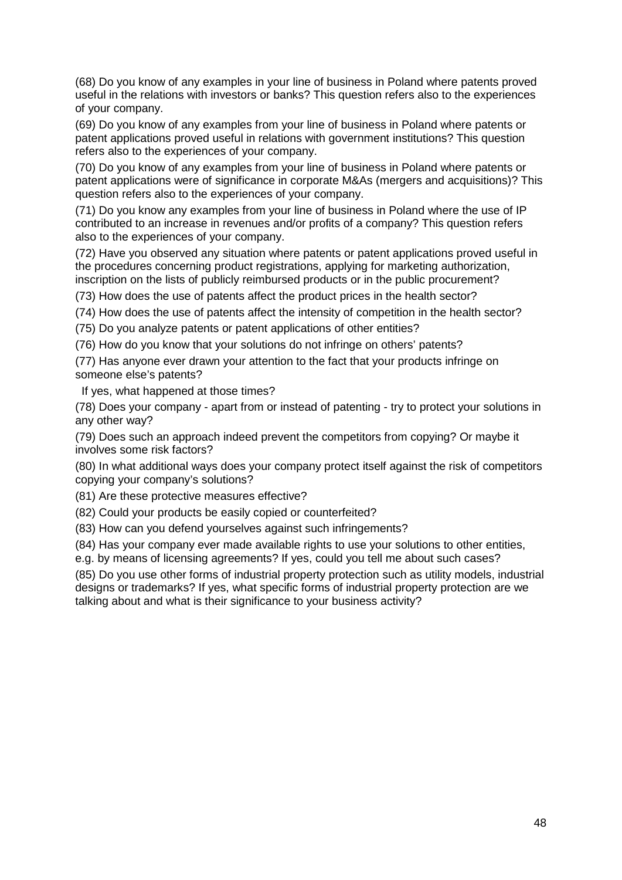(68) Do you know of any examples in your line of business in Poland where patents proved useful in the relations with investors or banks? This question refers also to the experiences of your company.

(69) Do you know of any examples from your line of business in Poland where patents or patent applications proved useful in relations with government institutions? This question refers also to the experiences of your company.

(70) Do you know of any examples from your line of business in Poland where patents or patent applications were of significance in corporate M&As (mergers and acquisitions)? This question refers also to the experiences of your company.

(71) Do you know any examples from your line of business in Poland where the use of IP contributed to an increase in revenues and/or profits of a company? This question refers also to the experiences of your company.

(72) Have you observed any situation where patents or patent applications proved useful in the procedures concerning product registrations, applying for marketing authorization, inscription on the lists of publicly reimbursed products or in the public procurement?

(73) How does the use of patents affect the product prices in the health sector?

(74) How does the use of patents affect the intensity of competition in the health sector?

(75) Do you analyze patents or patent applications of other entities?

(76) How do you know that your solutions do not infringe on others' patents?

(77) Has anyone ever drawn your attention to the fact that your products infringe on someone else's patents?

If yes, what happened at those times?

(78) Does your company - apart from or instead of patenting - try to protect your solutions in any other way?

(79) Does such an approach indeed prevent the competitors from copying? Or maybe it involves some risk factors?

(80) In what additional ways does your company protect itself against the risk of competitors copying your company's solutions?

(81) Are these protective measures effective?

(82) Could your products be easily copied or counterfeited?

(83) How can you defend yourselves against such infringements?

(84) Has your company ever made available rights to use your solutions to other entities, e.g. by means of licensing agreements? If yes, could you tell me about such cases?

(85) Do you use other forms of industrial property protection such as utility models, industrial designs or trademarks? If yes, what specific forms of industrial property protection are we talking about and what is their significance to your business activity?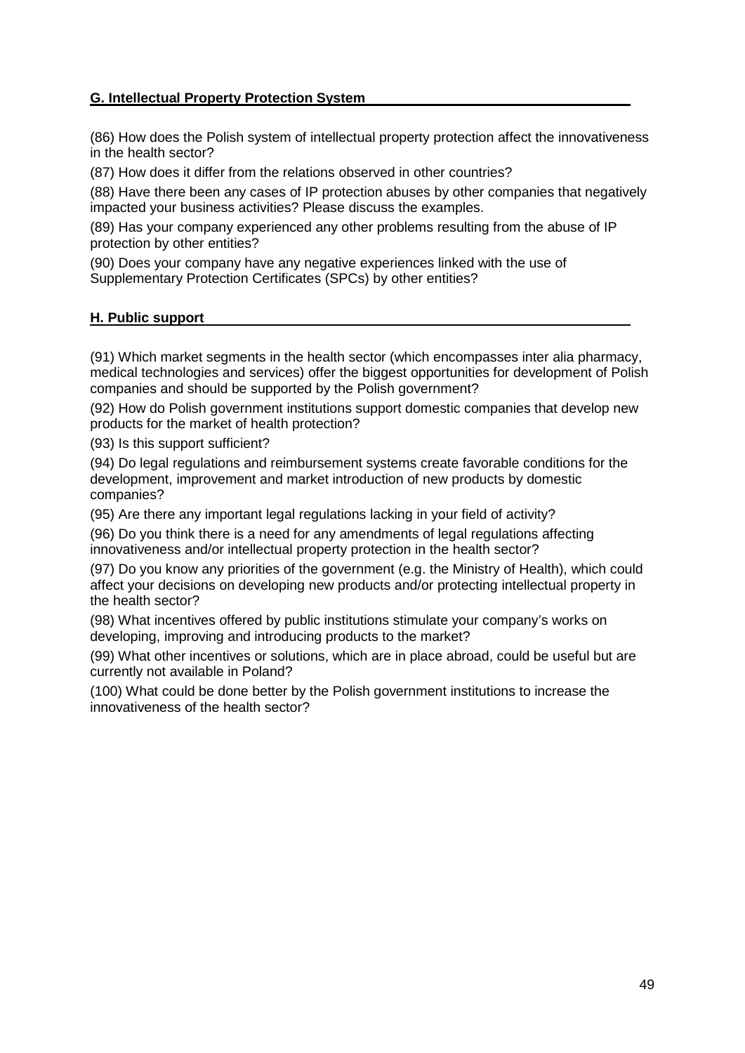**G. Intellectual Property Protection System**

(86) How does the Polish system of intellectual property protection affect the innovativeness in the health sector?

(87) How does it differ from the relations observed in other countries?

(88) Have there been any cases of IP protection abuses by other companies that negatively impacted your business activities? Please discuss the examples.

(89) Has your company experienced any other problems resulting from the abuse of IP protection by other entities?

(90) Does your company have any negative experiences linked with the use of Supplementary Protection Certificates (SPCs) by other entities?

**H. Public support**

(91) Which market segments in the health sector (which encompasses inter alia pharmacy, medical technologies and services) offer the biggest opportunities for development of Polish companies and should be supported by the Polish government?

(92) How do Polish government institutions support domestic companies that develop new products for the market of health protection?

(93) Is this support sufficient?

(94) Do legal regulations and reimbursement systems create favorable conditions for the development, improvement and market introduction of new products by domestic companies?

(95) Are there any important legal regulations lacking in your field of activity?

(96) Do you think there is a need for any amendments of legal regulations affecting innovativeness and/or intellectual property protection in the health sector?

(97) Do you know any priorities of the government (e.g. the Ministry of Health), which could affect your decisions on developing new products and/or protecting intellectual property in the health sector?

(98) What incentives offered by public institutions stimulate your company's works on developing, improving and introducing products to the market?

(99) What other incentives or solutions, which are in place abroad, could be useful but are currently not available in Poland?

(100) What could be done better by the Polish government institutions to increase the innovativeness of the health sector?